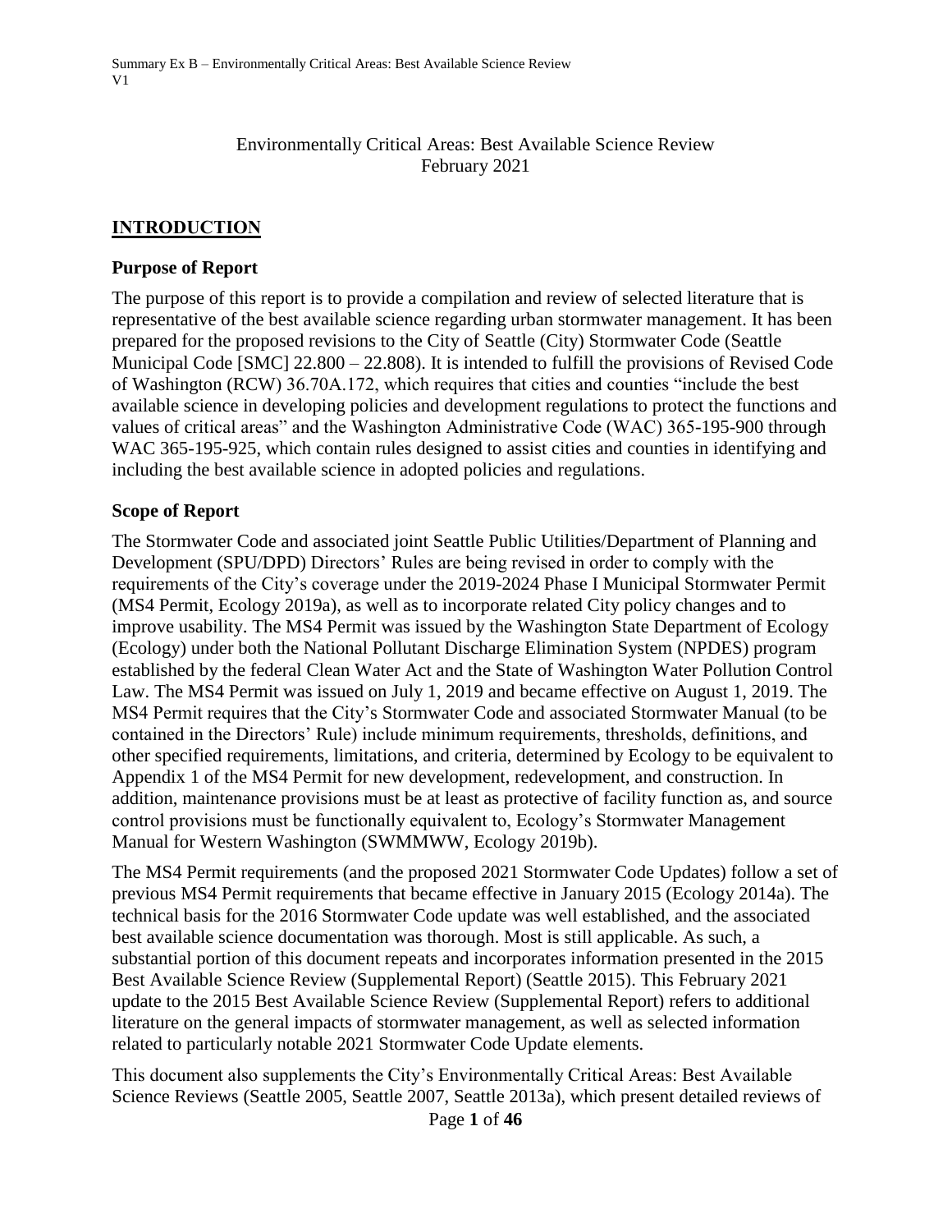# Environmentally Critical Areas: Best Available Science Review
February 2021

## INTRODUCTION

### Purpose of Report

The purpose of this report is to provide a compilation and review of selected literature that is representative of the best available science regarding urban stormwater management. It has been prepared for the proposed revisions to the City of Seattle (City) Stormwater Code (Seattle Municipal Code [SMC] 22.800 – 22.808). It is intended to fulfill the provisions of Revised Code of Washington (RCW) 36.70A.172, which requires that cities and counties "include the best available science in developing policies and development regulations to protect the functions and values of critical areas" and the Washington Administrative Code (WAC) 365-195-900 through WAC 365-195-925, which contain rules designed to assist cities and counties in identifying and including the best available science in adopted policies and regulations.

### Scope of Report

The Stormwater Code and associated joint Seattle Public Utilities/Department of Planning and Development (SPU/DPD) Directors' Rules are being revised in order to comply with the requirements of the City's coverage under the 2019-2024 Phase I Municipal Stormwater Permit (MS4 Permit, Ecology 2019a), as well as to incorporate related City policy changes and to improve usability. The MS4 Permit was issued by the Washington State Department of Ecology (Ecology) under both the National Pollutant Discharge Elimination System (NPDES) program established by the federal Clean Water Act and the State of Washington Water Pollution Control Law. The MS4 Permit was issued on July 1, 2019 and became effective on August 1, 2019. The MS4 Permit requires that the City's Stormwater Code and associated Stormwater Manual (to be contained in the Directors' Rule) include minimum requirements, thresholds, definitions, and other specified requirements, limitations, and criteria, determined by Ecology to be equivalent to Appendix 1 of the MS4 Permit for new development, redevelopment, and construction. In addition, maintenance provisions must be at least as protective of facility function as, and source control provisions must be functionally equivalent to, Ecology's Stormwater Management Manual for Western Washington (SWMMWW, Ecology 2019b).

The MS4 Permit requirements (and the proposed 2021 Stormwater Code Updates) follow a set of previous MS4 Permit requirements that became effective in January 2015 (Ecology 2014a). The technical basis for the 2016 Stormwater Code update was well established, and the associated best available science documentation was thorough. Most is still applicable. As such, a substantial portion of this document repeats and incorporates information presented in the 2015 Best Available Science Review (Supplemental Report) (Seattle 2015). This February 2021 update to the 2015 Best Available Science Review (Supplemental Report) refers to additional literature on the general impacts of stormwater management, as well as selected information related to particularly notable 2021 Stormwater Code Update elements.

This document also supplements the City's Environmentally Critical Areas: Best Available Science Reviews (Seattle 2005, Seattle 2007, Seattle 2013a), which present detailed reviews of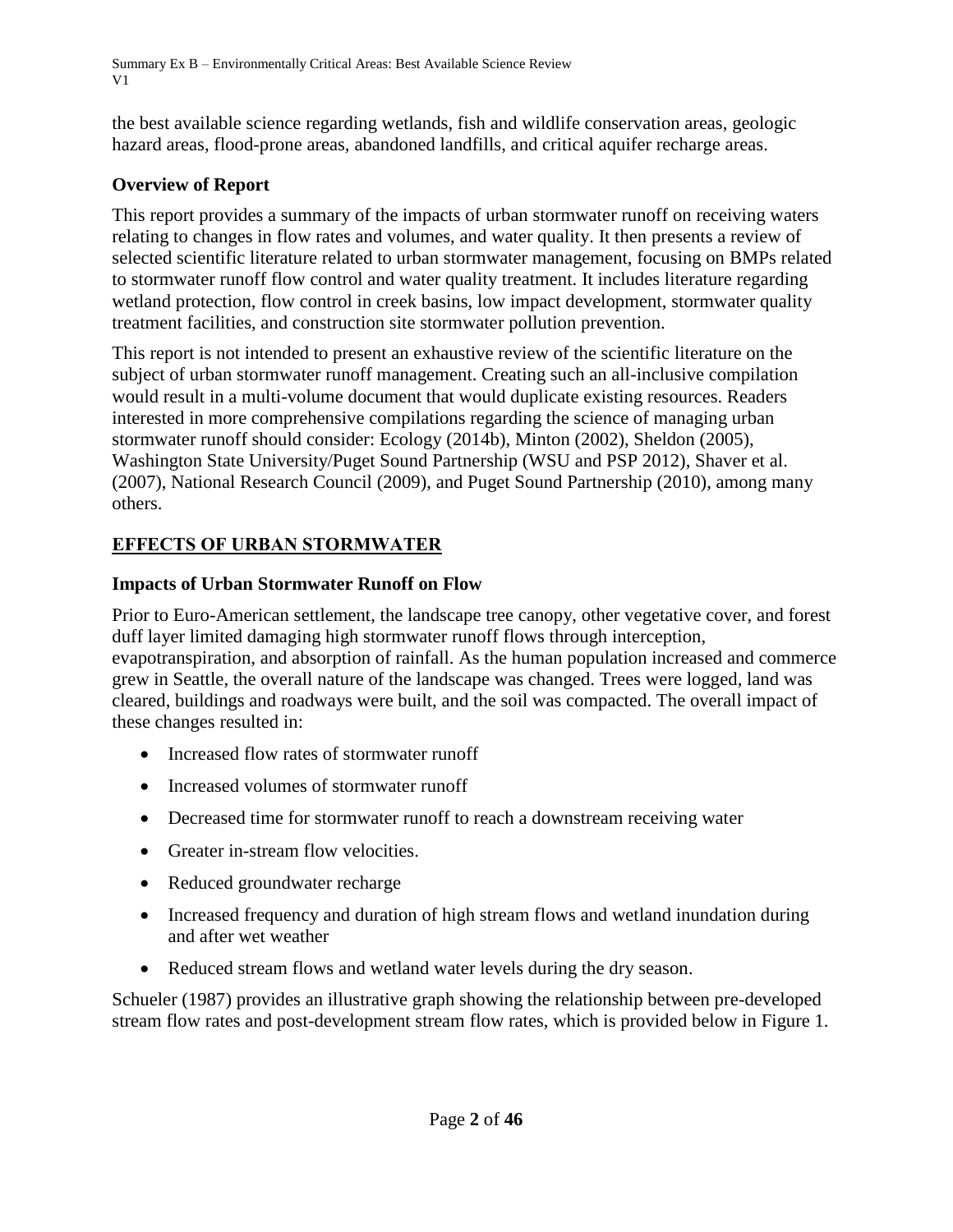the best available science regarding wetlands, fish and wildlife conservation areas, geologic hazard areas, flood-prone areas, abandoned landfills, and critical aquifer recharge areas.

### Overview of Report

This report provides a summary of the impacts of urban stormwater runoff on receiving waters relating to changes in flow rates and volumes, and water quality. It then presents a review of selected scientific literature related to urban stormwater management, focusing on BMPs related to stormwater runoff flow control and water quality treatment. It includes literature regarding wetland protection, flow control in creek basins, low impact development, stormwater quality treatment facilities, and construction site stormwater pollution prevention.

This report is not intended to present an exhaustive review of the scientific literature on the subject of urban stormwater runoff management. Creating such an all-inclusive compilation would result in a multi-volume document that would duplicate existing resources. Readers interested in more comprehensive compilations regarding the science of managing urban stormwater runoff should consider: Ecology (2014b), Minton (2002), Sheldon (2005), Washington State University/Puget Sound Partnership (WSU and PSP 2012), Shaver et al. (2007), National Research Council (2009), and Puget Sound Partnership (2010), among many others.

## EFFECTS OF URBAN STORMWATER

### Impacts of Urban Stormwater Runoff on Flow

Prior to Euro-American settlement, the landscape tree canopy, other vegetative cover, and forest duff layer limited damaging high stormwater runoff flows through interception, evapotranspiration, and absorption of rainfall. As the human population increased and commerce grew in Seattle, the overall nature of the landscape was changed. Trees were logged, land was cleared, buildings and roadways were built, and the soil was compacted. The overall impact of these changes resulted in:

- Increased flow rates of stormwater runoff
- Increased volumes of stormwater runoff
- Decreased time for stormwater runoff to reach a downstream receiving water
- Greater in-stream flow velocities.
- Reduced groundwater recharge
- Increased frequency and duration of high stream flows and wetland inundation during and after wet weather
- Reduced stream flows and wetland water levels during the dry season.

Schueler (1987) provides an illustrative graph showing the relationship between pre-developed stream flow rates and post-development stream flow rates, which is provided below in Figure 1.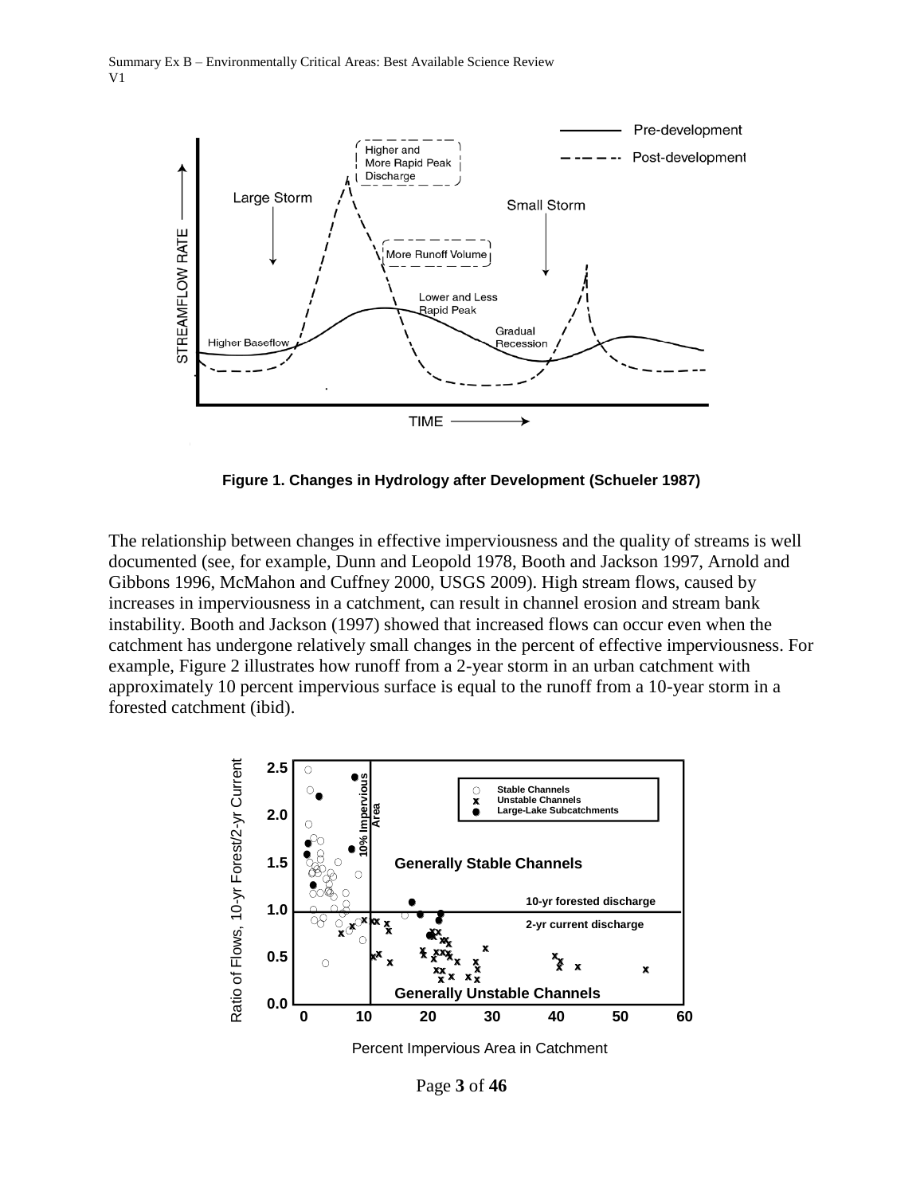**Figure 1. Changes in Hydrology after Development (Schueler 1987)**

The relationship between changes in effective imperviousness and the quality of streams is well documented (see, for example, Dunn and Leopold 1978, Booth and Jackson 1997, Arnold and Gibbons 1996, McMahon and Cuffney 2000, USGS 2009). High stream flows, caused by increases in imperviousness in a catchment, can result in channel erosion and stream bank instability. Booth and Jackson (1997) showed that increased flows can occur even when the catchment has undergone relatively small changes in the percent of effective imperviousness. For example, Figure 2 illustrates how runoff from a 2-year storm in an urban catchment with approximately 10 percent impervious surface is equal to the runoff from a 10-year storm in a forested catchment (ibid).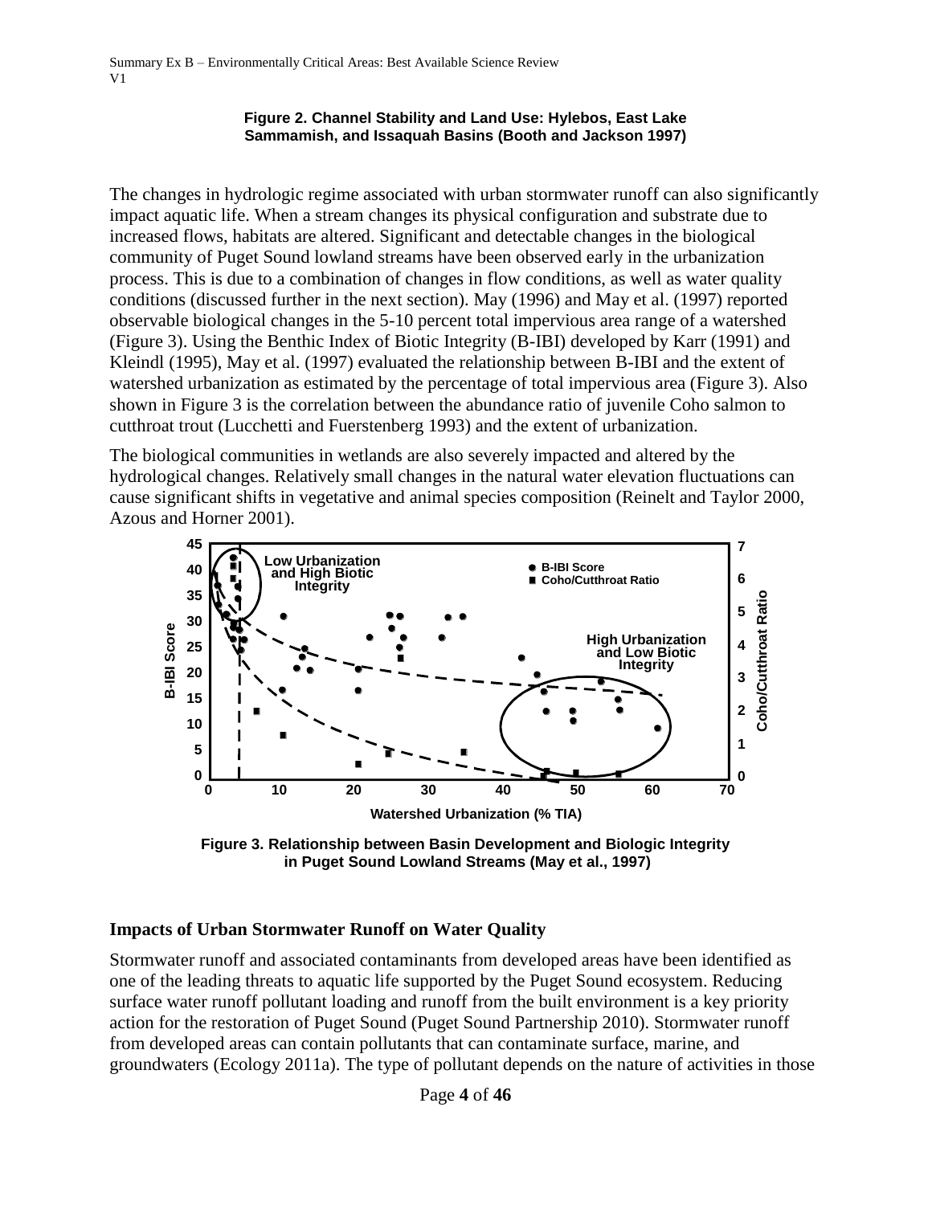**Figure 2. Channel Stability and Land Use: Hylebos, East Lake Sammamish, and Issaquah Basins (Booth and Jackson 1997)**

The changes in hydrologic regime associated with urban stormwater runoff can also significantly impact aquatic life. When a stream changes its physical configuration and substrate due to increased flows, habitats are altered. Significant and detectable changes in the biological community of Puget Sound lowland streams have been observed early in the urbanization process. This is due to a combination of changes in flow conditions, as well as water quality conditions (discussed further in the next section). May (1996) and May et al. (1997) reported observable biological changes in the 5-10 percent total impervious area range of a watershed (Figure 3). Using the Benthic Index of Biotic Integrity (B-IBI) developed by Karr (1991) and Kleindl (1995), May et al. (1997) evaluated the relationship between B-IBI and the extent of watershed urbanization as estimated by the percentage of total impervious area (Figure 3). Also shown in Figure 3 is the correlation between the abundance ratio of juvenile Coho salmon to cutthroat trout (Lucchetti and Fuerstenberg 1993) and the extent of urbanization.

The biological communities in wetlands are also severely impacted and altered by the hydrological changes. Relatively small changes in the natural water elevation fluctuations can cause significant shifts in vegetative and animal species composition (Reinelt and Taylor 2000, Azous and Horner 2001).

**Figure 3. Relationship between Basin Development and Biologic Integrity in Puget Sound Lowland Streams (May et al., 1997)**

## Impacts of Urban Stormwater Runoff on Water Quality

Stormwater runoff and associated contaminants from developed areas have been identified as one of the leading threats to aquatic life supported by the Puget Sound ecosystem. Reducing surface water runoff pollutant loading and runoff from the built environment is a key priority action for the restoration of Puget Sound (Puget Sound Partnership 2010). Stormwater runoff from developed areas can contain pollutants that can contaminate surface, marine, and groundwaters (Ecology 2011a). The type of pollutant depends on the nature of activities in those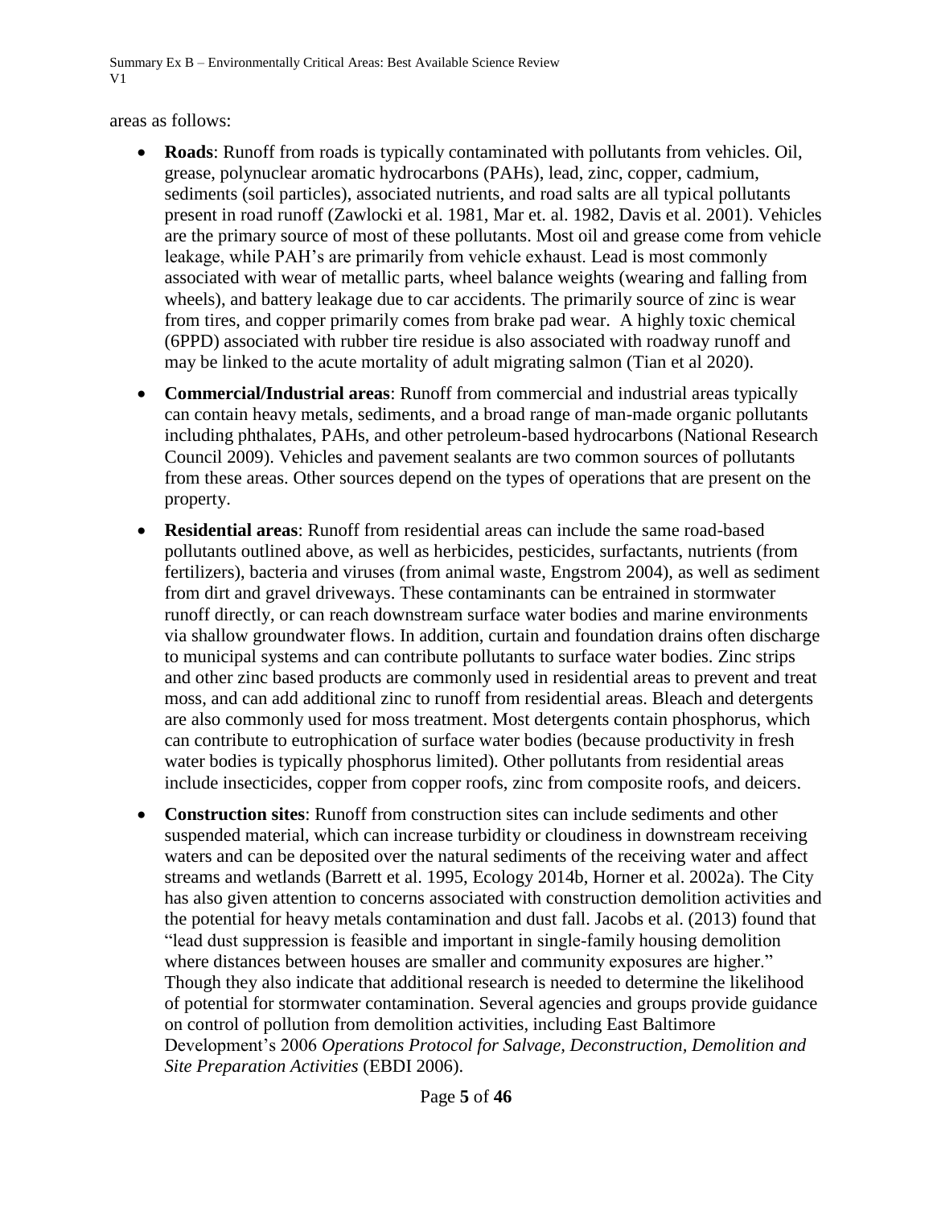areas as follows:

- **Roads**: Runoff from roads is typically contaminated with pollutants from vehicles. Oil, grease, polynuclear aromatic hydrocarbons (PAHs), lead, zinc, copper, cadmium, sediments (soil particles), associated nutrients, and road salts are all typical pollutants present in road runoff (Zawlocki et al. 1981, Mar et. al. 1982, Davis et al. 2001). Vehicles are the primary source of most of these pollutants. Most oil and grease come from vehicle leakage, while PAH's are primarily from vehicle exhaust. Lead is most commonly associated with wear of metallic parts, wheel balance weights (wearing and falling from wheels), and battery leakage due to car accidents. The primarily source of zinc is wear from tires, and copper primarily comes from brake pad wear. A highly toxic chemical (6PPD) associated with rubber tire residue is also associated with roadway runoff and may be linked to the acute mortality of adult migrating salmon (Tian et al 2020).
- **Commercial/Industrial areas**: Runoff from commercial and industrial areas typically can contain heavy metals, sediments, and a broad range of man-made organic pollutants including phthalates, PAHs, and other petroleum-based hydrocarbons (National Research Council 2009). Vehicles and pavement sealants are two common sources of pollutants from these areas. Other sources depend on the types of operations that are present on the property.
- **Residential areas**: Runoff from residential areas can include the same road-based pollutants outlined above, as well as herbicides, pesticides, surfactants, nutrients (from fertilizers), bacteria and viruses (from animal waste, Engstrom 2004), as well as sediment from dirt and gravel driveways. These contaminants can be entrained in stormwater runoff directly, or can reach downstream surface water bodies and marine environments via shallow groundwater flows. In addition, curtain and foundation drains often discharge to municipal systems and can contribute pollutants to surface water bodies. Zinc strips and other zinc based products are commonly used in residential areas to prevent and treat moss, and can add additional zinc to runoff from residential areas. Bleach and detergents are also commonly used for moss treatment. Most detergents contain phosphorus, which can contribute to eutrophication of surface water bodies (because productivity in fresh water bodies is typically phosphorus limited). Other pollutants from residential areas include insecticides, copper from copper roofs, zinc from composite roofs, and deicers.
- **Construction sites**: Runoff from construction sites can include sediments and other suspended material, which can increase turbidity or cloudiness in downstream receiving waters and can be deposited over the natural sediments of the receiving water and affect streams and wetlands (Barrett et al. 1995, Ecology 2014b, Horner et al. 2002a). The City has also given attention to concerns associated with construction demolition activities and the potential for heavy metals contamination and dust fall. Jacobs et al. (2013) found that "lead dust suppression is feasible and important in single-family housing demolition where distances between houses are smaller and community exposures are higher." Though they also indicate that additional research is needed to determine the likelihood of potential for stormwater contamination. Several agencies and groups provide guidance on control of pollution from demolition activities, including East Baltimore Development's 2006 *Operations Protocol for Salvage, Deconstruction, Demolition and Site Preparation Activities* (EBDI 2006).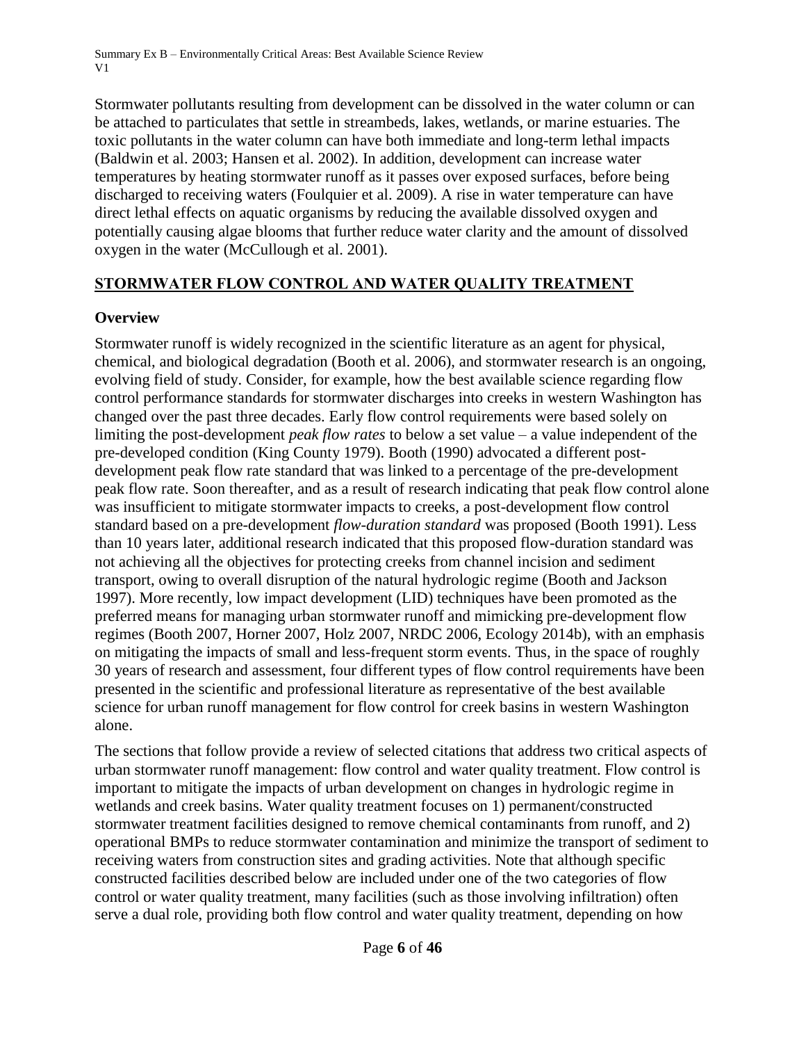Stormwater pollutants resulting from development can be dissolved in the water column or can be attached to particulates that settle in streambeds, lakes, wetlands, or marine estuaries. The toxic pollutants in the water column can have both immediate and long-term lethal impacts (Baldwin et al. 2003; Hansen et al. 2002). In addition, development can increase water temperatures by heating stormwater runoff as it passes over exposed surfaces, before being discharged to receiving waters (Foulquier et al. 2009). A rise in water temperature can have direct lethal effects on aquatic organisms by reducing the available dissolved oxygen and potentially causing algae blooms that further reduce water clarity and the amount of dissolved oxygen in the water (McCullough et al. 2001).

## STORMWATER FLOW CONTROL AND WATER QUALITY TREATMENT

### Overview

Stormwater runoff is widely recognized in the scientific literature as an agent for physical, chemical, and biological degradation (Booth et al. 2006), and stormwater research is an ongoing, evolving field of study. Consider, for example, how the best available science regarding flow control performance standards for stormwater discharges into creeks in western Washington has changed over the past three decades. Early flow control requirements were based solely on limiting the post-development *peak flow rates* to below a set value – a value independent of the pre-developed condition (King County 1979). Booth (1990) advocated a different post-development peak flow rate standard that was linked to a percentage of the pre-development peak flow rate. Soon thereafter, and as a result of research indicating that peak flow control alone was insufficient to mitigate stormwater impacts to creeks, a post-development flow control standard based on a pre-development *flow-duration standard* was proposed (Booth 1991). Less than 10 years later, additional research indicated that this proposed flow-duration standard was not achieving all the objectives for protecting creeks from channel incision and sediment transport, owing to overall disruption of the natural hydrologic regime (Booth and Jackson 1997). More recently, low impact development (LID) techniques have been promoted as the preferred means for managing urban stormwater runoff and mimicking pre-development flow regimes (Booth 2007, Horner 2007, Holz 2007, NRDC 2006, Ecology 2014b), with an emphasis on mitigating the impacts of small and less-frequent storm events. Thus, in the space of roughly 30 years of research and assessment, four different types of flow control requirements have been presented in the scientific and professional literature as representative of the best available science for urban runoff management for flow control for creek basins in western Washington alone.

The sections that follow provide a review of selected citations that address two critical aspects of urban stormwater runoff management: flow control and water quality treatment. Flow control is important to mitigate the impacts of urban development on changes in hydrologic regime in wetlands and creek basins. Water quality treatment focuses on 1) permanent/constructed stormwater treatment facilities designed to remove chemical contaminants from runoff, and 2) operational BMPs to reduce stormwater contamination and minimize the transport of sediment to receiving waters from construction sites and grading activities. Note that although specific constructed facilities described below are included under one of the two categories of flow control or water quality treatment, many facilities (such as those involving infiltration) often serve a dual role, providing both flow control and water quality treatment, depending on how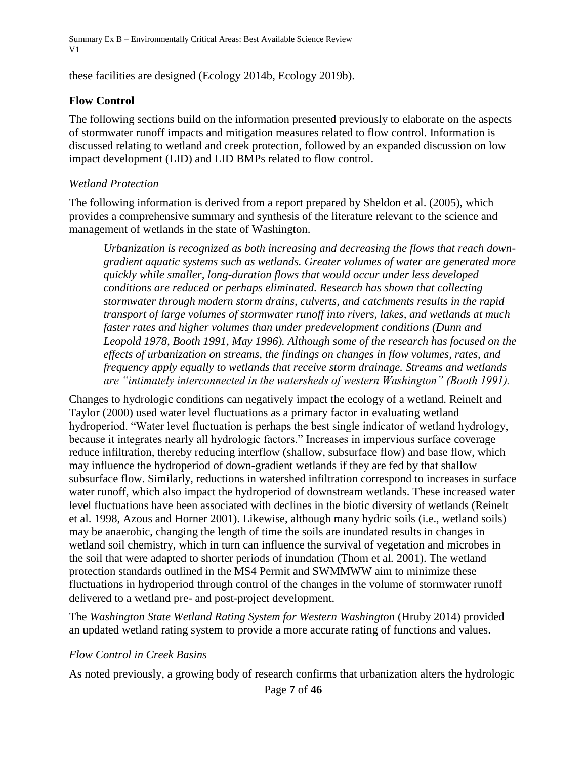these facilities are designed (Ecology 2014b, Ecology 2019b).

## Flow Control

The following sections build on the information presented previously to elaborate on the aspects of stormwater runoff impacts and mitigation measures related to flow control. Information is discussed relating to wetland and creek protection, followed by an expanded discussion on low impact development (LID) and LID BMPs related to flow control.

### *Wetland Protection*

The following information is derived from a report prepared by Sheldon et al. (2005), which provides a comprehensive summary and synthesis of the literature relevant to the science and management of wetlands in the state of Washington.

> *Urbanization is recognized as both increasing and decreasing the flows that reach down-gradient aquatic systems such as wetlands. Greater volumes of water are generated more quickly while smaller, long-duration flows that would occur under less developed conditions are reduced or perhaps eliminated. Research has shown that collecting stormwater through modern storm drains, culverts, and catchments results in the rapid transport of large volumes of stormwater runoff into rivers, lakes, and wetlands at much faster rates and higher volumes than under predevelopment conditions (Dunn and Leopold 1978, Booth 1991, May 1996). Although some of the research has focused on the effects of urbanization on streams, the findings on changes in flow volumes, rates, and frequency apply equally to wetlands that receive storm drainage. Streams and wetlands are "intimately interconnected in the watersheds of western Washington" (Booth 1991).*

Changes to hydrologic conditions can negatively impact the ecology of a wetland. Reinelt and Taylor (2000) used water level fluctuations as a primary factor in evaluating wetland hydroperiod. "Water level fluctuation is perhaps the best single indicator of wetland hydrology, because it integrates nearly all hydrologic factors." Increases in impervious surface coverage reduce infiltration, thereby reducing interflow (shallow, subsurface flow) and base flow, which may influence the hydroperiod of down-gradient wetlands if they are fed by that shallow subsurface flow. Similarly, reductions in watershed infiltration correspond to increases in surface water runoff, which also impact the hydroperiod of downstream wetlands. These increased water level fluctuations have been associated with declines in the biotic diversity of wetlands (Reinelt et al. 1998, Azous and Horner 2001). Likewise, although many hydric soils (i.e., wetland soils) may be anaerobic, changing the length of time the soils are inundated results in changes in wetland soil chemistry, which in turn can influence the survival of vegetation and microbes in the soil that were adapted to shorter periods of inundation (Thom et al. 2001). The wetland protection standards outlined in the MS4 Permit and SWMMWW aim to minimize these fluctuations in hydroperiod through control of the changes in the volume of stormwater runoff delivered to a wetland pre- and post-project development.

The *Washington State Wetland Rating System for Western Washington* (Hruby 2014) provided an updated wetland rating system to provide a more accurate rating of functions and values.

### *Flow Control in Creek Basins*

As noted previously, a growing body of research confirms that urbanization alters the hydrologic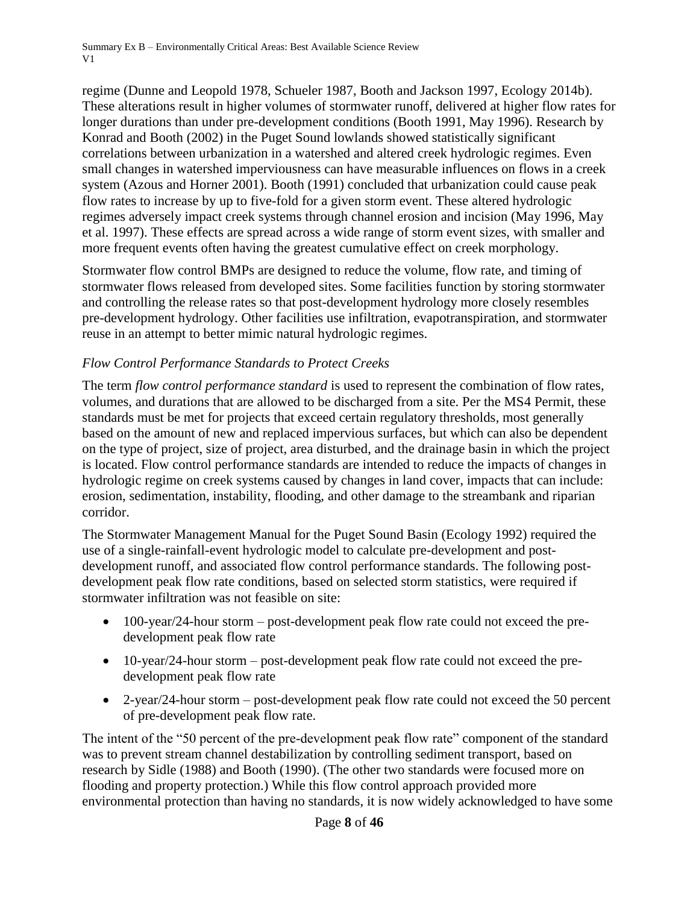regime (Dunne and Leopold 1978, Schueler 1987, Booth and Jackson 1997, Ecology 2014b). These alterations result in higher volumes of stormwater runoff, delivered at higher flow rates for longer durations than under pre-development conditions (Booth 1991, May 1996). Research by Konrad and Booth (2002) in the Puget Sound lowlands showed statistically significant correlations between urbanization in a watershed and altered creek hydrologic regimes. Even small changes in watershed imperviousness can have measurable influences on flows in a creek system (Azous and Horner 2001). Booth (1991) concluded that urbanization could cause peak flow rates to increase by up to five-fold for a given storm event. These altered hydrologic regimes adversely impact creek systems through channel erosion and incision (May 1996, May et al. 1997). These effects are spread across a wide range of storm event sizes, with smaller and more frequent events often having the greatest cumulative effect on creek morphology.

Stormwater flow control BMPs are designed to reduce the volume, flow rate, and timing of stormwater flows released from developed sites. Some facilities function by storing stormwater and controlling the release rates so that post-development hydrology more closely resembles pre-development hydrology. Other facilities use infiltration, evapotranspiration, and stormwater reuse in an attempt to better mimic natural hydrologic regimes.

### *Flow Control Performance Standards to Protect Creeks*

The term *flow control performance standard* is used to represent the combination of flow rates, volumes, and durations that are allowed to be discharged from a site. Per the MS4 Permit, these standards must be met for projects that exceed certain regulatory thresholds, most generally based on the amount of new and replaced impervious surfaces, but which can also be dependent on the type of project, size of project, area disturbed, and the drainage basin in which the project is located. Flow control performance standards are intended to reduce the impacts of changes in hydrologic regime on creek systems caused by changes in land cover, impacts that can include: erosion, sedimentation, instability, flooding, and other damage to the streambank and riparian corridor.

The Stormwater Management Manual for the Puget Sound Basin (Ecology 1992) required the use of a single-rainfall-event hydrologic model to calculate pre-development and post-development runoff, and associated flow control performance standards. The following post-development peak flow rate conditions, based on selected storm statistics, were required if stormwater infiltration was not feasible on site:

- 100-year/24-hour storm – post-development peak flow rate could not exceed the pre-development peak flow rate
- 10-year/24-hour storm – post-development peak flow rate could not exceed the pre-development peak flow rate
- 2-year/24-hour storm – post-development peak flow rate could not exceed the 50 percent of pre-development peak flow rate.

The intent of the "50 percent of the pre-development peak flow rate" component of the standard was to prevent stream channel destabilization by controlling sediment transport, based on research by Sidle (1988) and Booth (1990). (The other two standards were focused more on flooding and property protection.) While this flow control approach provided more environmental protection than having no standards, it is now widely acknowledged to have some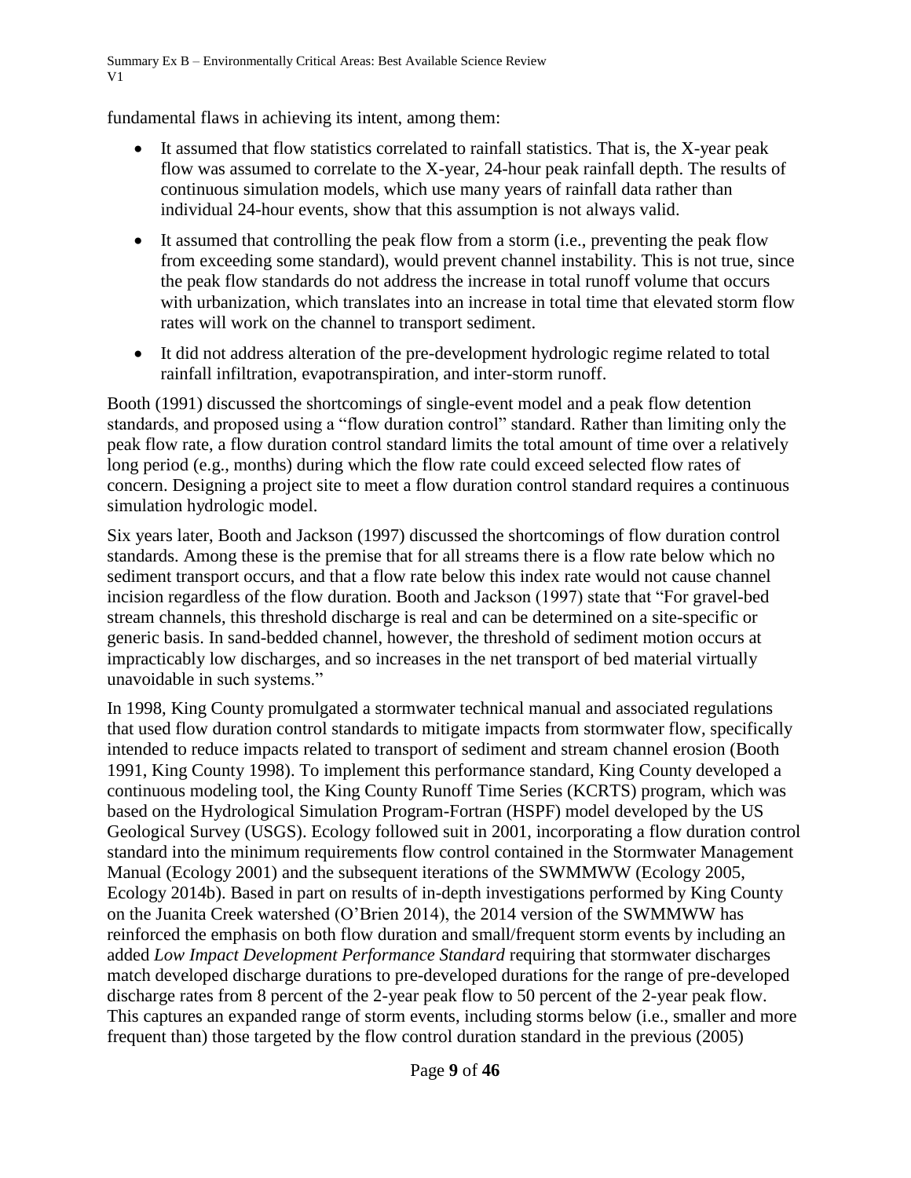fundamental flaws in achieving its intent, among them:

- It assumed that flow statistics correlated to rainfall statistics. That is, the X-year peak flow was assumed to correlate to the X-year, 24-hour peak rainfall depth. The results of continuous simulation models, which use many years of rainfall data rather than individual 24-hour events, show that this assumption is not always valid.
- It assumed that controlling the peak flow from a storm (i.e., preventing the peak flow from exceeding some standard), would prevent channel instability. This is not true, since the peak flow standards do not address the increase in total runoff volume that occurs with urbanization, which translates into an increase in total time that elevated storm flow rates will work on the channel to transport sediment.
- It did not address alteration of the pre-development hydrologic regime related to total rainfall infiltration, evapotranspiration, and inter-storm runoff.

Booth (1991) discussed the shortcomings of single-event model and a peak flow detention standards, and proposed using a "flow duration control" standard. Rather than limiting only the peak flow rate, a flow duration control standard limits the total amount of time over a relatively long period (e.g., months) during which the flow rate could exceed selected flow rates of concern. Designing a project site to meet a flow duration control standard requires a continuous simulation hydrologic model.

Six years later, Booth and Jackson (1997) discussed the shortcomings of flow duration control standards. Among these is the premise that for all streams there is a flow rate below which no sediment transport occurs, and that a flow rate below this index rate would not cause channel incision regardless of the flow duration. Booth and Jackson (1997) state that "For gravel-bed stream channels, this threshold discharge is real and can be determined on a site-specific or generic basis. In sand-bedded channel, however, the threshold of sediment motion occurs at impracticably low discharges, and so increases in the net transport of bed material virtually unavoidable in such systems."

In 1998, King County promulgated a stormwater technical manual and associated regulations that used flow duration control standards to mitigate impacts from stormwater flow, specifically intended to reduce impacts related to transport of sediment and stream channel erosion (Booth 1991, King County 1998). To implement this performance standard, King County developed a continuous modeling tool, the King County Runoff Time Series (KCRTS) program, which was based on the Hydrological Simulation Program-Fortran (HSPF) model developed by the US Geological Survey (USGS). Ecology followed suit in 2001, incorporating a flow duration control standard into the minimum requirements flow control contained in the Stormwater Management Manual (Ecology 2001) and the subsequent iterations of the SWMMWW (Ecology 2005, Ecology 2014b). Based in part on results of in-depth investigations performed by King County on the Juanita Creek watershed (O'Brien 2014), the 2014 version of the SWMMWW has reinforced the emphasis on both flow duration and small/frequent storm events by including an added *Low Impact Development Performance Standard* requiring that stormwater discharges match developed discharge durations to pre-developed durations for the range of pre-developed discharge rates from 8 percent of the 2-year peak flow to 50 percent of the 2-year peak flow. This captures an expanded range of storm events, including storms below (i.e., smaller and more frequent than) those targeted by the flow control duration standard in the previous (2005)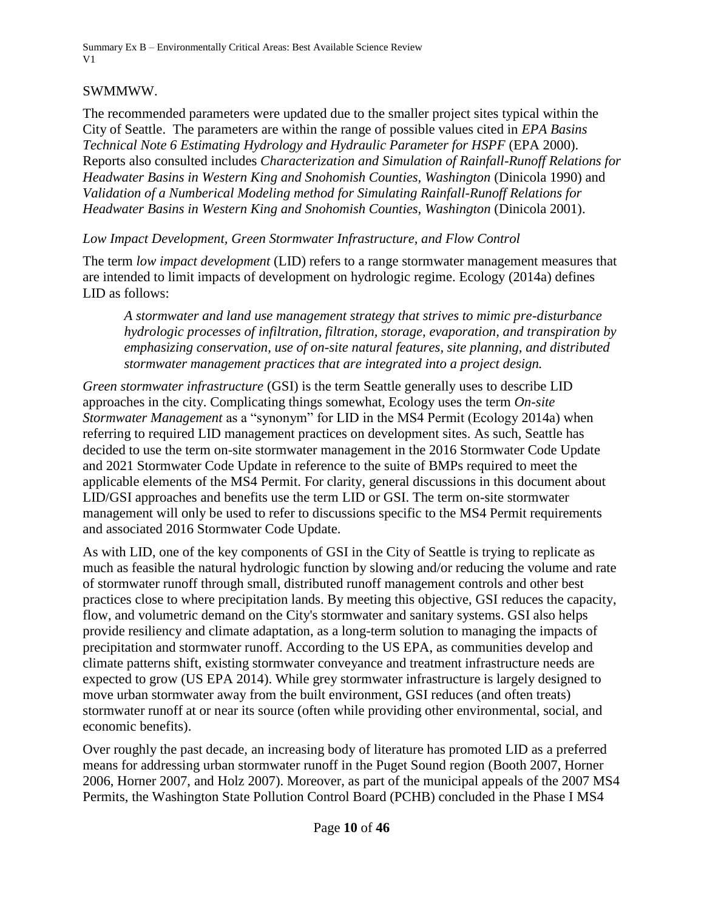SWMMWW.

The recommended parameters were updated due to the smaller project sites typical within the City of Seattle. The parameters are within the range of possible values cited in *EPA Basins Technical Note 6 Estimating Hydrology and Hydraulic Parameter for HSPF* (EPA 2000). Reports also consulted includes *Characterization and Simulation of Rainfall-Runoff Relations for Headwater Basins in Western King and Snohomish Counties, Washington* (Dinicola 1990) and *Validation of a Numberical Modeling method for Simulating Rainfall-Runoff Relations for Headwater Basins in Western King and Snohomish Counties, Washington* (Dinicola 2001).

*Low Impact Development, Green Stormwater Infrastructure, and Flow Control*

The term *low impact development* (LID) refers to a range stormwater management measures that are intended to limit impacts of development on hydrologic regime. Ecology (2014a) defines LID as follows:

> *A stormwater and land use management strategy that strives to mimic pre-disturbance hydrologic processes of infiltration, filtration, storage, evaporation, and transpiration by emphasizing conservation, use of on-site natural features, site planning, and distributed stormwater management practices that are integrated into a project design.*

*Green stormwater infrastructure* (GSI) is the term Seattle generally uses to describe LID approaches in the city. Complicating things somewhat, Ecology uses the term *On-site Stormwater Management* as a "synonym" for LID in the MS4 Permit (Ecology 2014a) when referring to required LID management practices on development sites. As such, Seattle has decided to use the term on-site stormwater management in the 2016 Stormwater Code Update and 2021 Stormwater Code Update in reference to the suite of BMPs required to meet the applicable elements of the MS4 Permit. For clarity, general discussions in this document about LID/GSI approaches and benefits use the term LID or GSI. The term on-site stormwater management will only be used to refer to discussions specific to the MS4 Permit requirements and associated 2016 Stormwater Code Update.

As with LID, one of the key components of GSI in the City of Seattle is trying to replicate as much as feasible the natural hydrologic function by slowing and/or reducing the volume and rate of stormwater runoff through small, distributed runoff management controls and other best practices close to where precipitation lands. By meeting this objective, GSI reduces the capacity, flow, and volumetric demand on the City's stormwater and sanitary systems. GSI also helps provide resiliency and climate adaptation, as a long-term solution to managing the impacts of precipitation and stormwater runoff. According to the US EPA, as communities develop and climate patterns shift, existing stormwater conveyance and treatment infrastructure needs are expected to grow (US EPA 2014). While grey stormwater infrastructure is largely designed to move urban stormwater away from the built environment, GSI reduces (and often treats) stormwater runoff at or near its source (often while providing other environmental, social, and economic benefits).

Over roughly the past decade, an increasing body of literature has promoted LID as a preferred means for addressing urban stormwater runoff in the Puget Sound region (Booth 2007, Horner 2006, Horner 2007, and Holz 2007). Moreover, as part of the municipal appeals of the 2007 MS4 Permits, the Washington State Pollution Control Board (PCHB) concluded in the Phase I MS4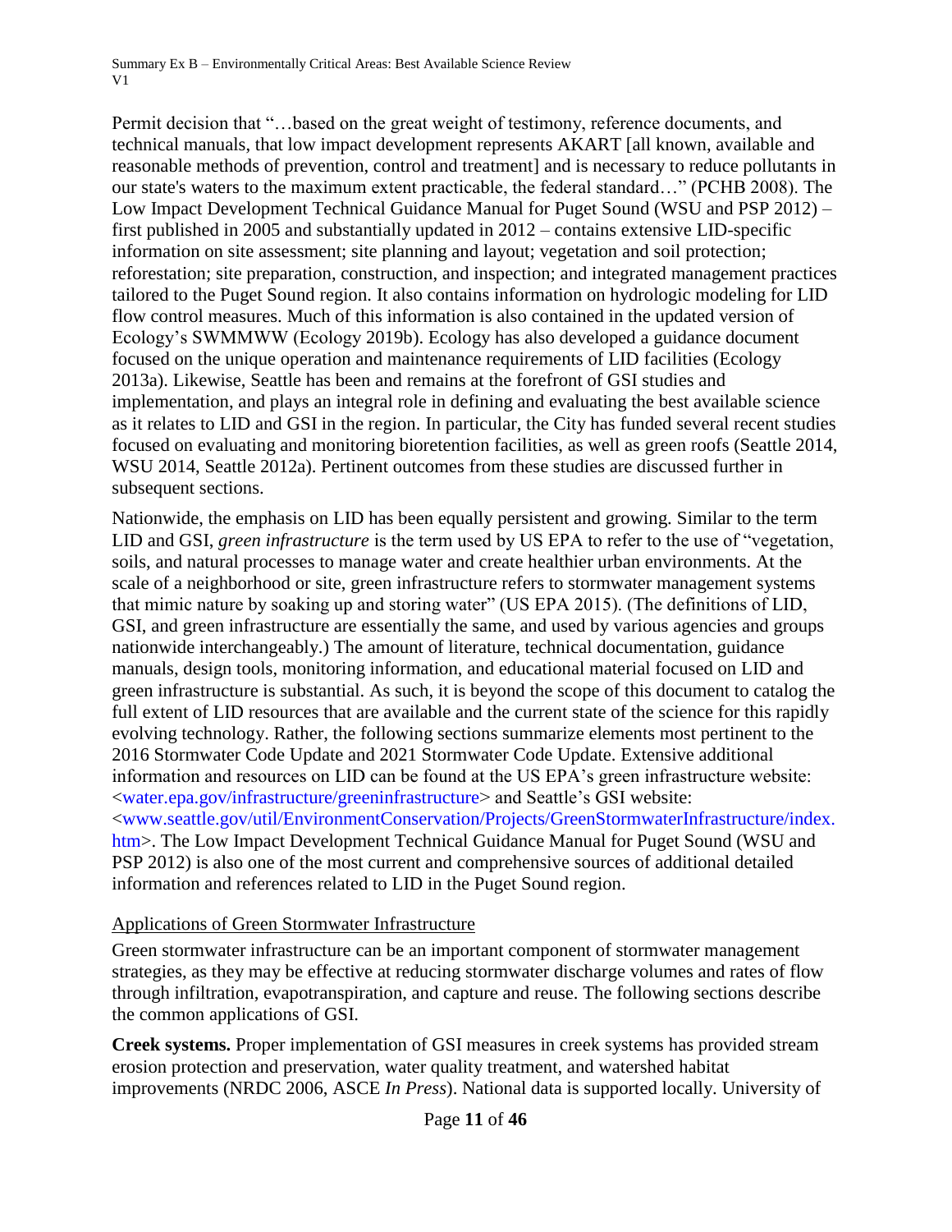Permit decision that "…based on the great weight of testimony, reference documents, and technical manuals, that low impact development represents AKART [all known, available and reasonable methods of prevention, control and treatment] and is necessary to reduce pollutants in our state's waters to the maximum extent practicable, the federal standard…" (PCHB 2008). The Low Impact Development Technical Guidance Manual for Puget Sound (WSU and PSP 2012) – first published in 2005 and substantially updated in 2012 – contains extensive LID-specific information on site assessment; site planning and layout; vegetation and soil protection; reforestation; site preparation, construction, and inspection; and integrated management practices tailored to the Puget Sound region. It also contains information on hydrologic modeling for LID flow control measures. Much of this information is also contained in the updated version of Ecology's SWMMWW (Ecology 2019b). Ecology has also developed a guidance document focused on the unique operation and maintenance requirements of LID facilities (Ecology 2013a). Likewise, Seattle has been and remains at the forefront of GSI studies and implementation, and plays an integral role in defining and evaluating the best available science as it relates to LID and GSI in the region. In particular, the City has funded several recent studies focused on evaluating and monitoring bioretention facilities, as well as green roofs (Seattle 2014, WSU 2014, Seattle 2012a). Pertinent outcomes from these studies are discussed further in subsequent sections.

Nationwide, the emphasis on LID has been equally persistent and growing. Similar to the term LID and GSI, *green infrastructure* is the term used by US EPA to refer to the use of "vegetation, soils, and natural processes to manage water and create healthier urban environments. At the scale of a neighborhood or site, green infrastructure refers to stormwater management systems that mimic nature by soaking up and storing water" (US EPA 2015). (The definitions of LID, GSI, and green infrastructure are essentially the same, and used by various agencies and groups nationwide interchangeably.) The amount of literature, technical documentation, guidance manuals, design tools, monitoring information, and educational material focused on LID and green infrastructure is substantial. As such, it is beyond the scope of this document to catalog the full extent of LID resources that are available and the current state of the science for this rapidly evolving technology. Rather, the following sections summarize elements most pertinent to the 2016 Stormwater Code Update and 2021 Stormwater Code Update. Extensive additional information and resources on LID can be found at the US EPA's green infrastructure website: <water.epa.gov/infrastructure/greeninfrastructure> and Seattle's GSI website: <www.seattle.gov/util/EnvironmentConservation/Projects/GreenStormwaterInfrastructure/index.htm>. The Low Impact Development Technical Guidance Manual for Puget Sound (WSU and PSP 2012) is also one of the most current and comprehensive sources of additional detailed information and references related to LID in the Puget Sound region.

### Applications of Green Stormwater Infrastructure

Green stormwater infrastructure can be an important component of stormwater management strategies, as they may be effective at reducing stormwater discharge volumes and rates of flow through infiltration, evapotranspiration, and capture and reuse. The following sections describe the common applications of GSI.

**Creek systems.** Proper implementation of GSI measures in creek systems has provided stream erosion protection and preservation, water quality treatment, and watershed habitat improvements (NRDC 2006, ASCE *In Press*). National data is supported locally. University of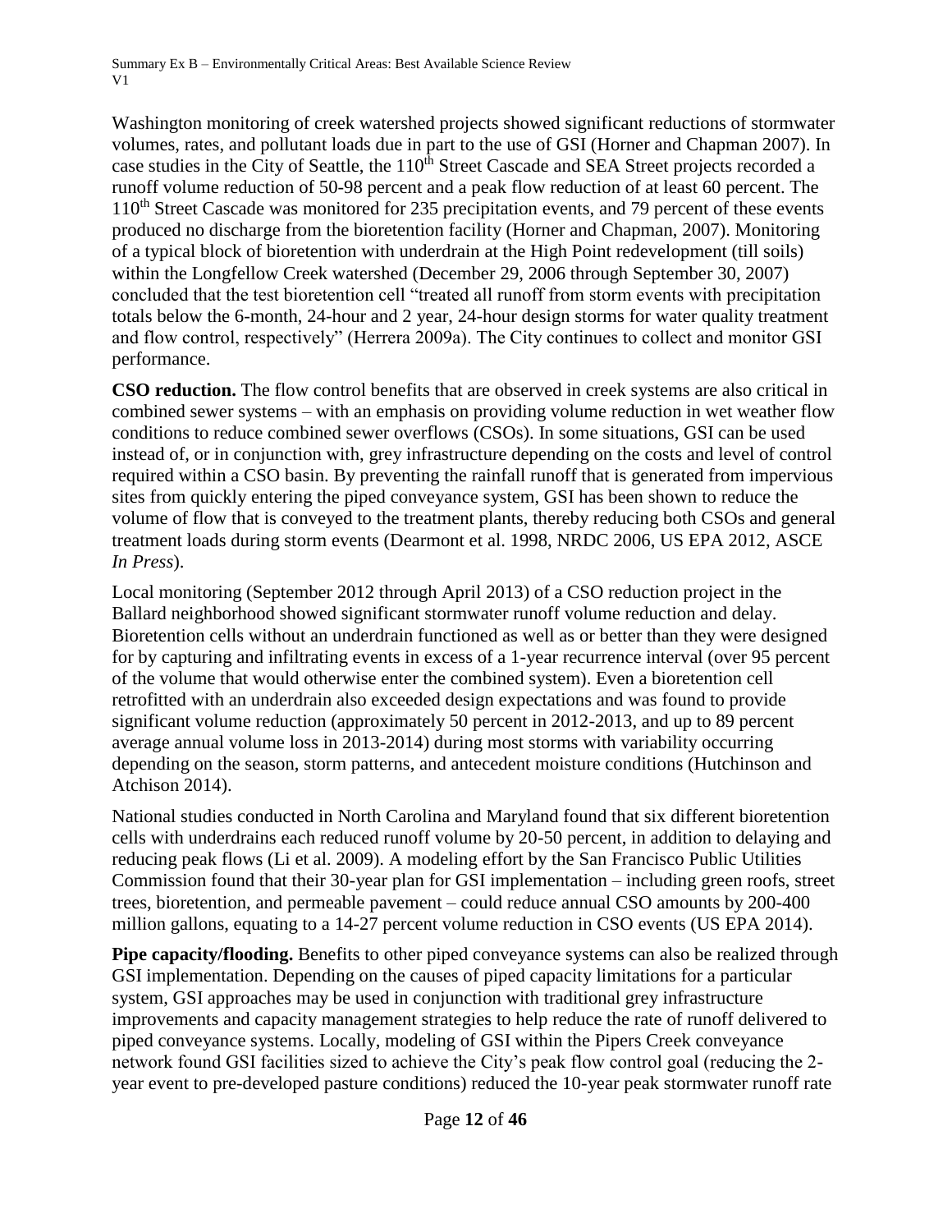Washington monitoring of creek watershed projects showed significant reductions of stormwater volumes, rates, and pollutant loads due in part to the use of GSI (Horner and Chapman 2007). In case studies in the City of Seattle, the 110$^{th}$ Street Cascade and SEA Street projects recorded a runoff volume reduction of 50-98 percent and a peak flow reduction of at least 60 percent. The 110$^{th}$ Street Cascade was monitored for 235 precipitation events, and 79 percent of these events produced no discharge from the bioretention facility (Horner and Chapman, 2007). Monitoring of a typical block of bioretention with underdrain at the High Point redevelopment (till soils) within the Longfellow Creek watershed (December 29, 2006 through September 30, 2007) concluded that the test bioretention cell "treated all runoff from storm events with precipitation totals below the 6-month, 24-hour and 2 year, 24-hour design storms for water quality treatment and flow control, respectively" (Herrera 2009a). The City continues to collect and monitor GSI performance.

**CSO reduction.** The flow control benefits that are observed in creek systems are also critical in combined sewer systems – with an emphasis on providing volume reduction in wet weather flow conditions to reduce combined sewer overflows (CSOs). In some situations, GSI can be used instead of, or in conjunction with, grey infrastructure depending on the costs and level of control required within a CSO basin. By preventing the rainfall runoff that is generated from impervious sites from quickly entering the piped conveyance system, GSI has been shown to reduce the volume of flow that is conveyed to the treatment plants, thereby reducing both CSOs and general treatment loads during storm events (Dearmont et al. 1998, NRDC 2006, US EPA 2012, ASCE *In Press*).

Local monitoring (September 2012 through April 2013) of a CSO reduction project in the Ballard neighborhood showed significant stormwater runoff volume reduction and delay. Bioretention cells without an underdrain functioned as well as or better than they were designed for by capturing and infiltrating events in excess of a 1-year recurrence interval (over 95 percent of the volume that would otherwise enter the combined system). Even a bioretention cell retrofitted with an underdrain also exceeded design expectations and was found to provide significant volume reduction (approximately 50 percent in 2012-2013, and up to 89 percent average annual volume loss in 2013-2014) during most storms with variability occurring depending on the season, storm patterns, and antecedent moisture conditions (Hutchinson and Atchison 2014).

National studies conducted in North Carolina and Maryland found that six different bioretention cells with underdrains each reduced runoff volume by 20-50 percent, in addition to delaying and reducing peak flows (Li et al. 2009). A modeling effort by the San Francisco Public Utilities Commission found that their 30-year plan for GSI implementation – including green roofs, street trees, bioretention, and permeable pavement – could reduce annual CSO amounts by 200-400 million gallons, equating to a 14-27 percent volume reduction in CSO events (US EPA 2014).

**Pipe capacity/flooding.** Benefits to other piped conveyance systems can also be realized through GSI implementation. Depending on the causes of piped capacity limitations for a particular system, GSI approaches may be used in conjunction with traditional grey infrastructure improvements and capacity management strategies to help reduce the rate of runoff delivered to piped conveyance systems. Locally, modeling of GSI within the Pipers Creek conveyance network found GSI facilities sized to achieve the City's peak flow control goal (reducing the 2-year event to pre-developed pasture conditions) reduced the 10-year peak stormwater runoff rate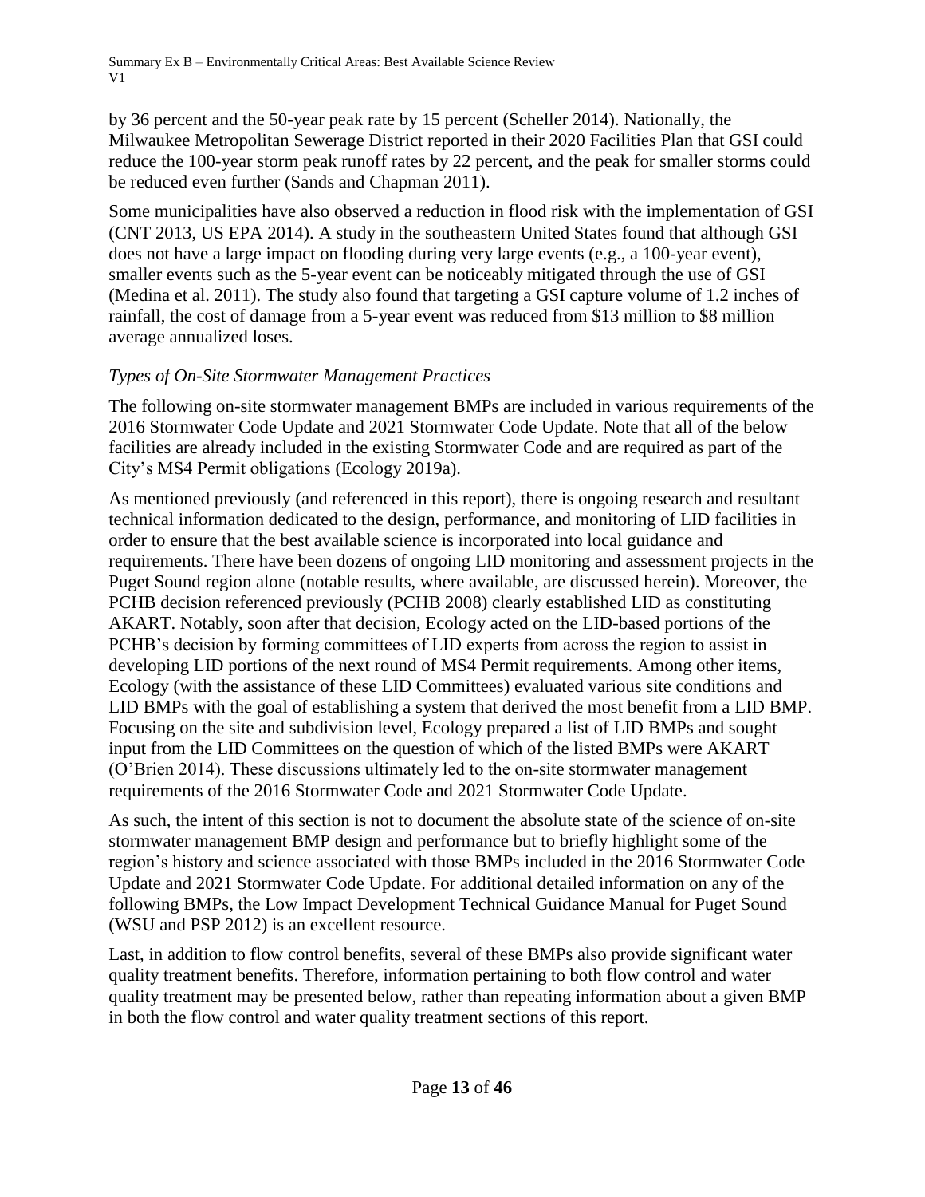by 36 percent and the 50-year peak rate by 15 percent (Scheller 2014). Nationally, the Milwaukee Metropolitan Sewerage District reported in their 2020 Facilities Plan that GSI could reduce the 100-year storm peak runoff rates by 22 percent, and the peak for smaller storms could be reduced even further (Sands and Chapman 2011).

Some municipalities have also observed a reduction in flood risk with the implementation of GSI (CNT 2013, US EPA 2014). A study in the southeastern United States found that although GSI does not have a large impact on flooding during very large events (e.g., a 100-year event), smaller events such as the 5-year event can be noticeably mitigated through the use of GSI (Medina et al. 2011). The study also found that targeting a GSI capture volume of 1.2 inches of rainfall, the cost of damage from a 5-year event was reduced from $13 million to $8 million average annualized loses.

### *Types of On-Site Stormwater Management Practices*

The following on-site stormwater management BMPs are included in various requirements of the 2016 Stormwater Code Update and 2021 Stormwater Code Update. Note that all of the below facilities are already included in the existing Stormwater Code and are required as part of the City's MS4 Permit obligations (Ecology 2019a).

As mentioned previously (and referenced in this report), there is ongoing research and resultant technical information dedicated to the design, performance, and monitoring of LID facilities in order to ensure that the best available science is incorporated into local guidance and requirements. There have been dozens of ongoing LID monitoring and assessment projects in the Puget Sound region alone (notable results, where available, are discussed herein). Moreover, the PCHB decision referenced previously (PCHB 2008) clearly established LID as constituting AKART. Notably, soon after that decision, Ecology acted on the LID-based portions of the PCHB's decision by forming committees of LID experts from across the region to assist in developing LID portions of the next round of MS4 Permit requirements. Among other items, Ecology (with the assistance of these LID Committees) evaluated various site conditions and LID BMPs with the goal of establishing a system that derived the most benefit from a LID BMP. Focusing on the site and subdivision level, Ecology prepared a list of LID BMPs and sought input from the LID Committees on the question of which of the listed BMPs were AKART (O'Brien 2014). These discussions ultimately led to the on-site stormwater management requirements of the 2016 Stormwater Code and 2021 Stormwater Code Update.

As such, the intent of this section is not to document the absolute state of the science of on-site stormwater management BMP design and performance but to briefly highlight some of the region's history and science associated with those BMPs included in the 2016 Stormwater Code Update and 2021 Stormwater Code Update. For additional detailed information on any of the following BMPs, the Low Impact Development Technical Guidance Manual for Puget Sound (WSU and PSP 2012) is an excellent resource.

Last, in addition to flow control benefits, several of these BMPs also provide significant water quality treatment benefits. Therefore, information pertaining to both flow control and water quality treatment may be presented below, rather than repeating information about a given BMP in both the flow control and water quality treatment sections of this report.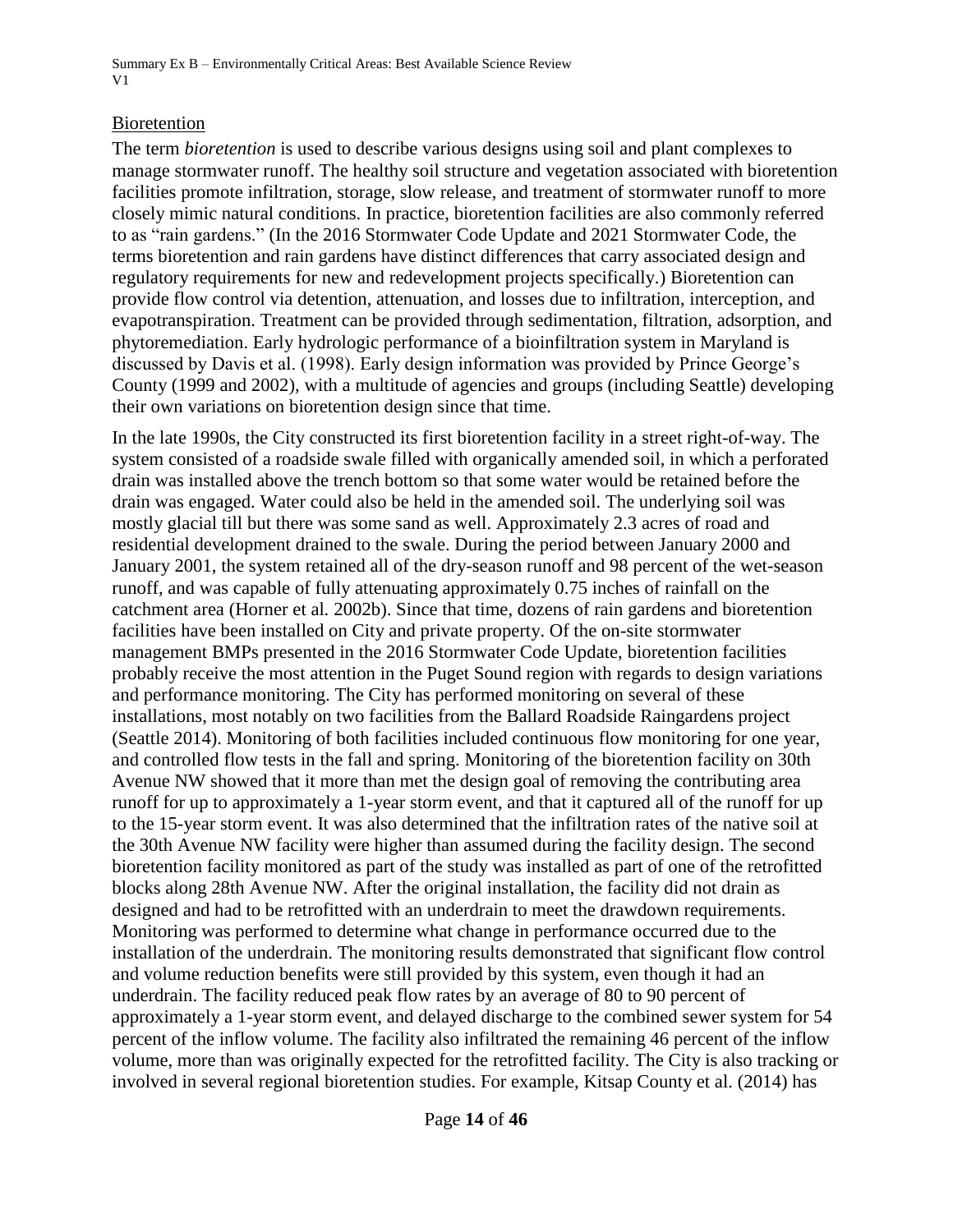## Bioretention

The term *bioretention* is used to describe various designs using soil and plant complexes to manage stormwater runoff. The healthy soil structure and vegetation associated with bioretention facilities promote infiltration, storage, slow release, and treatment of stormwater runoff to more closely mimic natural conditions. In practice, bioretention facilities are also commonly referred to as "rain gardens." (In the 2016 Stormwater Code Update and 2021 Stormwater Code, the terms bioretention and rain gardens have distinct differences that carry associated design and regulatory requirements for new and redevelopment projects specifically.) Bioretention can provide flow control via detention, attenuation, and losses due to infiltration, interception, and evapotranspiration. Treatment can be provided through sedimentation, filtration, adsorption, and phytoremediation. Early hydrologic performance of a bioinfiltration system in Maryland is discussed by Davis et al. (1998). Early design information was provided by Prince George's County (1999 and 2002), with a multitude of agencies and groups (including Seattle) developing their own variations on bioretention design since that time.

In the late 1990s, the City constructed its first bioretention facility in a street right-of-way. The system consisted of a roadside swale filled with organically amended soil, in which a perforated drain was installed above the trench bottom so that some water would be retained before the drain was engaged. Water could also be held in the amended soil. The underlying soil was mostly glacial till but there was some sand as well. Approximately 2.3 acres of road and residential development drained to the swale. During the period between January 2000 and January 2001, the system retained all of the dry-season runoff and 98 percent of the wet-season runoff, and was capable of fully attenuating approximately 0.75 inches of rainfall on the catchment area (Horner et al. 2002b). Since that time, dozens of rain gardens and bioretention facilities have been installed on City and private property. Of the on-site stormwater management BMPs presented in the 2016 Stormwater Code Update, bioretention facilities probably receive the most attention in the Puget Sound region with regards to design variations and performance monitoring. The City has performed monitoring on several of these installations, most notably on two facilities from the Ballard Roadside Raingardens project (Seattle 2014). Monitoring of both facilities included continuous flow monitoring for one year, and controlled flow tests in the fall and spring. Monitoring of the bioretention facility on 30th Avenue NW showed that it more than met the design goal of removing the contributing area runoff for up to approximately a 1-year storm event, and that it captured all of the runoff for up to the 15-year storm event. It was also determined that the infiltration rates of the native soil at the 30th Avenue NW facility were higher than assumed during the facility design. The second bioretention facility monitored as part of the study was installed as part of one of the retrofitted blocks along 28th Avenue NW. After the original installation, the facility did not drain as designed and had to be retrofitted with an underdrain to meet the drawdown requirements. Monitoring was performed to determine what change in performance occurred due to the installation of the underdrain. The monitoring results demonstrated that significant flow control and volume reduction benefits were still provided by this system, even though it had an underdrain. The facility reduced peak flow rates by an average of 80 to 90 percent of approximately a 1-year storm event, and delayed discharge to the combined sewer system for 54 percent of the inflow volume. The facility also infiltrated the remaining 46 percent of the inflow volume, more than was originally expected for the retrofitted facility. The City is also tracking or involved in several regional bioretention studies. For example, Kitsap County et al. (2014) has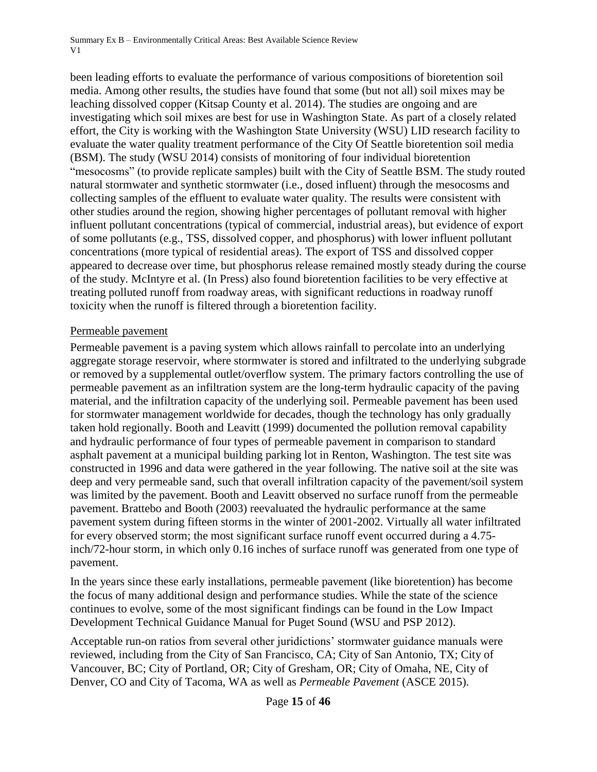been leading efforts to evaluate the performance of various compositions of bioretention soil media. Among other results, the studies have found that some (but not all) soil mixes may be leaching dissolved copper (Kitsap County et al. 2014). The studies are ongoing and are investigating which soil mixes are best for use in Washington State. As part of a closely related effort, the City is working with the Washington State University (WSU) LID research facility to evaluate the water quality treatment performance of the City Of Seattle bioretention soil media (BSM). The study (WSU 2014) consists of monitoring of four individual bioretention "mesocosms" (to provide replicate samples) built with the City of Seattle BSM. The study routed natural stormwater and synthetic stormwater (i.e., dosed influent) through the mesocosms and collecting samples of the effluent to evaluate water quality. The results were consistent with other studies around the region, showing higher percentages of pollutant removal with higher influent pollutant concentrations (typical of commercial, industrial areas), but evidence of export of some pollutants (e.g., TSS, dissolved copper, and phosphorus) with lower influent pollutant concentrations (more typical of residential areas). The export of TSS and dissolved copper appeared to decrease over time, but phosphorus release remained mostly steady during the course of the study. McIntyre et al. (In Press) also found bioretention facilities to be very effective at treating polluted runoff from roadway areas, with significant reductions in roadway runoff toxicity when the runoff is filtered through a bioretention facility.

Permeable pavement

Permeable pavement is a paving system which allows rainfall to percolate into an underlying aggregate storage reservoir, where stormwater is stored and infiltrated to the underlying subgrade or removed by a supplemental outlet/overflow system. The primary factors controlling the use of permeable pavement as an infiltration system are the long-term hydraulic capacity of the paving material, and the infiltration capacity of the underlying soil. Permeable pavement has been used for stormwater management worldwide for decades, though the technology has only gradually taken hold regionally. Booth and Leavitt (1999) documented the pollution removal capability and hydraulic performance of four types of permeable pavement in comparison to standard asphalt pavement at a municipal building parking lot in Renton, Washington. The test site was constructed in 1996 and data were gathered in the year following. The native soil at the site was deep and very permeable sand, such that overall infiltration capacity of the pavement/soil system was limited by the pavement. Booth and Leavitt observed no surface runoff from the permeable pavement. Brattebo and Booth (2003) reevaluated the hydraulic performance at the same pavement system during fifteen storms in the winter of 2001-2002. Virtually all water infiltrated for every observed storm; the most significant surface runoff event occurred during a 4.75-inch/72-hour storm, in which only 0.16 inches of surface runoff was generated from one type of pavement.

In the years since these early installations, permeable pavement (like bioretention) has become the focus of many additional design and performance studies. While the state of the science continues to evolve, some of the most significant findings can be found in the Low Impact Development Technical Guidance Manual for Puget Sound (WSU and PSP 2012).

Acceptable run-on ratios from several other juridictions' stormwater guidance manuals were reviewed, including from the City of San Francisco, CA; City of San Antonio, TX; City of Vancouver, BC; City of Portland, OR; City of Gresham, OR; City of Omaha, NE, City of Denver, CO and City of Tacoma, WA as well as *Permeable Pavement* (ASCE 2015).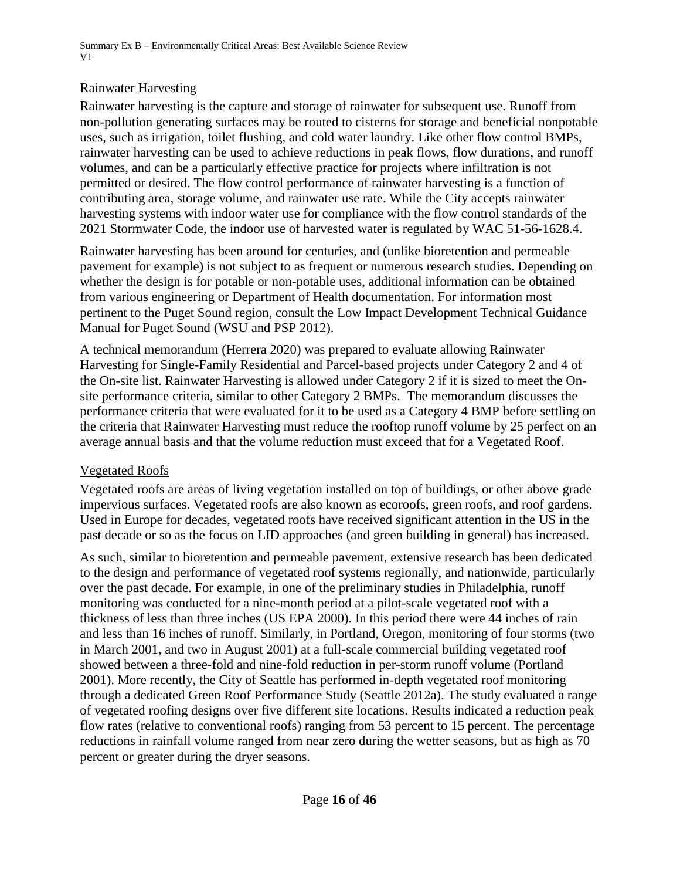## Rainwater Harvesting

Rainwater harvesting is the capture and storage of rainwater for subsequent use. Runoff from non-pollution generating surfaces may be routed to cisterns for storage and beneficial nonpotable uses, such as irrigation, toilet flushing, and cold water laundry. Like other flow control BMPs, rainwater harvesting can be used to achieve reductions in peak flows, flow durations, and runoff volumes, and can be a particularly effective practice for projects where infiltration is not permitted or desired. The flow control performance of rainwater harvesting is a function of contributing area, storage volume, and rainwater use rate. While the City accepts rainwater harvesting systems with indoor water use for compliance with the flow control standards of the 2021 Stormwater Code, the indoor use of harvested water is regulated by WAC 51-56-1628.4.

Rainwater harvesting has been around for centuries, and (unlike bioretention and permeable pavement for example) is not subject to as frequent or numerous research studies. Depending on whether the design is for potable or non-potable uses, additional information can be obtained from various engineering or Department of Health documentation. For information most pertinent to the Puget Sound region, consult the Low Impact Development Technical Guidance Manual for Puget Sound (WSU and PSP 2012).

A technical memorandum (Herrera 2020) was prepared to evaluate allowing Rainwater Harvesting for Single-Family Residential and Parcel-based projects under Category 2 and 4 of the On-site list. Rainwater Harvesting is allowed under Category 2 if it is sized to meet the On-site performance criteria, similar to other Category 2 BMPs. The memorandum discusses the performance criteria that were evaluated for it to be used as a Category 4 BMP before settling on the criteria that Rainwater Harvesting must reduce the rooftop runoff volume by 25 perfect on an average annual basis and that the volume reduction must exceed that for a Vegetated Roof.

## Vegetated Roofs

Vegetated roofs are areas of living vegetation installed on top of buildings, or other above grade impervious surfaces. Vegetated roofs are also known as ecoroofs, green roofs, and roof gardens. Used in Europe for decades, vegetated roofs have received significant attention in the US in the past decade or so as the focus on LID approaches (and green building in general) has increased.

As such, similar to bioretention and permeable pavement, extensive research has been dedicated to the design and performance of vegetated roof systems regionally, and nationwide, particularly over the past decade. For example, in one of the preliminary studies in Philadelphia, runoff monitoring was conducted for a nine-month period at a pilot-scale vegetated roof with a thickness of less than three inches (US EPA 2000). In this period there were 44 inches of rain and less than 16 inches of runoff. Similarly, in Portland, Oregon, monitoring of four storms (two in March 2001, and two in August 2001) at a full-scale commercial building vegetated roof showed between a three-fold and nine-fold reduction in per-storm runoff volume (Portland 2001). More recently, the City of Seattle has performed in-depth vegetated roof monitoring through a dedicated Green Roof Performance Study (Seattle 2012a). The study evaluated a range of vegetated roofing designs over five different site locations. Results indicated a reduction peak flow rates (relative to conventional roofs) ranging from 53 percent to 15 percent. The percentage reductions in rainfall volume ranged from near zero during the wetter seasons, but as high as 70 percent or greater during the dryer seasons.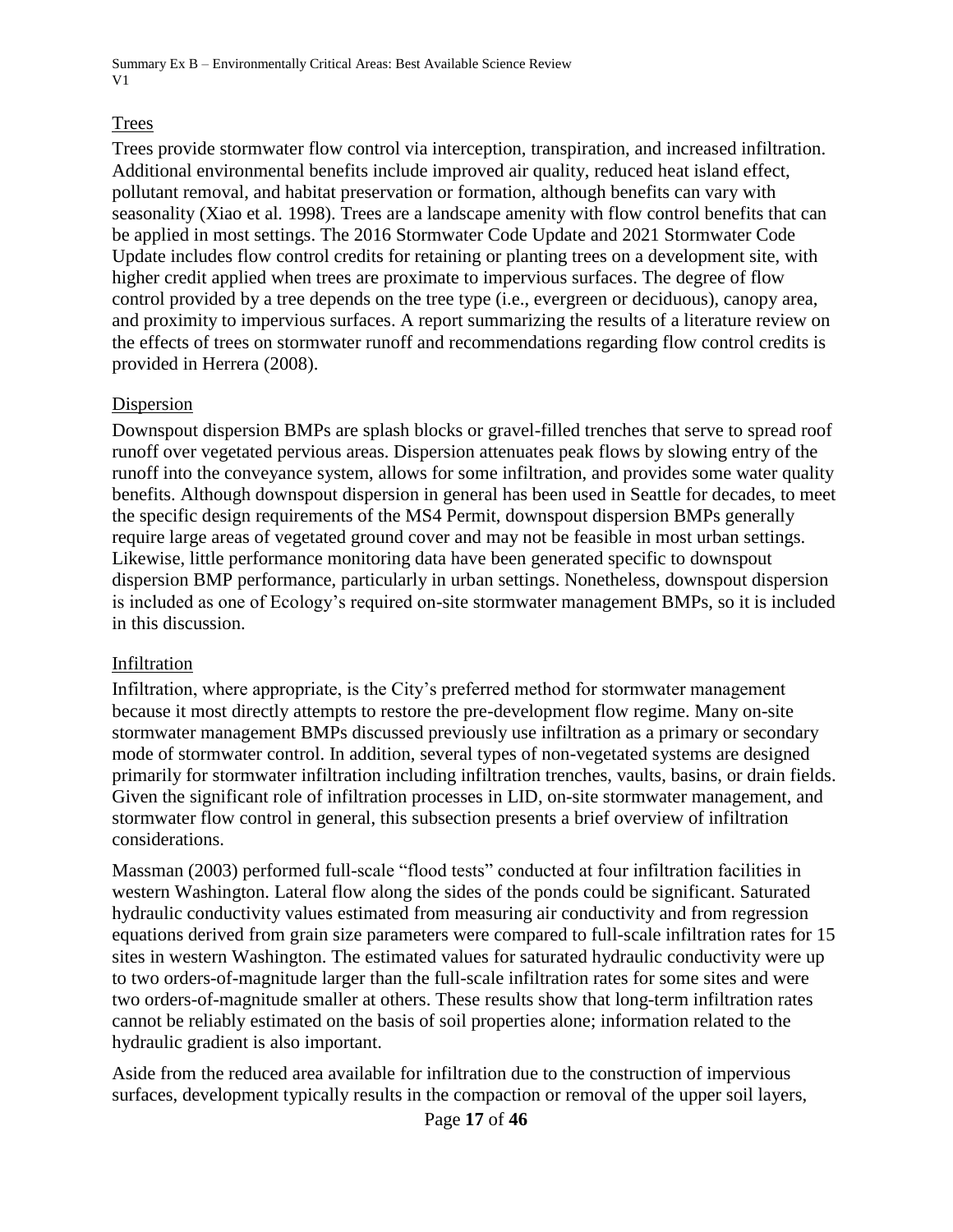### Trees

Trees provide stormwater flow control via interception, transpiration, and increased infiltration. Additional environmental benefits include improved air quality, reduced heat island effect, pollutant removal, and habitat preservation or formation, although benefits can vary with seasonality (Xiao et al. 1998). Trees are a landscape amenity with flow control benefits that can be applied in most settings. The 2016 Stormwater Code Update and 2021 Stormwater Code Update includes flow control credits for retaining or planting trees on a development site, with higher credit applied when trees are proximate to impervious surfaces. The degree of flow control provided by a tree depends on the tree type (i.e., evergreen or deciduous), canopy area, and proximity to impervious surfaces. A report summarizing the results of a literature review on the effects of trees on stormwater runoff and recommendations regarding flow control credits is provided in Herrera (2008).

### Dispersion

Downspout dispersion BMPs are splash blocks or gravel-filled trenches that serve to spread roof runoff over vegetated pervious areas. Dispersion attenuates peak flows by slowing entry of the runoff into the conveyance system, allows for some infiltration, and provides some water quality benefits. Although downspout dispersion in general has been used in Seattle for decades, to meet the specific design requirements of the MS4 Permit, downspout dispersion BMPs generally require large areas of vegetated ground cover and may not be feasible in most urban settings. Likewise, little performance monitoring data have been generated specific to downspout dispersion BMP performance, particularly in urban settings. Nonetheless, downspout dispersion is included as one of Ecology's required on-site stormwater management BMPs, so it is included in this discussion.

### Infiltration

Infiltration, where appropriate, is the City's preferred method for stormwater management because it most directly attempts to restore the pre-development flow regime. Many on-site stormwater management BMPs discussed previously use infiltration as a primary or secondary mode of stormwater control. In addition, several types of non-vegetated systems are designed primarily for stormwater infiltration including infiltration trenches, vaults, basins, or drain fields. Given the significant role of infiltration processes in LID, on-site stormwater management, and stormwater flow control in general, this subsection presents a brief overview of infiltration considerations.

Massman (2003) performed full-scale "flood tests" conducted at four infiltration facilities in western Washington. Lateral flow along the sides of the ponds could be significant. Saturated hydraulic conductivity values estimated from measuring air conductivity and from regression equations derived from grain size parameters were compared to full-scale infiltration rates for 15 sites in western Washington. The estimated values for saturated hydraulic conductivity were up to two orders-of-magnitude larger than the full-scale infiltration rates for some sites and were two orders-of-magnitude smaller at others. These results show that long-term infiltration rates cannot be reliably estimated on the basis of soil properties alone; information related to the hydraulic gradient is also important.

Aside from the reduced area available for infiltration due to the construction of impervious surfaces, development typically results in the compaction or removal of the upper soil layers,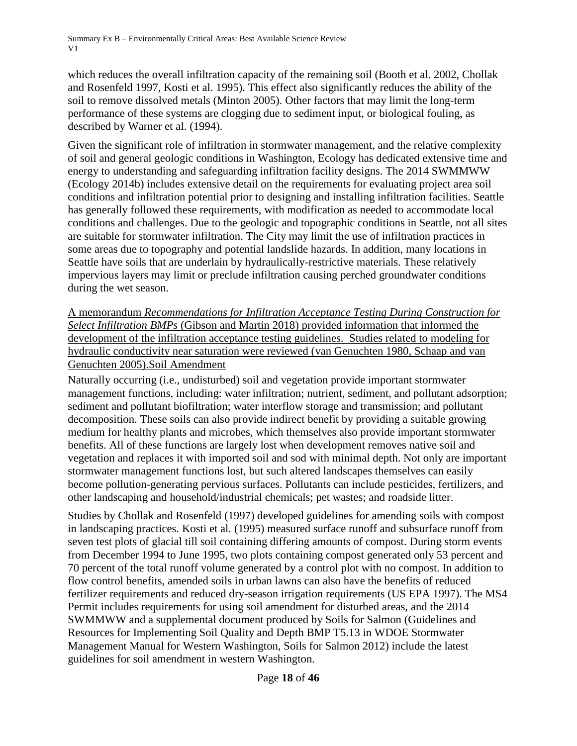which reduces the overall infiltration capacity of the remaining soil (Booth et al. 2002, Chollak and Rosenfeld 1997, Kosti et al. 1995). This effect also significantly reduces the ability of the soil to remove dissolved metals (Minton 2005). Other factors that may limit the long-term performance of these systems are clogging due to sediment input, or biological fouling, as described by Warner et al. (1994).

Given the significant role of infiltration in stormwater management, and the relative complexity of soil and general geologic conditions in Washington, Ecology has dedicated extensive time and energy to understanding and safeguarding infiltration facility designs. The 2014 SWMMWW (Ecology 2014b) includes extensive detail on the requirements for evaluating project area soil conditions and infiltration potential prior to designing and installing infiltration facilities. Seattle has generally followed these requirements, with modification as needed to accommodate local conditions and challenges. Due to the geologic and topographic conditions in Seattle, not all sites are suitable for stormwater infiltration. The City may limit the use of infiltration practices in some areas due to topography and potential landslide hazards. In addition, many locations in Seattle have soils that are underlain by hydraulically-restrictive materials. These relatively impervious layers may limit or preclude infiltration causing perched groundwater conditions during the wet season.

A memorandum *Recommendations for Infiltration Acceptance Testing During Construction for Select Infiltration BMPs* (Gibson and Martin 2018) provided information that informed the development of the infiltration acceptance testing guidelines. Studies related to modeling for hydraulic conductivity near saturation were reviewed (van Genuchten 1980, Schaap and van Genuchten 2005).

### Soil Amendment

Naturally occurring (i.e., undisturbed) soil and vegetation provide important stormwater management functions, including: water infiltration; nutrient, sediment, and pollutant adsorption; sediment and pollutant biofiltration; water interflow storage and transmission; and pollutant decomposition. These soils can also provide indirect benefit by providing a suitable growing medium for healthy plants and microbes, which themselves also provide important stormwater benefits. All of these functions are largely lost when development removes native soil and vegetation and replaces it with imported soil and sod with minimal depth. Not only are important stormwater management functions lost, but such altered landscapes themselves can easily become pollution-generating pervious surfaces. Pollutants can include pesticides, fertilizers, and other landscaping and household/industrial chemicals; pet wastes; and roadside litter.

Studies by Chollak and Rosenfeld (1997) developed guidelines for amending soils with compost in landscaping practices. Kosti et al*.* (1995) measured surface runoff and subsurface runoff from seven test plots of glacial till soil containing differing amounts of compost. During storm events from December 1994 to June 1995, two plots containing compost generated only 53 percent and 70 percent of the total runoff volume generated by a control plot with no compost. In addition to flow control benefits, amended soils in urban lawns can also have the benefits of reduced fertilizer requirements and reduced dry-season irrigation requirements (US EPA 1997). The MS4 Permit includes requirements for using soil amendment for disturbed areas, and the 2014 SWMMWW and a supplemental document produced by Soils for Salmon (Guidelines and Resources for Implementing Soil Quality and Depth BMP T5.13 in WDOE Stormwater Management Manual for Western Washington, Soils for Salmon 2012) include the latest guidelines for soil amendment in western Washington.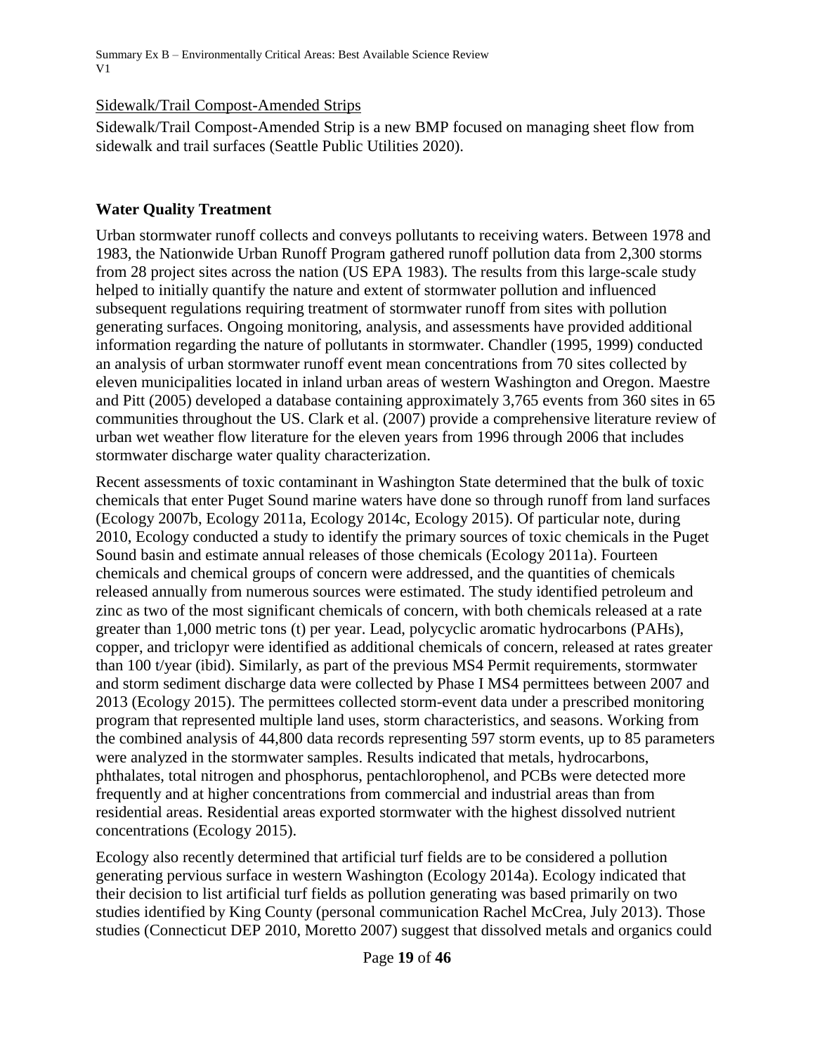Sidewalk/Trail Compost-Amended Strips

Sidewalk/Trail Compost-Amended Strip is a new BMP focused on managing sheet flow from sidewalk and trail surfaces (Seattle Public Utilities 2020).

**Water Quality Treatment**

Urban stormwater runoff collects and conveys pollutants to receiving waters. Between 1978 and 1983, the Nationwide Urban Runoff Program gathered runoff pollution data from 2,300 storms from 28 project sites across the nation (US EPA 1983). The results from this large-scale study helped to initially quantify the nature and extent of stormwater pollution and influenced subsequent regulations requiring treatment of stormwater runoff from sites with pollution generating surfaces. Ongoing monitoring, analysis, and assessments have provided additional information regarding the nature of pollutants in stormwater. Chandler (1995, 1999) conducted an analysis of urban stormwater runoff event mean concentrations from 70 sites collected by eleven municipalities located in inland urban areas of western Washington and Oregon. Maestre and Pitt (2005) developed a database containing approximately 3,765 events from 360 sites in 65 communities throughout the US. Clark et al. (2007) provide a comprehensive literature review of urban wet weather flow literature for the eleven years from 1996 through 2006 that includes stormwater discharge water quality characterization.

Recent assessments of toxic contaminant in Washington State determined that the bulk of toxic chemicals that enter Puget Sound marine waters have done so through runoff from land surfaces (Ecology 2007b, Ecology 2011a, Ecology 2014c, Ecology 2015). Of particular note, during 2010, Ecology conducted a study to identify the primary sources of toxic chemicals in the Puget Sound basin and estimate annual releases of those chemicals (Ecology 2011a). Fourteen chemicals and chemical groups of concern were addressed, and the quantities of chemicals released annually from numerous sources were estimated. The study identified petroleum and zinc as two of the most significant chemicals of concern, with both chemicals released at a rate greater than 1,000 metric tons (t) per year. Lead, polycyclic aromatic hydrocarbons (PAHs), copper, and triclopyr were identified as additional chemicals of concern, released at rates greater than 100 t/year (ibid). Similarly, as part of the previous MS4 Permit requirements, stormwater and storm sediment discharge data were collected by Phase I MS4 permittees between 2007 and 2013 (Ecology 2015). The permittees collected storm-event data under a prescribed monitoring program that represented multiple land uses, storm characteristics, and seasons. Working from the combined analysis of 44,800 data records representing 597 storm events, up to 85 parameters were analyzed in the stormwater samples. Results indicated that metals, hydrocarbons, phthalates, total nitrogen and phosphorus, pentachlorophenol, and PCBs were detected more frequently and at higher concentrations from commercial and industrial areas than from residential areas. Residential areas exported stormwater with the highest dissolved nutrient concentrations (Ecology 2015).

Ecology also recently determined that artificial turf fields are to be considered a pollution generating pervious surface in western Washington (Ecology 2014a). Ecology indicated that their decision to list artificial turf fields as pollution generating was based primarily on two studies identified by King County (personal communication Rachel McCrea, July 2013). Those studies (Connecticut DEP 2010, Moretto 2007) suggest that dissolved metals and organics could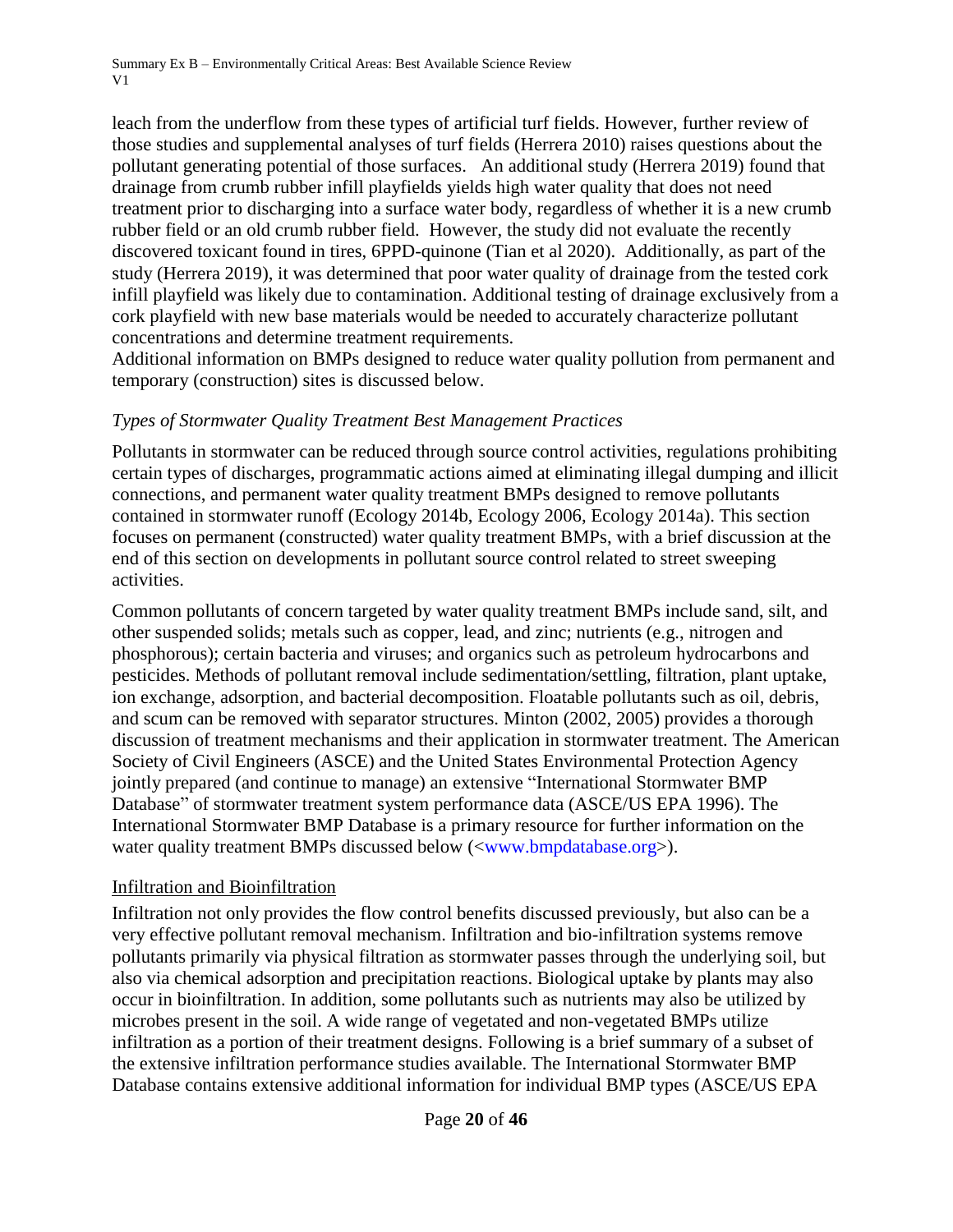leach from the underflow from these types of artificial turf fields. However, further review of those studies and supplemental analyses of turf fields (Herrera 2010) raises questions about the pollutant generating potential of those surfaces. An additional study (Herrera 2019) found that drainage from crumb rubber infill playfields yields high water quality that does not need treatment prior to discharging into a surface water body, regardless of whether it is a new crumb rubber field or an old crumb rubber field. However, the study did not evaluate the recently discovered toxicant found in tires, 6PPD-quinone (Tian et al 2020). Additionally, as part of the study (Herrera 2019), it was determined that poor water quality of drainage from the tested cork infill playfield was likely due to contamination. Additional testing of drainage exclusively from a cork playfield with new base materials would be needed to accurately characterize pollutant concentrations and determine treatment requirements.

Additional information on BMPs designed to reduce water quality pollution from permanent and temporary (construction) sites is discussed below.

### *Types of Stormwater Quality Treatment Best Management Practices*

Pollutants in stormwater can be reduced through source control activities, regulations prohibiting certain types of discharges, programmatic actions aimed at eliminating illegal dumping and illicit connections, and permanent water quality treatment BMPs designed to remove pollutants contained in stormwater runoff (Ecology 2014b, Ecology 2006, Ecology 2014a). This section focuses on permanent (constructed) water quality treatment BMPs, with a brief discussion at the end of this section on developments in pollutant source control related to street sweeping activities.

Common pollutants of concern targeted by water quality treatment BMPs include sand, silt, and other suspended solids; metals such as copper, lead, and zinc; nutrients (e.g., nitrogen and phosphorous); certain bacteria and viruses; and organics such as petroleum hydrocarbons and pesticides. Methods of pollutant removal include sedimentation/settling, filtration, plant uptake, ion exchange, adsorption, and bacterial decomposition. Floatable pollutants such as oil, debris, and scum can be removed with separator structures. Minton (2002, 2005) provides a thorough discussion of treatment mechanisms and their application in stormwater treatment. The American Society of Civil Engineers (ASCE) and the United States Environmental Protection Agency jointly prepared (and continue to manage) an extensive "International Stormwater BMP Database" of stormwater treatment system performance data (ASCE/US EPA 1996). The International Stormwater BMP Database is a primary resource for further information on the water quality treatment BMPs discussed below (<www.bmpdatabase.org>).

#### Infiltration and Bioinfiltration

Infiltration not only provides the flow control benefits discussed previously, but also can be a very effective pollutant removal mechanism. Infiltration and bio-infiltration systems remove pollutants primarily via physical filtration as stormwater passes through the underlying soil, but also via chemical adsorption and precipitation reactions. Biological uptake by plants may also occur in bioinfiltration. In addition, some pollutants such as nutrients may also be utilized by microbes present in the soil. A wide range of vegetated and non-vegetated BMPs utilize infiltration as a portion of their treatment designs. Following is a brief summary of a subset of the extensive infiltration performance studies available. The International Stormwater BMP Database contains extensive additional information for individual BMP types (ASCE/US EPA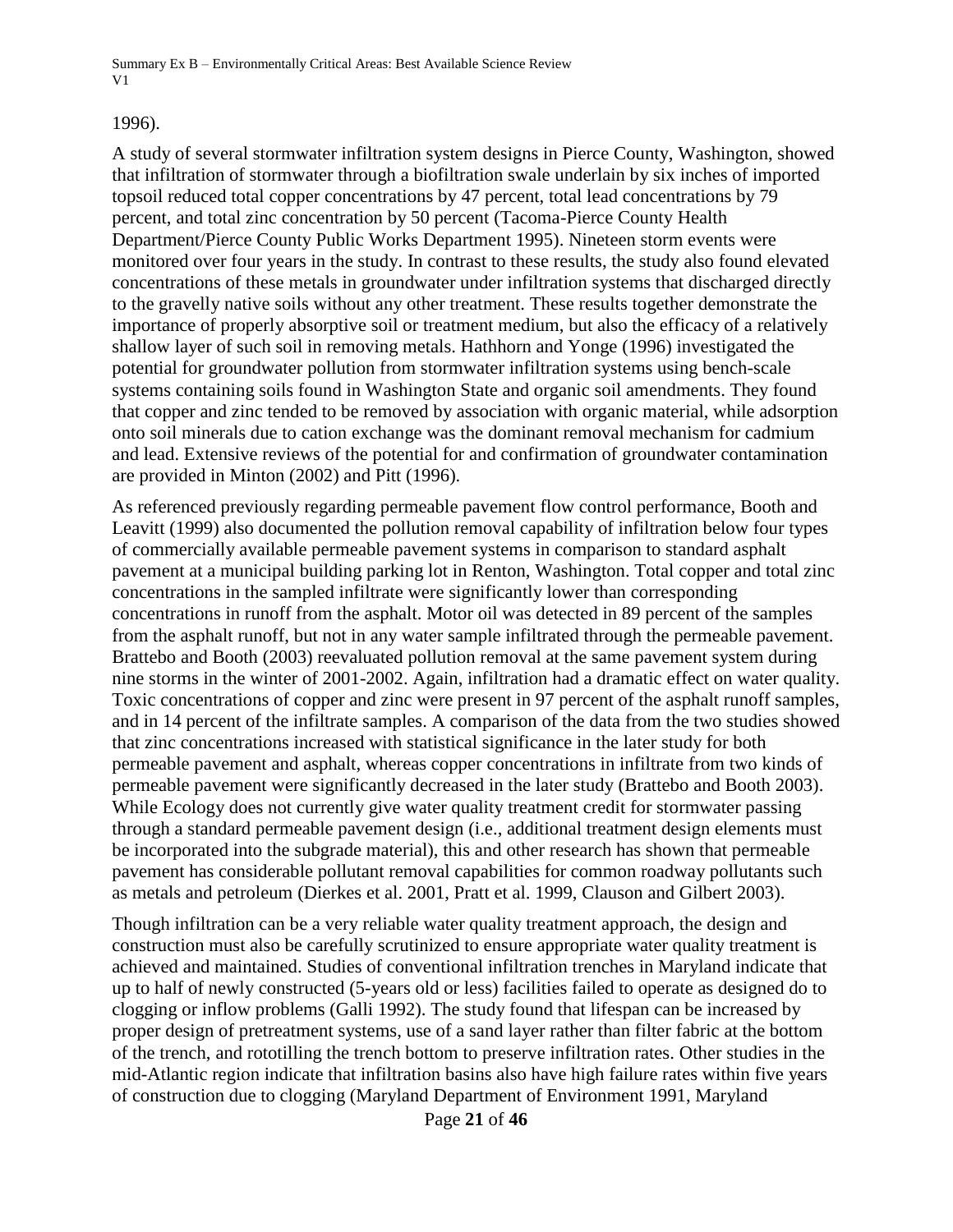1996).

A study of several stormwater infiltration system designs in Pierce County, Washington, showed that infiltration of stormwater through a biofiltration swale underlain by six inches of imported topsoil reduced total copper concentrations by 47 percent, total lead concentrations by 79 percent, and total zinc concentration by 50 percent (Tacoma-Pierce County Health Department/Pierce County Public Works Department 1995). Nineteen storm events were monitored over four years in the study. In contrast to these results, the study also found elevated concentrations of these metals in groundwater under infiltration systems that discharged directly to the gravelly native soils without any other treatment. These results together demonstrate the importance of properly absorptive soil or treatment medium, but also the efficacy of a relatively shallow layer of such soil in removing metals. Hathhorn and Yonge (1996) investigated the potential for groundwater pollution from stormwater infiltration systems using bench-scale systems containing soils found in Washington State and organic soil amendments. They found that copper and zinc tended to be removed by association with organic material, while adsorption onto soil minerals due to cation exchange was the dominant removal mechanism for cadmium and lead. Extensive reviews of the potential for and confirmation of groundwater contamination are provided in Minton (2002) and Pitt (1996).

As referenced previously regarding permeable pavement flow control performance, Booth and Leavitt (1999) also documented the pollution removal capability of infiltration below four types of commercially available permeable pavement systems in comparison to standard asphalt pavement at a municipal building parking lot in Renton, Washington. Total copper and total zinc concentrations in the sampled infiltrate were significantly lower than corresponding concentrations in runoff from the asphalt. Motor oil was detected in 89 percent of the samples from the asphalt runoff, but not in any water sample infiltrated through the permeable pavement. Brattebo and Booth (2003) reevaluated pollution removal at the same pavement system during nine storms in the winter of 2001-2002. Again, infiltration had a dramatic effect on water quality. Toxic concentrations of copper and zinc were present in 97 percent of the asphalt runoff samples, and in 14 percent of the infiltrate samples. A comparison of the data from the two studies showed that zinc concentrations increased with statistical significance in the later study for both permeable pavement and asphalt, whereas copper concentrations in infiltrate from two kinds of permeable pavement were significantly decreased in the later study (Brattebo and Booth 2003). While Ecology does not currently give water quality treatment credit for stormwater passing through a standard permeable pavement design (i.e., additional treatment design elements must be incorporated into the subgrade material), this and other research has shown that permeable pavement has considerable pollutant removal capabilities for common roadway pollutants such as metals and petroleum (Dierkes et al. 2001, Pratt et al. 1999, Clauson and Gilbert 2003).

Though infiltration can be a very reliable water quality treatment approach, the design and construction must also be carefully scrutinized to ensure appropriate water quality treatment is achieved and maintained. Studies of conventional infiltration trenches in Maryland indicate that up to half of newly constructed (5-years old or less) facilities failed to operate as designed do to clogging or inflow problems (Galli 1992). The study found that lifespan can be increased by proper design of pretreatment systems, use of a sand layer rather than filter fabric at the bottom of the trench, and rototilling the trench bottom to preserve infiltration rates. Other studies in the mid-Atlantic region indicate that infiltration basins also have high failure rates within five years of construction due to clogging (Maryland Department of Environment 1991, Maryland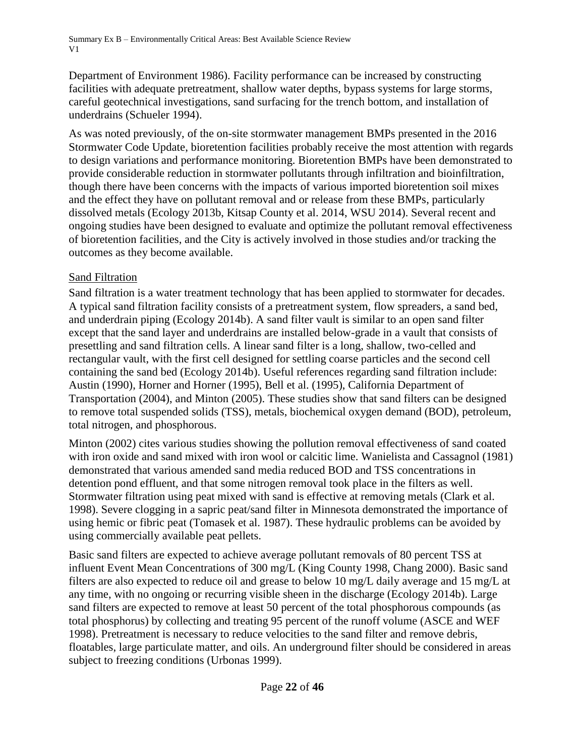Department of Environment 1986). Facility performance can be increased by constructing facilities with adequate pretreatment, shallow water depths, bypass systems for large storms, careful geotechnical investigations, sand surfacing for the trench bottom, and installation of underdrains (Schueler 1994).

As was noted previously, of the on-site stormwater management BMPs presented in the 2016 Stormwater Code Update, bioretention facilities probably receive the most attention with regards to design variations and performance monitoring. Bioretention BMPs have been demonstrated to provide considerable reduction in stormwater pollutants through infiltration and bioinfiltration, though there have been concerns with the impacts of various imported bioretention soil mixes and the effect they have on pollutant removal and or release from these BMPs, particularly dissolved metals (Ecology 2013b, Kitsap County et al. 2014, WSU 2014). Several recent and ongoing studies have been designed to evaluate and optimize the pollutant removal effectiveness of bioretention facilities, and the City is actively involved in those studies and/or tracking the outcomes as they become available.

### Sand Filtration

Sand filtration is a water treatment technology that has been applied to stormwater for decades. A typical sand filtration facility consists of a pretreatment system, flow spreaders, a sand bed, and underdrain piping (Ecology 2014b). A sand filter vault is similar to an open sand filter except that the sand layer and underdrains are installed below-grade in a vault that consists of presettling and sand filtration cells. A linear sand filter is a long, shallow, two-celled and rectangular vault, with the first cell designed for settling coarse particles and the second cell containing the sand bed (Ecology 2014b). Useful references regarding sand filtration include: Austin (1990), Horner and Horner (1995), Bell et al. (1995), California Department of Transportation (2004), and Minton (2005). These studies show that sand filters can be designed to remove total suspended solids (TSS), metals, biochemical oxygen demand (BOD), petroleum, total nitrogen, and phosphorous.

Minton (2002) cites various studies showing the pollution removal effectiveness of sand coated with iron oxide and sand mixed with iron wool or calcitic lime. Wanielista and Cassagnol (1981) demonstrated that various amended sand media reduced BOD and TSS concentrations in detention pond effluent, and that some nitrogen removal took place in the filters as well. Stormwater filtration using peat mixed with sand is effective at removing metals (Clark et al. 1998). Severe clogging in a sapric peat/sand filter in Minnesota demonstrated the importance of using hemic or fibric peat (Tomasek et al. 1987). These hydraulic problems can be avoided by using commercially available peat pellets.

Basic sand filters are expected to achieve average pollutant removals of 80 percent TSS at influent Event Mean Concentrations of 300 mg/L (King County 1998, Chang 2000). Basic sand filters are also expected to reduce oil and grease to below 10 mg/L daily average and 15 mg/L at any time, with no ongoing or recurring visible sheen in the discharge (Ecology 2014b). Large sand filters are expected to remove at least 50 percent of the total phosphorous compounds (as total phosphorus) by collecting and treating 95 percent of the runoff volume (ASCE and WEF 1998). Pretreatment is necessary to reduce velocities to the sand filter and remove debris, floatables, large particulate matter, and oils. An underground filter should be considered in areas subject to freezing conditions (Urbonas 1999).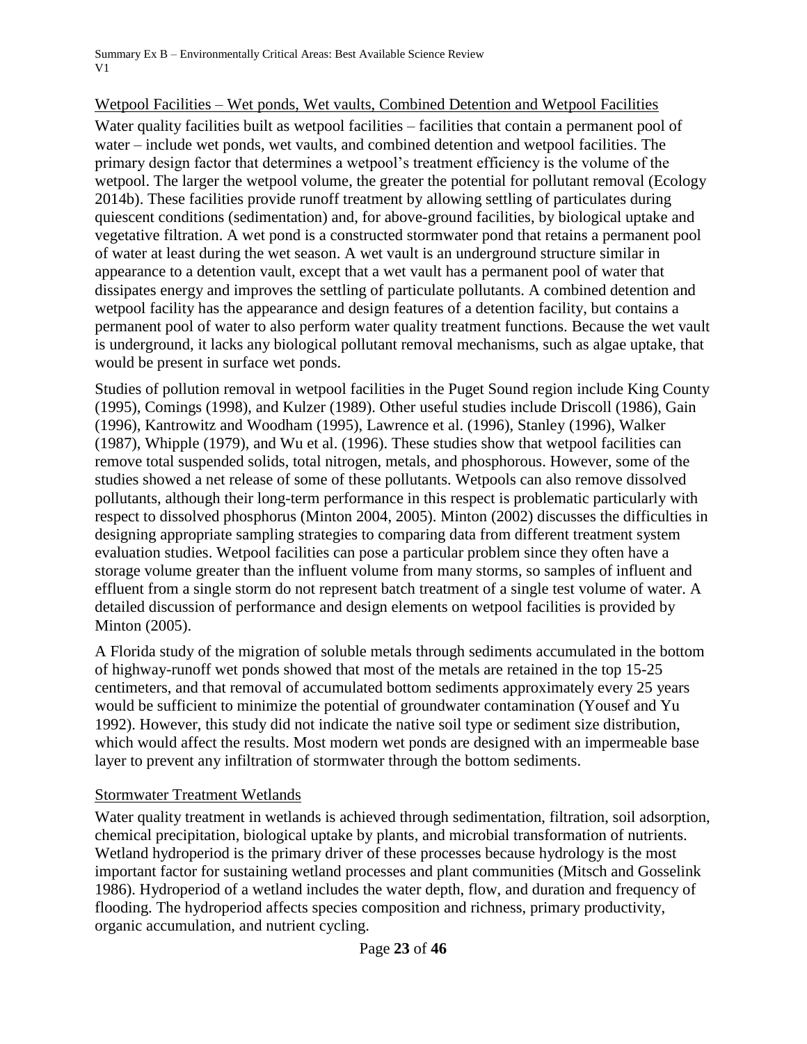### Wetpool Facilities – Wet ponds, Wet vaults, Combined Detention and Wetpool Facilities

Water quality facilities built as wetpool facilities – facilities that contain a permanent pool of water – include wet ponds, wet vaults, and combined detention and wetpool facilities. The primary design factor that determines a wetpool's treatment efficiency is the volume of the wetpool. The larger the wetpool volume, the greater the potential for pollutant removal (Ecology 2014b). These facilities provide runoff treatment by allowing settling of particulates during quiescent conditions (sedimentation) and, for above-ground facilities, by biological uptake and vegetative filtration. A wet pond is a constructed stormwater pond that retains a permanent pool of water at least during the wet season. A wet vault is an underground structure similar in appearance to a detention vault, except that a wet vault has a permanent pool of water that dissipates energy and improves the settling of particulate pollutants. A combined detention and wetpool facility has the appearance and design features of a detention facility, but contains a permanent pool of water to also perform water quality treatment functions. Because the wet vault is underground, it lacks any biological pollutant removal mechanisms, such as algae uptake, that would be present in surface wet ponds.

Studies of pollution removal in wetpool facilities in the Puget Sound region include King County (1995), Comings (1998), and Kulzer (1989). Other useful studies include Driscoll (1986), Gain (1996), Kantrowitz and Woodham (1995), Lawrence et al. (1996), Stanley (1996), Walker (1987), Whipple (1979), and Wu et al. (1996). These studies show that wetpool facilities can remove total suspended solids, total nitrogen, metals, and phosphorous. However, some of the studies showed a net release of some of these pollutants. Wetpools can also remove dissolved pollutants, although their long-term performance in this respect is problematic particularly with respect to dissolved phosphorus (Minton 2004, 2005). Minton (2002) discusses the difficulties in designing appropriate sampling strategies to comparing data from different treatment system evaluation studies. Wetpool facilities can pose a particular problem since they often have a storage volume greater than the influent volume from many storms, so samples of influent and effluent from a single storm do not represent batch treatment of a single test volume of water. A detailed discussion of performance and design elements on wetpool facilities is provided by Minton (2005).

A Florida study of the migration of soluble metals through sediments accumulated in the bottom of highway-runoff wet ponds showed that most of the metals are retained in the top 15-25 centimeters, and that removal of accumulated bottom sediments approximately every 25 years would be sufficient to minimize the potential of groundwater contamination (Yousef and Yu 1992). However, this study did not indicate the native soil type or sediment size distribution, which would affect the results. Most modern wet ponds are designed with an impermeable base layer to prevent any infiltration of stormwater through the bottom sediments.

### Stormwater Treatment Wetlands

Water quality treatment in wetlands is achieved through sedimentation, filtration, soil adsorption, chemical precipitation, biological uptake by plants, and microbial transformation of nutrients. Wetland hydroperiod is the primary driver of these processes because hydrology is the most important factor for sustaining wetland processes and plant communities (Mitsch and Gosselink 1986). Hydroperiod of a wetland includes the water depth, flow, and duration and frequency of flooding. The hydroperiod affects species composition and richness, primary productivity, organic accumulation, and nutrient cycling.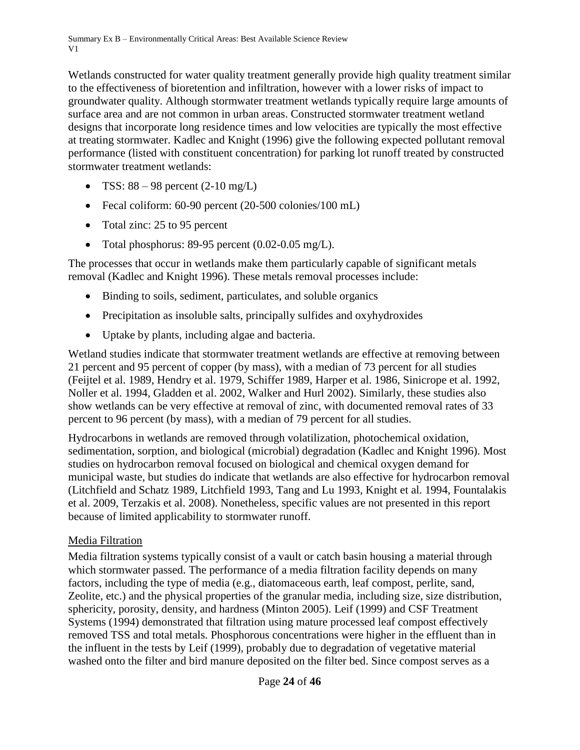Wetlands constructed for water quality treatment generally provide high quality treatment similar to the effectiveness of bioretention and infiltration, however with a lower risks of impact to groundwater quality. Although stormwater treatment wetlands typically require large amounts of surface area and are not common in urban areas. Constructed stormwater treatment wetland designs that incorporate long residence times and low velocities are typically the most effective at treating stormwater. Kadlec and Knight (1996) give the following expected pollutant removal performance (listed with constituent concentration) for parking lot runoff treated by constructed stormwater treatment wetlands:

- TSS: 88 – 98 percent (2-10 mg/L)
- Fecal coliform: 60-90 percent (20-500 colonies/100 mL)
- Total zinc: 25 to 95 percent
- Total phosphorus: 89-95 percent (0.02-0.05 mg/L).

The processes that occur in wetlands make them particularly capable of significant metals removal (Kadlec and Knight 1996). These metals removal processes include:

- Binding to soils, sediment, particulates, and soluble organics
- Precipitation as insoluble salts, principally sulfides and oxyhydroxides
- Uptake by plants, including algae and bacteria.

Wetland studies indicate that stormwater treatment wetlands are effective at removing between 21 percent and 95 percent of copper (by mass), with a median of 73 percent for all studies (Feijtel et al. 1989, Hendry et al. 1979, Schiffer 1989, Harper et al. 1986, Sinicrope et al. 1992, Noller et al. 1994, Gladden et al. 2002, Walker and Hurl 2002). Similarly, these studies also show wetlands can be very effective at removal of zinc, with documented removal rates of 33 percent to 96 percent (by mass), with a median of 79 percent for all studies.

Hydrocarbons in wetlands are removed through volatilization, photochemical oxidation, sedimentation, sorption, and biological (microbial) degradation (Kadlec and Knight 1996). Most studies on hydrocarbon removal focused on biological and chemical oxygen demand for municipal waste, but studies do indicate that wetlands are also effective for hydrocarbon removal (Litchfield and Schatz 1989, Litchfield 1993, Tang and Lu 1993, Knight et al. 1994, Fountalakis et al. 2009, Terzakis et al. 2008). Nonetheless, specific values are not presented in this report because of limited applicability to stormwater runoff.

## Media Filtration

Media filtration systems typically consist of a vault or catch basin housing a material through which stormwater passed. The performance of a media filtration facility depends on many factors, including the type of media (e.g., diatomaceous earth, leaf compost, perlite, sand, Zeolite, etc.) and the physical properties of the granular media, including size, size distribution, sphericity, porosity, density, and hardness (Minton 2005). Leif (1999) and CSF Treatment Systems (1994) demonstrated that filtration using mature processed leaf compost effectively removed TSS and total metals. Phosphorous concentrations were higher in the effluent than in the influent in the tests by Leif (1999), probably due to degradation of vegetative material washed onto the filter and bird manure deposited on the filter bed. Since compost serves as a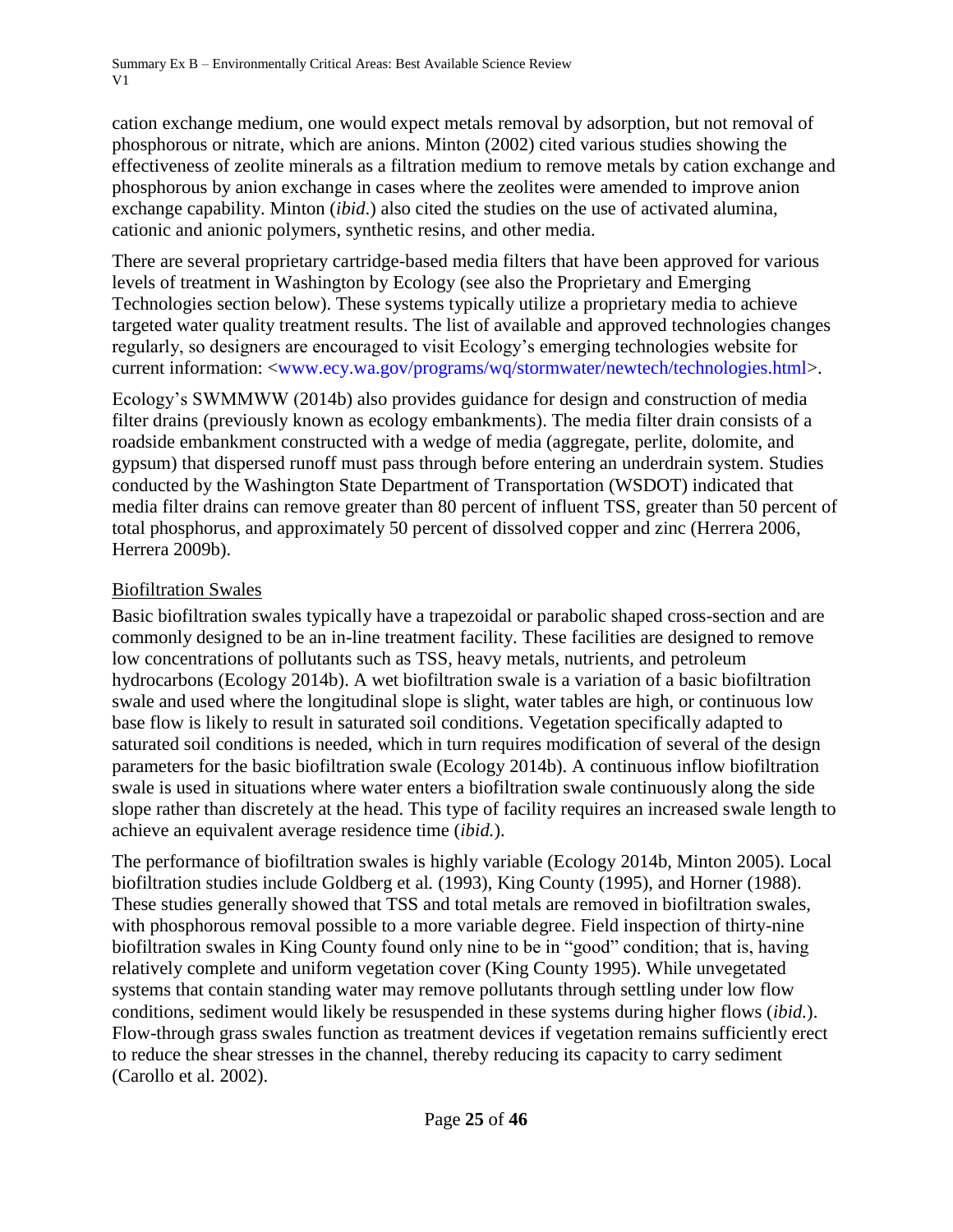cation exchange medium, one would expect metals removal by adsorption, but not removal of phosphorous or nitrate, which are anions. Minton (2002) cited various studies showing the effectiveness of zeolite minerals as a filtration medium to remove metals by cation exchange and phosphorous by anion exchange in cases where the zeolites were amended to improve anion exchange capability. Minton (*ibid.*) also cited the studies on the use of activated alumina, cationic and anionic polymers, synthetic resins, and other media.

There are several proprietary cartridge-based media filters that have been approved for various levels of treatment in Washington by Ecology (see also the Proprietary and Emerging Technologies section below). These systems typically utilize a proprietary media to achieve targeted water quality treatment results. The list of available and approved technologies changes regularly, so designers are encouraged to visit Ecology's emerging technologies website for current information: <www.ecy.wa.gov/programs/wq/stormwater/newtech/technologies.html>.

Ecology's SWMMWW (2014b) also provides guidance for design and construction of media filter drains (previously known as ecology embankments). The media filter drain consists of a roadside embankment constructed with a wedge of media (aggregate, perlite, dolomite, and gypsum) that dispersed runoff must pass through before entering an underdrain system. Studies conducted by the Washington State Department of Transportation (WSDOT) indicated that media filter drains can remove greater than 80 percent of influent TSS, greater than 50 percent of total phosphorus, and approximately 50 percent of dissolved copper and zinc (Herrera 2006, Herrera 2009b).

<u>Biofiltration Swales</u>

Basic biofiltration swales typically have a trapezoidal or parabolic shaped cross-section and are commonly designed to be an in-line treatment facility. These facilities are designed to remove low concentrations of pollutants such as TSS, heavy metals, nutrients, and petroleum hydrocarbons (Ecology 2014b). A wet biofiltration swale is a variation of a basic biofiltration swale and used where the longitudinal slope is slight, water tables are high, or continuous low base flow is likely to result in saturated soil conditions. Vegetation specifically adapted to saturated soil conditions is needed, which in turn requires modification of several of the design parameters for the basic biofiltration swale (Ecology 2014b). A continuous inflow biofiltration swale is used in situations where water enters a biofiltration swale continuously along the side slope rather than discretely at the head. This type of facility requires an increased swale length to achieve an equivalent average residence time (*ibid.*).

The performance of biofiltration swales is highly variable (Ecology 2014b, Minton 2005). Local biofiltration studies include Goldberg et al*.* (1993), King County (1995), and Horner (1988). These studies generally showed that TSS and total metals are removed in biofiltration swales, with phosphorous removal possible to a more variable degree. Field inspection of thirty-nine biofiltration swales in King County found only nine to be in "good" condition; that is, having relatively complete and uniform vegetation cover (King County 1995). While unvegetated systems that contain standing water may remove pollutants through settling under low flow conditions, sediment would likely be resuspended in these systems during higher flows (*ibid.*). Flow-through grass swales function as treatment devices if vegetation remains sufficiently erect to reduce the shear stresses in the channel, thereby reducing its capacity to carry sediment (Carollo et al. 2002).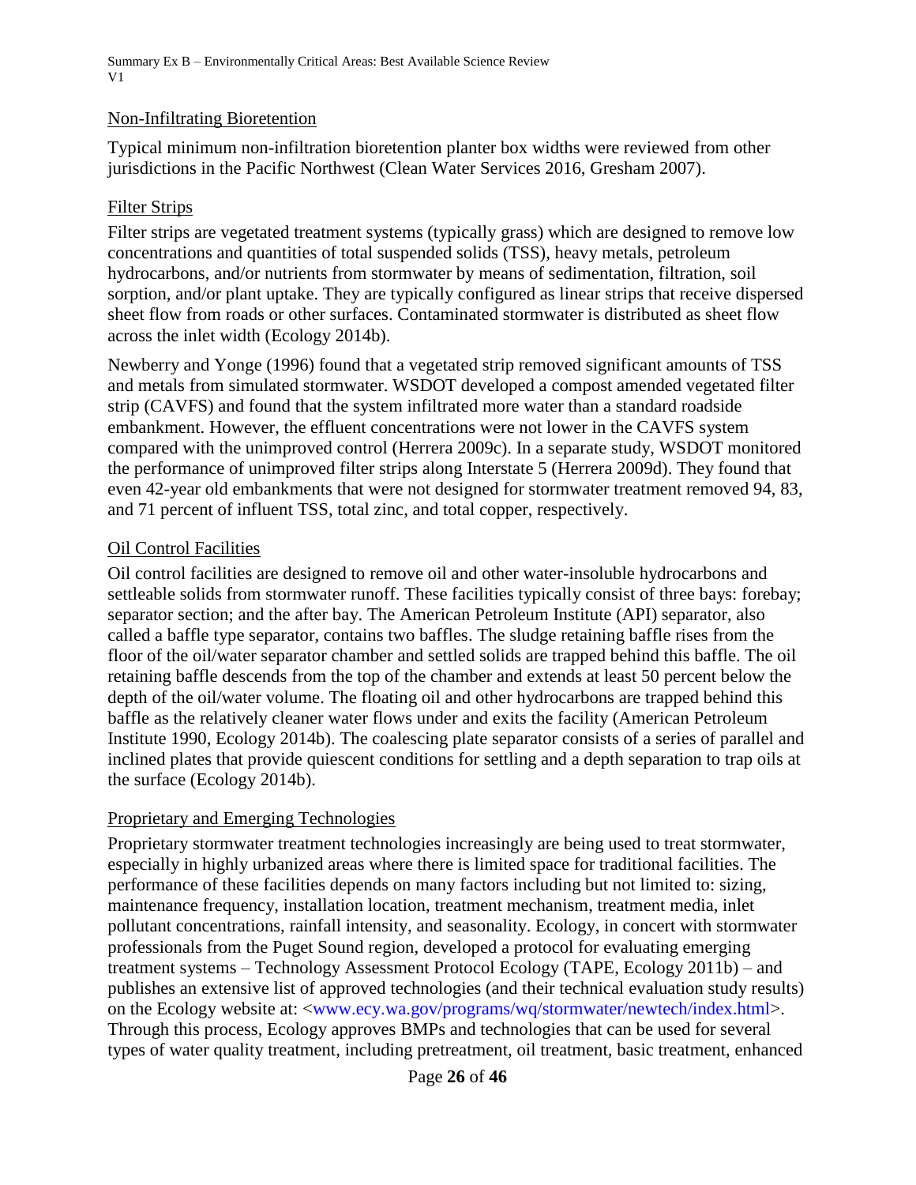### Non-Infiltrating Bioretention

Typical minimum non-infiltration bioretention planter box widths were reviewed from other jurisdictions in the Pacific Northwest (Clean Water Services 2016, Gresham 2007).

### Filter Strips

Filter strips are vegetated treatment systems (typically grass) which are designed to remove low concentrations and quantities of total suspended solids (TSS), heavy metals, petroleum hydrocarbons, and/or nutrients from stormwater by means of sedimentation, filtration, soil sorption, and/or plant uptake. They are typically configured as linear strips that receive dispersed sheet flow from roads or other surfaces. Contaminated stormwater is distributed as sheet flow across the inlet width (Ecology 2014b).

Newberry and Yonge (1996) found that a vegetated strip removed significant amounts of TSS and metals from simulated stormwater. WSDOT developed a compost amended vegetated filter strip (CAVFS) and found that the system infiltrated more water than a standard roadside embankment. However, the effluent concentrations were not lower in the CAVFS system compared with the unimproved control (Herrera 2009c). In a separate study, WSDOT monitored the performance of unimproved filter strips along Interstate 5 (Herrera 2009d). They found that even 42-year old embankments that were not designed for stormwater treatment removed 94, 83, and 71 percent of influent TSS, total zinc, and total copper, respectively.

### Oil Control Facilities

Oil control facilities are designed to remove oil and other water-insoluble hydrocarbons and settleable solids from stormwater runoff. These facilities typically consist of three bays: forebay; separator section; and the after bay. The American Petroleum Institute (API) separator, also called a baffle type separator, contains two baffles. The sludge retaining baffle rises from the floor of the oil/water separator chamber and settled solids are trapped behind this baffle. The oil retaining baffle descends from the top of the chamber and extends at least 50 percent below the depth of the oil/water volume. The floating oil and other hydrocarbons are trapped behind this baffle as the relatively cleaner water flows under and exits the facility (American Petroleum Institute 1990, Ecology 2014b). The coalescing plate separator consists of a series of parallel and inclined plates that provide quiescent conditions for settling and a depth separation to trap oils at the surface (Ecology 2014b).

### Proprietary and Emerging Technologies

Proprietary stormwater treatment technologies increasingly are being used to treat stormwater, especially in highly urbanized areas where there is limited space for traditional facilities. The performance of these facilities depends on many factors including but not limited to: sizing, maintenance frequency, installation location, treatment mechanism, treatment media, inlet pollutant concentrations, rainfall intensity, and seasonality. Ecology, in concert with stormwater professionals from the Puget Sound region, developed a protocol for evaluating emerging treatment systems – Technology Assessment Protocol Ecology (TAPE, Ecology 2011b) – and publishes an extensive list of approved technologies (and their technical evaluation study results) on the Ecology website at: <www.ecy.wa.gov/programs/wq/stormwater/newtech/index.html>. Through this process, Ecology approves BMPs and technologies that can be used for several types of water quality treatment, including pretreatment, oil treatment, basic treatment, enhanced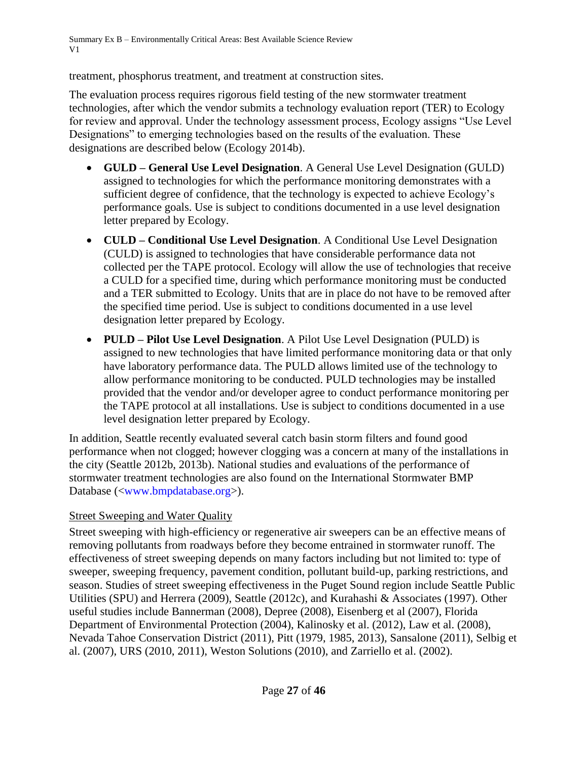treatment, phosphorus treatment, and treatment at construction sites.

The evaluation process requires rigorous field testing of the new stormwater treatment technologies, after which the vendor submits a technology evaluation report (TER) to Ecology for review and approval. Under the technology assessment process, Ecology assigns "Use Level Designations" to emerging technologies based on the results of the evaluation. These designations are described below (Ecology 2014b).

- **GULD – General Use Level Designation**. A General Use Level Designation (GULD) assigned to technologies for which the performance monitoring demonstrates with a sufficient degree of confidence, that the technology is expected to achieve Ecology's performance goals. Use is subject to conditions documented in a use level designation letter prepared by Ecology.
- **CULD – Conditional Use Level Designation**. A Conditional Use Level Designation (CULD) is assigned to technologies that have considerable performance data not collected per the TAPE protocol. Ecology will allow the use of technologies that receive a CULD for a specified time, during which performance monitoring must be conducted and a TER submitted to Ecology. Units that are in place do not have to be removed after the specified time period. Use is subject to conditions documented in a use level designation letter prepared by Ecology.
- **PULD – Pilot Use Level Designation**. A Pilot Use Level Designation (PULD) is assigned to new technologies that have limited performance monitoring data or that only have laboratory performance data. The PULD allows limited use of the technology to allow performance monitoring to be conducted. PULD technologies may be installed provided that the vendor and/or developer agree to conduct performance monitoring per the TAPE protocol at all installations. Use is subject to conditions documented in a use level designation letter prepared by Ecology.

In addition, Seattle recently evaluated several catch basin storm filters and found good performance when not clogged; however clogging was a concern at many of the installations in the city (Seattle 2012b, 2013b). National studies and evaluations of the performance of stormwater treatment technologies are also found on the International Stormwater BMP Database (<www.bmpdatabase.org>).

Street Sweeping and Water Quality

Street sweeping with high-efficiency or regenerative air sweepers can be an effective means of removing pollutants from roadways before they become entrained in stormwater runoff. The effectiveness of street sweeping depends on many factors including but not limited to: type of sweeper, sweeping frequency, pavement condition, pollutant build-up, parking restrictions, and season. Studies of street sweeping effectiveness in the Puget Sound region include Seattle Public Utilities (SPU) and Herrera (2009), Seattle (2012c), and Kurahashi & Associates (1997). Other useful studies include Bannerman (2008), Depree (2008), Eisenberg et al (2007), Florida Department of Environmental Protection (2004), Kalinosky et al. (2012), Law et al. (2008), Nevada Tahoe Conservation District (2011), Pitt (1979, 1985, 2013), Sansalone (2011), Selbig et al. (2007), URS (2010, 2011), Weston Solutions (2010), and Zarriello et al. (2002).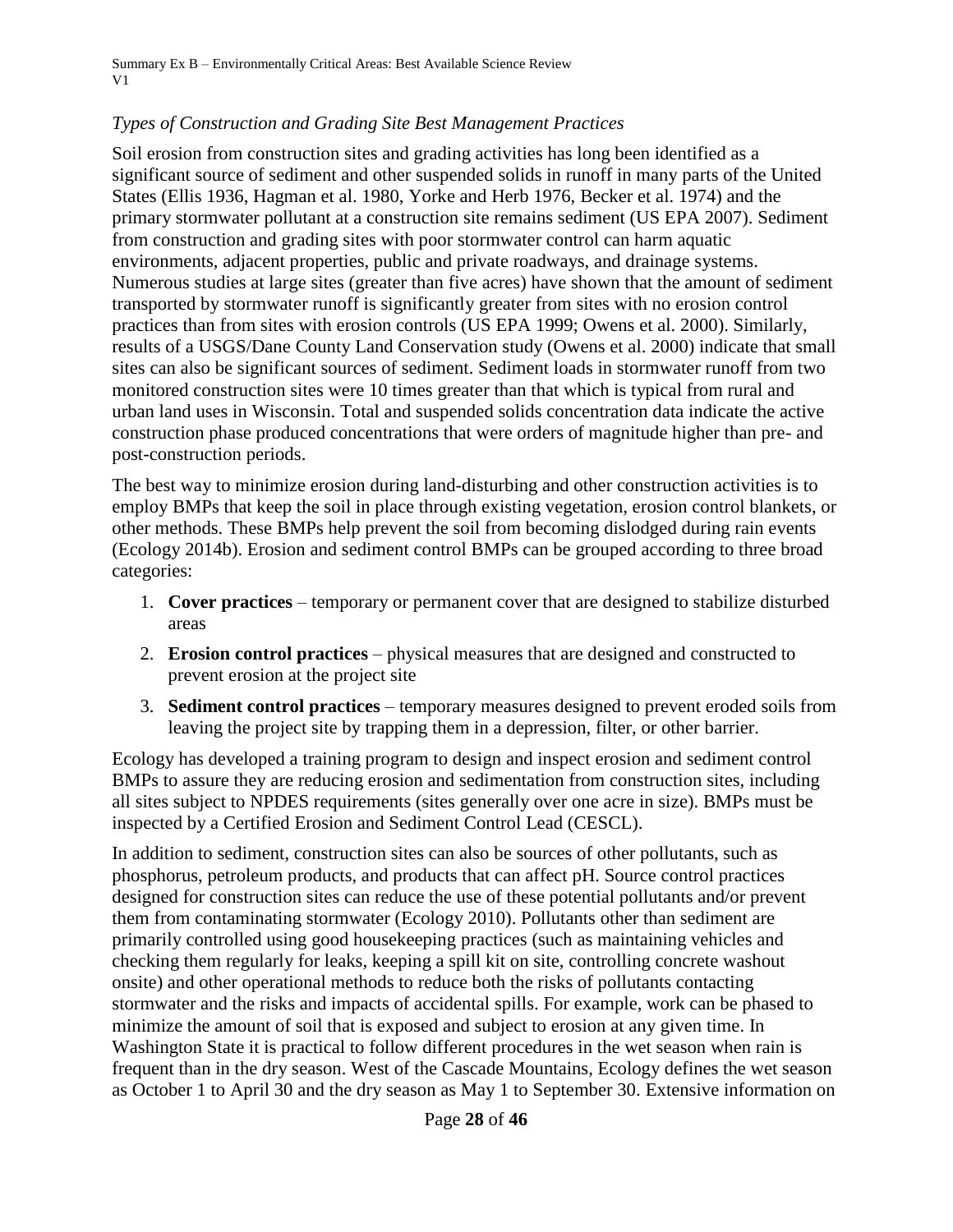*Types of Construction and Grading Site Best Management Practices*

Soil erosion from construction sites and grading activities has long been identified as a significant source of sediment and other suspended solids in runoff in many parts of the United States (Ellis 1936, Hagman et al. 1980, Yorke and Herb 1976, Becker et al. 1974) and the primary stormwater pollutant at a construction site remains sediment (US EPA 2007). Sediment from construction and grading sites with poor stormwater control can harm aquatic environments, adjacent properties, public and private roadways, and drainage systems. Numerous studies at large sites (greater than five acres) have shown that the amount of sediment transported by stormwater runoff is significantly greater from sites with no erosion control practices than from sites with erosion controls (US EPA 1999; Owens et al. 2000). Similarly, results of a USGS/Dane County Land Conservation study (Owens et al. 2000) indicate that small sites can also be significant sources of sediment. Sediment loads in stormwater runoff from two monitored construction sites were 10 times greater than that which is typical from rural and urban land uses in Wisconsin. Total and suspended solids concentration data indicate the active construction phase produced concentrations that were orders of magnitude higher than pre- and post-construction periods.

The best way to minimize erosion during land-disturbing and other construction activities is to employ BMPs that keep the soil in place through existing vegetation, erosion control blankets, or other methods. These BMPs help prevent the soil from becoming dislodged during rain events (Ecology 2014b). Erosion and sediment control BMPs can be grouped according to three broad categories:

1. **Cover practices** – temporary or permanent cover that are designed to stabilize disturbed areas
2. **Erosion control practices** – physical measures that are designed and constructed to prevent erosion at the project site
3. **Sediment control practices** – temporary measures designed to prevent eroded soils from leaving the project site by trapping them in a depression, filter, or other barrier.

Ecology has developed a training program to design and inspect erosion and sediment control BMPs to assure they are reducing erosion and sedimentation from construction sites, including all sites subject to NPDES requirements (sites generally over one acre in size). BMPs must be inspected by a Certified Erosion and Sediment Control Lead (CESCL).

In addition to sediment, construction sites can also be sources of other pollutants, such as phosphorus, petroleum products, and products that can affect pH. Source control practices designed for construction sites can reduce the use of these potential pollutants and/or prevent them from contaminating stormwater (Ecology 2010). Pollutants other than sediment are primarily controlled using good housekeeping practices (such as maintaining vehicles and checking them regularly for leaks, keeping a spill kit on site, controlling concrete washout onsite) and other operational methods to reduce both the risks of pollutants contacting stormwater and the risks and impacts of accidental spills. For example, work can be phased to minimize the amount of soil that is exposed and subject to erosion at any given time. In Washington State it is practical to follow different procedures in the wet season when rain is frequent than in the dry season. West of the Cascade Mountains, Ecology defines the wet season as October 1 to April 30 and the dry season as May 1 to September 30. Extensive information on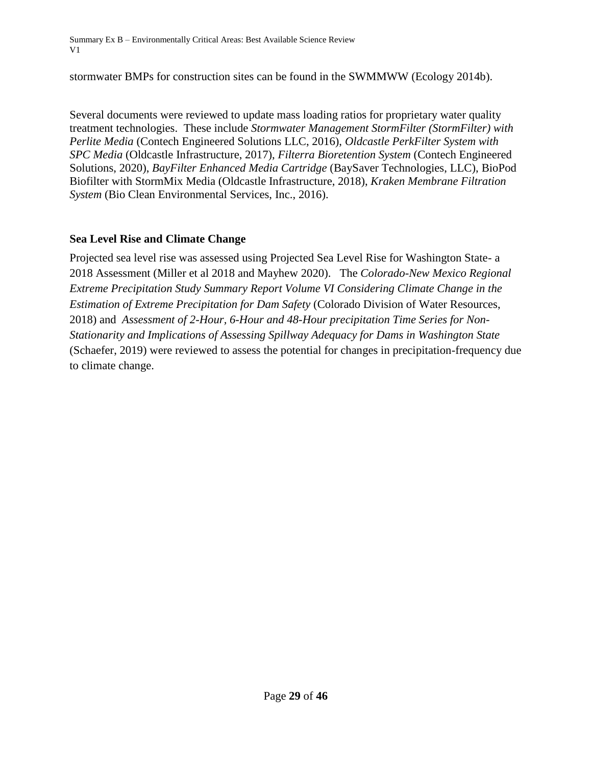stormwater BMPs for construction sites can be found in the SWMMWW (Ecology 2014b).

Several documents were reviewed to update mass loading ratios for proprietary water quality treatment technologies. These include *Stormwater Management StormFilter (StormFilter) with Perlite Media* (Contech Engineered Solutions LLC, 2016), *Oldcastle PerkFilter System with SPC Media* (Oldcastle Infrastructure, 2017), *Filterra Bioretention System* (Contech Engineered Solutions, 2020), *BayFilter Enhanced Media Cartridge* (BaySaver Technologies, LLC), BioPod Biofilter with StormMix Media (Oldcastle Infrastructure, 2018), *Kraken Membrane Filtration System* (Bio Clean Environmental Services, Inc., 2016).

### Sea Level Rise and Climate Change

Projected sea level rise was assessed using Projected Sea Level Rise for Washington State- a 2018 Assessment (Miller et al 2018 and Mayhew 2020). The *Colorado-New Mexico Regional Extreme Precipitation Study Summary Report Volume VI Considering Climate Change in the Estimation of Extreme Precipitation for Dam Safety* (Colorado Division of Water Resources, 2018) and *Assessment of 2-Hour, 6-Hour and 48-Hour precipitation Time Series for Non-Stationarity and Implications of Assessing Spillway Adequacy for Dams in Washington State* (Schaefer, 2019) were reviewed to assess the potential for changes in precipitation-frequency due to climate change.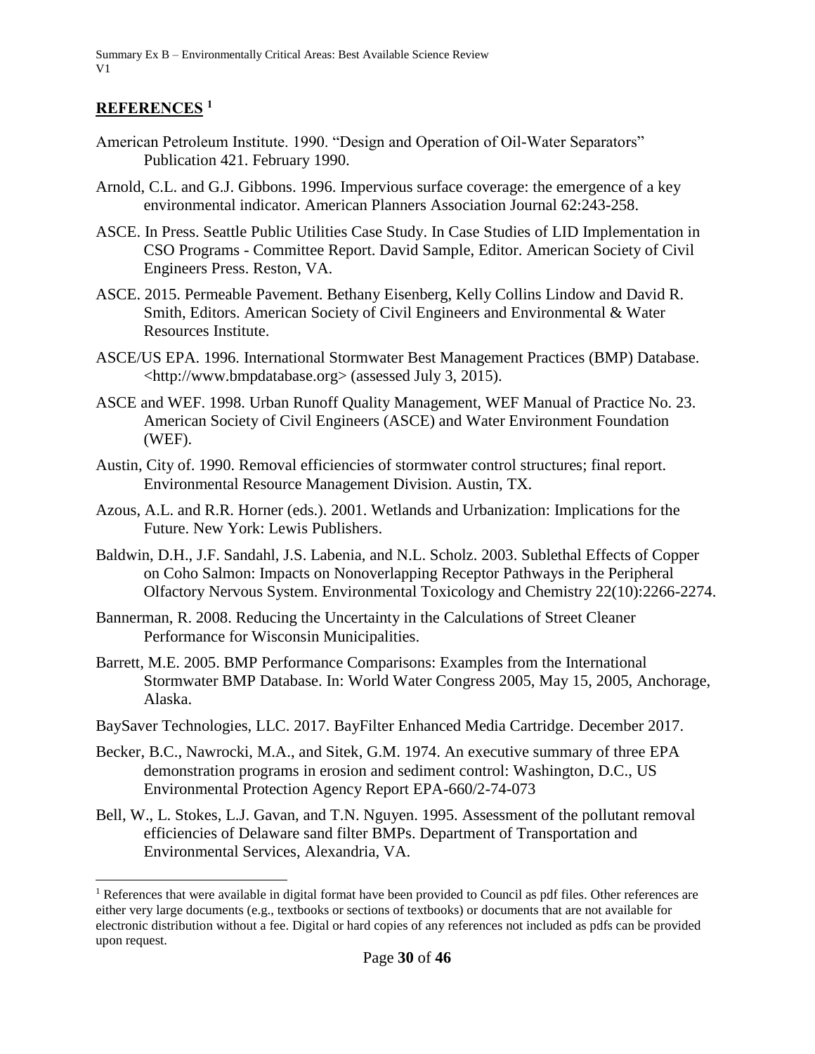## REFERENCES [1]

American Petroleum Institute. 1990. "Design and Operation of Oil-Water Separators" Publication 421. February 1990.

Arnold, C.L. and G.J. Gibbons. 1996. Impervious surface coverage: the emergence of a key environmental indicator. American Planners Association Journal 62:243-258.

ASCE. In Press. Seattle Public Utilities Case Study. In Case Studies of LID Implementation in CSO Programs - Committee Report. David Sample, Editor. American Society of Civil Engineers Press. Reston, VA.

ASCE. 2015. Permeable Pavement. Bethany Eisenberg, Kelly Collins Lindow and David R. Smith, Editors. American Society of Civil Engineers and Environmental & Water Resources Institute.

ASCE/US EPA. 1996. International Stormwater Best Management Practices (BMP) Database. <http://www.bmpdatabase.org> (assessed July 3, 2015).

ASCE and WEF. 1998. Urban Runoff Quality Management, WEF Manual of Practice No. 23. American Society of Civil Engineers (ASCE) and Water Environment Foundation (WEF).

Austin, City of. 1990. Removal efficiencies of stormwater control structures; final report. Environmental Resource Management Division. Austin, TX.

Azous, A.L. and R.R. Horner (eds.). 2001. Wetlands and Urbanization: Implications for the Future. New York: Lewis Publishers.

Baldwin, D.H., J.F. Sandahl, J.S. Labenia, and N.L. Scholz. 2003. Sublethal Effects of Copper on Coho Salmon: Impacts on Nonoverlapping Receptor Pathways in the Peripheral Olfactory Nervous System. Environmental Toxicology and Chemistry 22(10):2266-2274.

Bannerman, R. 2008. Reducing the Uncertainty in the Calculations of Street Cleaner Performance for Wisconsin Municipalities.

Barrett, M.E. 2005. BMP Performance Comparisons: Examples from the International Stormwater BMP Database. In: World Water Congress 2005, May 15, 2005, Anchorage, Alaska.

BaySaver Technologies, LLC. 2017. BayFilter Enhanced Media Cartridge. December 2017.

Becker, B.C., Nawrocki, M.A., and Sitek, G.M. 1974. An executive summary of three EPA demonstration programs in erosion and sediment control: Washington, D.C., US Environmental Protection Agency Report EPA-660/2-74-073

Bell, W., L. Stokes, L.J. Gavan, and T.N. Nguyen. 1995. Assessment of the pollutant removal efficiencies of Delaware sand filter BMPs. Department of Transportation and Environmental Services, Alexandria, VA.

[1] References that were available in digital format have been provided to Council as pdf files. Other references are either very large documents (e.g., textbooks or sections of textbooks) or documents that are not available for electronic distribution without a fee. Digital or hard copies of any references not included as pdfs can be provided upon request.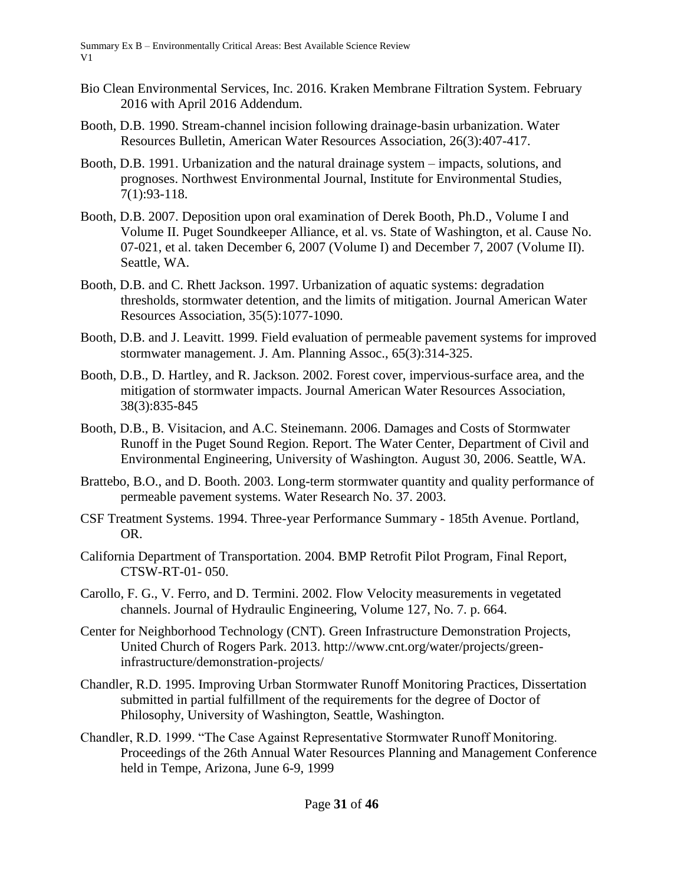Bio Clean Environmental Services, Inc. 2016. Kraken Membrane Filtration System. February 2016 with April 2016 Addendum.

Booth, D.B. 1990. Stream-channel incision following drainage-basin urbanization. Water Resources Bulletin, American Water Resources Association, 26(3):407-417.

Booth, D.B. 1991. Urbanization and the natural drainage system – impacts, solutions, and prognoses. Northwest Environmental Journal, Institute for Environmental Studies, 7(1):93-118.

Booth, D.B. 2007. Deposition upon oral examination of Derek Booth, Ph.D., Volume I and Volume II. Puget Soundkeeper Alliance, et al. vs. State of Washington, et al. Cause No. 07-021, et al. taken December 6, 2007 (Volume I) and December 7, 2007 (Volume II). Seattle, WA.

Booth, D.B. and C. Rhett Jackson. 1997. Urbanization of aquatic systems: degradation thresholds, stormwater detention, and the limits of mitigation. Journal American Water Resources Association, 35(5):1077-1090.

Booth, D.B. and J. Leavitt. 1999. Field evaluation of permeable pavement systems for improved stormwater management. J. Am. Planning Assoc., 65(3):314-325.

Booth, D.B., D. Hartley, and R. Jackson. 2002. Forest cover, impervious-surface area, and the mitigation of stormwater impacts. Journal American Water Resources Association, 38(3):835-845

Booth, D.B., B. Visitacion, and A.C. Steinemann. 2006. Damages and Costs of Stormwater Runoff in the Puget Sound Region. Report. The Water Center, Department of Civil and Environmental Engineering, University of Washington. August 30, 2006. Seattle, WA.

Brattebo, B.O., and D. Booth. 2003. Long-term stormwater quantity and quality performance of permeable pavement systems. Water Research No. 37. 2003.

CSF Treatment Systems. 1994. Three-year Performance Summary - 185th Avenue. Portland, OR.

California Department of Transportation. 2004. BMP Retrofit Pilot Program, Final Report, CTSW-RT-01- 050.

Carollo, F. G., V. Ferro, and D. Termini. 2002. Flow Velocity measurements in vegetated channels. Journal of Hydraulic Engineering, Volume 127, No. 7. p. 664.

Center for Neighborhood Technology (CNT). Green Infrastructure Demonstration Projects, United Church of Rogers Park. 2013. http://www.cnt.org/water/projects/green-infrastructure/demonstration-projects/

Chandler, R.D. 1995. Improving Urban Stormwater Runoff Monitoring Practices, Dissertation submitted in partial fulfillment of the requirements for the degree of Doctor of Philosophy, University of Washington, Seattle, Washington.

Chandler, R.D. 1999. "The Case Against Representative Stormwater Runoff Monitoring. Proceedings of the 26th Annual Water Resources Planning and Management Conference held in Tempe, Arizona, June 6-9, 1999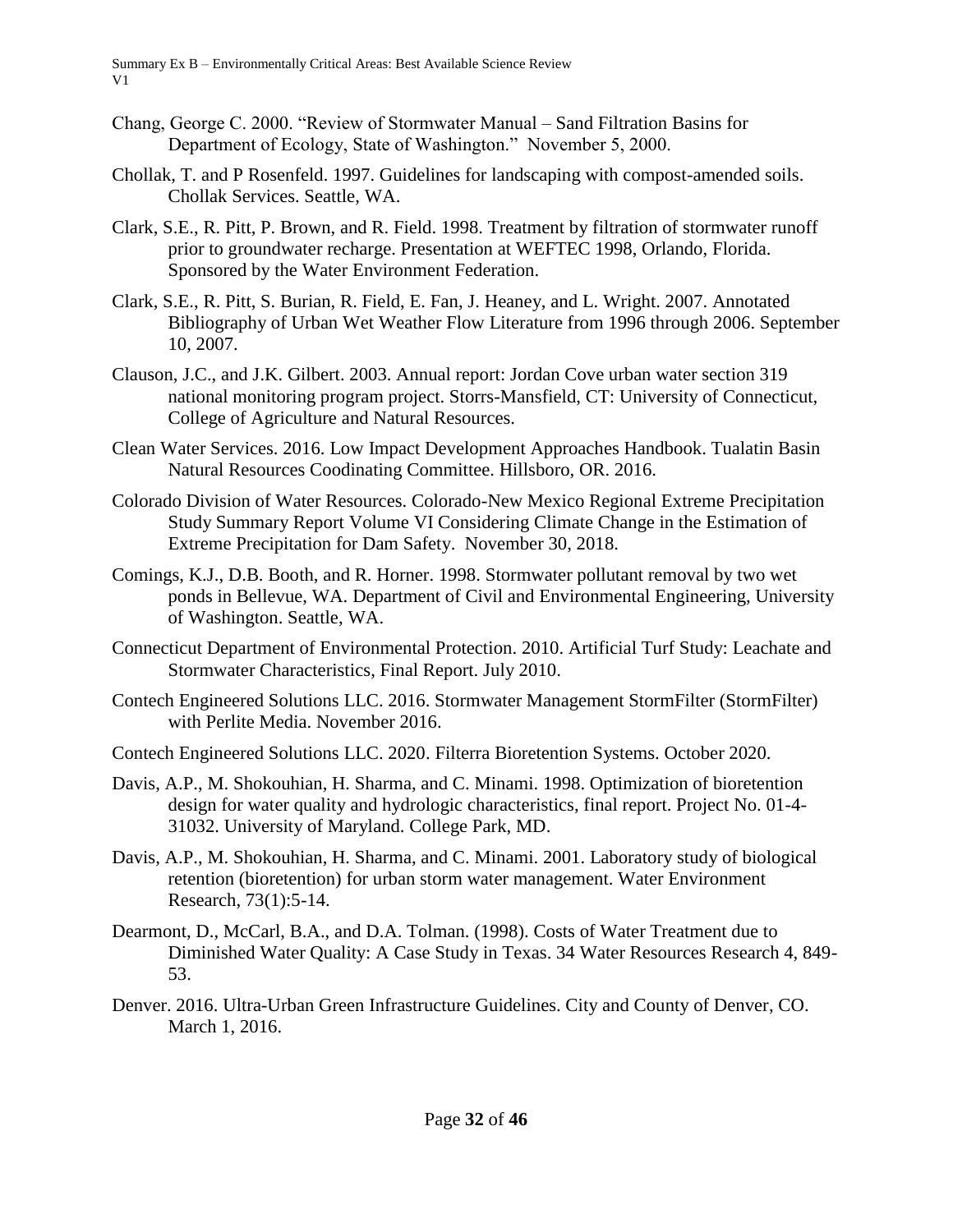Chang, George C. 2000. "Review of Stormwater Manual – Sand Filtration Basins for Department of Ecology, State of Washington." November 5, 2000.

Chollak, T. and P Rosenfeld. 1997. Guidelines for landscaping with compost-amended soils. Chollak Services. Seattle, WA.

Clark, S.E., R. Pitt, P. Brown, and R. Field. 1998. Treatment by filtration of stormwater runoff prior to groundwater recharge. Presentation at WEFTEC 1998, Orlando, Florida. Sponsored by the Water Environment Federation.

Clark, S.E., R. Pitt, S. Burian, R. Field, E. Fan, J. Heaney, and L. Wright. 2007. Annotated Bibliography of Urban Wet Weather Flow Literature from 1996 through 2006. September 10, 2007.

Clauson, J.C., and J.K. Gilbert. 2003. Annual report: Jordan Cove urban water section 319 national monitoring program project. Storrs-Mansfield, CT: University of Connecticut, College of Agriculture and Natural Resources.

Clean Water Services. 2016. Low Impact Development Approaches Handbook. Tualatin Basin Natural Resources Coodinating Committee. Hillsboro, OR. 2016.

Colorado Division of Water Resources. Colorado-New Mexico Regional Extreme Precipitation Study Summary Report Volume VI Considering Climate Change in the Estimation of Extreme Precipitation for Dam Safety. November 30, 2018.

Comings, K.J., D.B. Booth, and R. Horner. 1998. Stormwater pollutant removal by two wet ponds in Bellevue, WA. Department of Civil and Environmental Engineering, University of Washington. Seattle, WA.

Connecticut Department of Environmental Protection. 2010. Artificial Turf Study: Leachate and Stormwater Characteristics, Final Report. July 2010.

Contech Engineered Solutions LLC. 2016. Stormwater Management StormFilter (StormFilter) with Perlite Media. November 2016.

Contech Engineered Solutions LLC. 2020. Filterra Bioretention Systems. October 2020.

Davis, A.P., M. Shokouhian, H. Sharma, and C. Minami. 1998. Optimization of bioretention design for water quality and hydrologic characteristics, final report. Project No. 01-4-31032. University of Maryland. College Park, MD.

Davis, A.P., M. Shokouhian, H. Sharma, and C. Minami. 2001. Laboratory study of biological retention (bioretention) for urban storm water management. Water Environment Research, 73(1):5-14.

Dearmont, D., McCarl, B.A., and D.A. Tolman. (1998). Costs of Water Treatment due to Diminished Water Quality: A Case Study in Texas. 34 Water Resources Research 4, 849-53.

Denver. 2016. Ultra-Urban Green Infrastructure Guidelines. City and County of Denver, CO. March 1, 2016.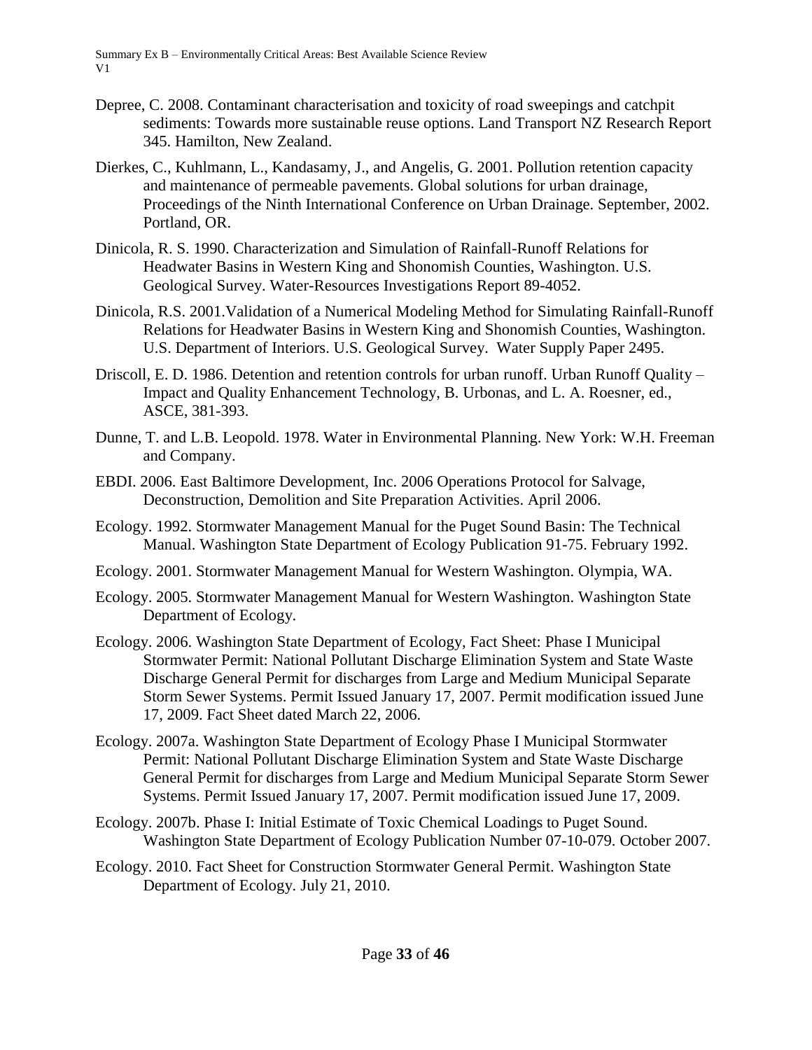Depree, C. 2008. Contaminant characterisation and toxicity of road sweepings and catchpit sediments: Towards more sustainable reuse options. Land Transport NZ Research Report 345. Hamilton, New Zealand.

Dierkes, C., Kuhlmann, L., Kandasamy, J., and Angelis, G. 2001. Pollution retention capacity and maintenance of permeable pavements. Global solutions for urban drainage, Proceedings of the Ninth International Conference on Urban Drainage. September, 2002. Portland, OR.

Dinicola, R. S. 1990. Characterization and Simulation of Rainfall-Runoff Relations for Headwater Basins in Western King and Shonomish Counties, Washington. U.S. Geological Survey. Water-Resources Investigations Report 89-4052.

Dinicola, R.S. 2001.Validation of a Numerical Modeling Method for Simulating Rainfall-Runoff Relations for Headwater Basins in Western King and Shonomish Counties, Washington. U.S. Department of Interiors. U.S. Geological Survey. Water Supply Paper 2495.

Driscoll, E. D. 1986. Detention and retention controls for urban runoff. Urban Runoff Quality – Impact and Quality Enhancement Technology, B. Urbonas, and L. A. Roesner, ed., ASCE, 381-393.

Dunne, T. and L.B. Leopold. 1978. Water in Environmental Planning. New York: W.H. Freeman and Company.

EBDI. 2006. East Baltimore Development, Inc. 2006 Operations Protocol for Salvage, Deconstruction, Demolition and Site Preparation Activities. April 2006.

Ecology. 1992. Stormwater Management Manual for the Puget Sound Basin: The Technical Manual. Washington State Department of Ecology Publication 91-75. February 1992.

Ecology. 2001. Stormwater Management Manual for Western Washington. Olympia, WA.

Ecology. 2005. Stormwater Management Manual for Western Washington. Washington State Department of Ecology.

Ecology. 2006. Washington State Department of Ecology, Fact Sheet: Phase I Municipal Stormwater Permit: National Pollutant Discharge Elimination System and State Waste Discharge General Permit for discharges from Large and Medium Municipal Separate Storm Sewer Systems. Permit Issued January 17, 2007. Permit modification issued June 17, 2009. Fact Sheet dated March 22, 2006.

Ecology. 2007a. Washington State Department of Ecology Phase I Municipal Stormwater Permit: National Pollutant Discharge Elimination System and State Waste Discharge General Permit for discharges from Large and Medium Municipal Separate Storm Sewer Systems. Permit Issued January 17, 2007. Permit modification issued June 17, 2009.

Ecology. 2007b. Phase I: Initial Estimate of Toxic Chemical Loadings to Puget Sound. Washington State Department of Ecology Publication Number 07-10-079. October 2007.

Ecology. 2010. Fact Sheet for Construction Stormwater General Permit. Washington State Department of Ecology. July 21, 2010.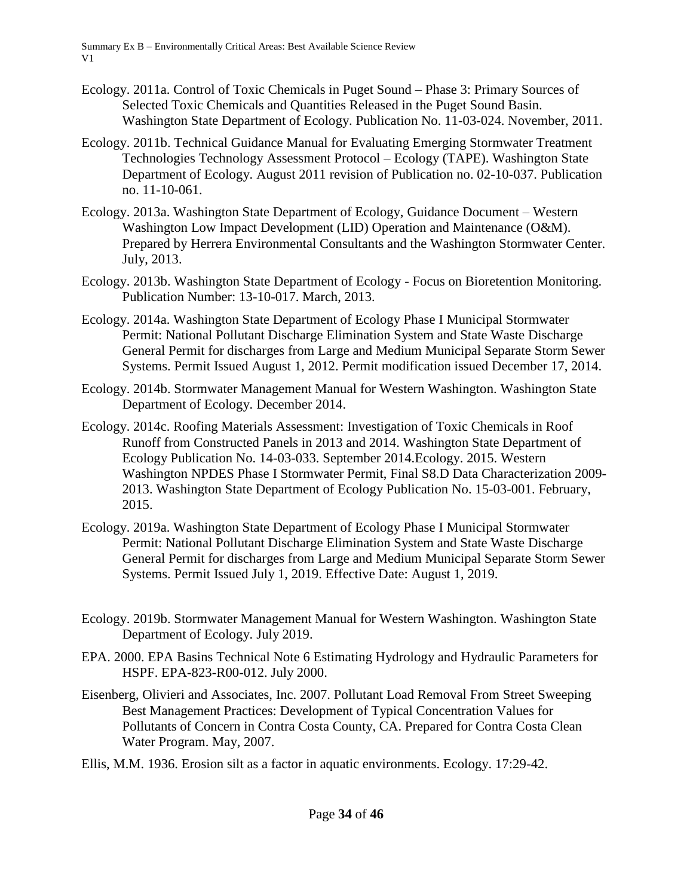Ecology. 2011a. Control of Toxic Chemicals in Puget Sound – Phase 3: Primary Sources of Selected Toxic Chemicals and Quantities Released in the Puget Sound Basin. Washington State Department of Ecology. Publication No. 11-03-024. November, 2011.

Ecology. 2011b. Technical Guidance Manual for Evaluating Emerging Stormwater Treatment Technologies Technology Assessment Protocol – Ecology (TAPE). Washington State Department of Ecology. August 2011 revision of Publication no. 02-10-037. Publication no. 11-10-061.

Ecology. 2013a. Washington State Department of Ecology, Guidance Document – Western Washington Low Impact Development (LID) Operation and Maintenance (O&M). Prepared by Herrera Environmental Consultants and the Washington Stormwater Center. July, 2013.

Ecology. 2013b. Washington State Department of Ecology - Focus on Bioretention Monitoring. Publication Number: 13-10-017. March, 2013.

Ecology. 2014a. Washington State Department of Ecology Phase I Municipal Stormwater Permit: National Pollutant Discharge Elimination System and State Waste Discharge General Permit for discharges from Large and Medium Municipal Separate Storm Sewer Systems. Permit Issued August 1, 2012. Permit modification issued December 17, 2014.

Ecology. 2014b. Stormwater Management Manual for Western Washington. Washington State Department of Ecology. December 2014.

Ecology. 2014c. Roofing Materials Assessment: Investigation of Toxic Chemicals in Roof Runoff from Constructed Panels in 2013 and 2014. Washington State Department of Ecology Publication No. 14-03-033. September 2014.Ecology. 2015. Western Washington NPDES Phase I Stormwater Permit, Final S8.D Data Characterization 2009-2013. Washington State Department of Ecology Publication No. 15-03-001. February, 2015.

Ecology. 2019a. Washington State Department of Ecology Phase I Municipal Stormwater Permit: National Pollutant Discharge Elimination System and State Waste Discharge General Permit for discharges from Large and Medium Municipal Separate Storm Sewer Systems. Permit Issued July 1, 2019. Effective Date: August 1, 2019.

Ecology. 2019b. Stormwater Management Manual for Western Washington. Washington State Department of Ecology. July 2019.

EPA. 2000. EPA Basins Technical Note 6 Estimating Hydrology and Hydraulic Parameters for HSPF. EPA-823-R00-012. July 2000.

Eisenberg, Olivieri and Associates, Inc. 2007. Pollutant Load Removal From Street Sweeping Best Management Practices: Development of Typical Concentration Values for Pollutants of Concern in Contra Costa County, CA. Prepared for Contra Costa Clean Water Program. May, 2007.

Ellis, M.M. 1936. Erosion silt as a factor in aquatic environments. Ecology. 17:29-42.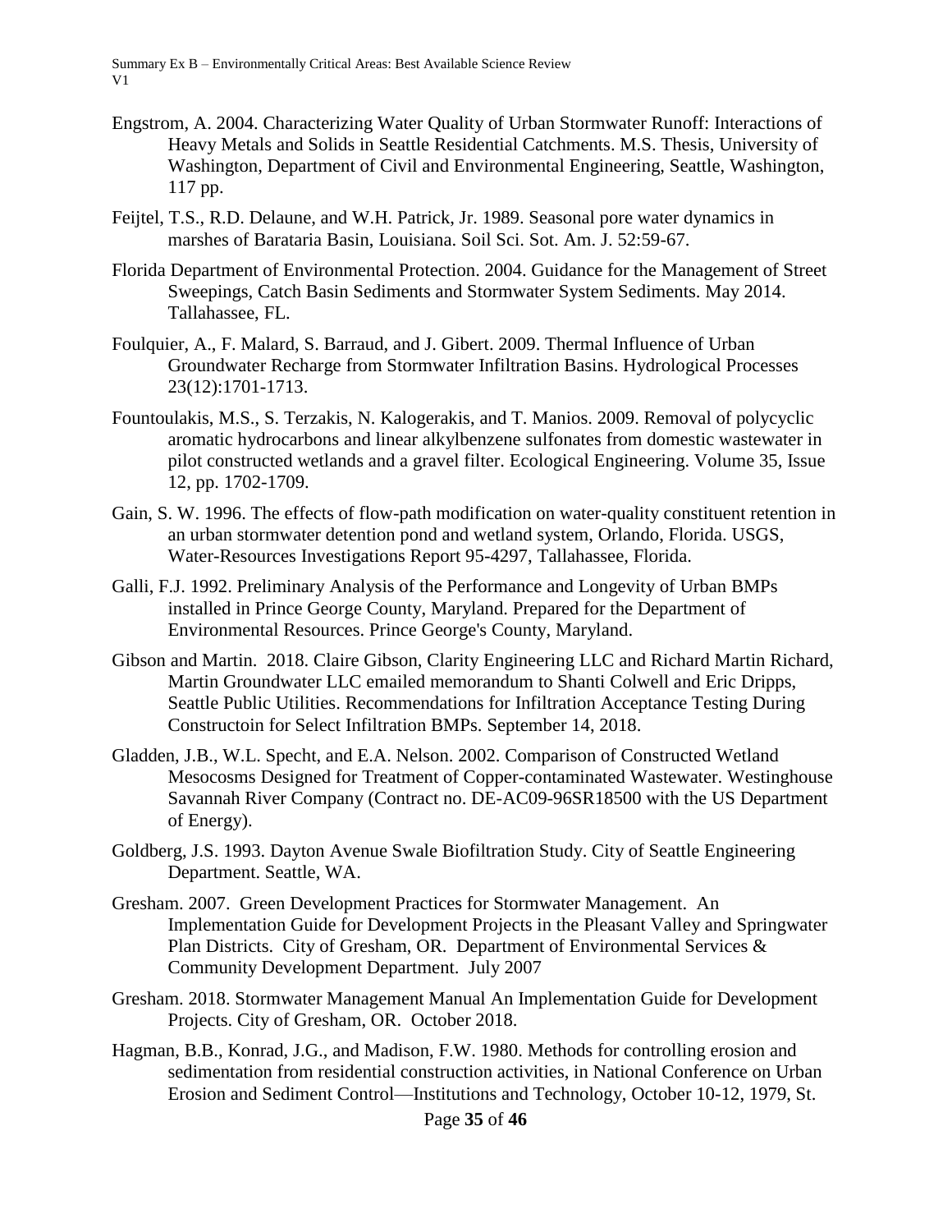Engstrom, A. 2004. Characterizing Water Quality of Urban Stormwater Runoff: Interactions of Heavy Metals and Solids in Seattle Residential Catchments. M.S. Thesis, University of Washington, Department of Civil and Environmental Engineering, Seattle, Washington, 117 pp.

Feijtel, T.S., R.D. Delaune, and W.H. Patrick, Jr. 1989. Seasonal pore water dynamics in marshes of Barataria Basin, Louisiana. Soil Sci. Sot. Am. J. 52:59-67.

Florida Department of Environmental Protection. 2004. Guidance for the Management of Street Sweepings, Catch Basin Sediments and Stormwater System Sediments. May 2014. Tallahassee, FL.

Foulquier, A., F. Malard, S. Barraud, and J. Gibert. 2009. Thermal Influence of Urban Groundwater Recharge from Stormwater Infiltration Basins. Hydrological Processes 23(12):1701-1713.

Fountoulakis, M.S., S. Terzakis, N. Kalogerakis, and T. Manios. 2009. Removal of polycyclic aromatic hydrocarbons and linear alkylbenzene sulfonates from domestic wastewater in pilot constructed wetlands and a gravel filter. Ecological Engineering. Volume 35, Issue 12, pp. 1702-1709.

Gain, S. W. 1996. The effects of flow-path modification on water-quality constituent retention in an urban stormwater detention pond and wetland system, Orlando, Florida. USGS, Water-Resources Investigations Report 95-4297, Tallahassee, Florida.

Galli, F.J. 1992. Preliminary Analysis of the Performance and Longevity of Urban BMPs installed in Prince George County, Maryland. Prepared for the Department of Environmental Resources. Prince George's County, Maryland.

Gibson and Martin. 2018. Claire Gibson, Clarity Engineering LLC and Richard Martin Richard, Martin Groundwater LLC emailed memorandum to Shanti Colwell and Eric Dripps, Seattle Public Utilities. Recommendations for Infiltration Acceptance Testing During Constructoin for Select Infiltration BMPs. September 14, 2018.

Gladden, J.B., W.L. Specht, and E.A. Nelson. 2002. Comparison of Constructed Wetland Mesocosms Designed for Treatment of Copper-contaminated Wastewater. Westinghouse Savannah River Company (Contract no. DE-AC09-96SR18500 with the US Department of Energy).

Goldberg, J.S. 1993. Dayton Avenue Swale Biofiltration Study. City of Seattle Engineering Department. Seattle, WA.

Gresham. 2007. Green Development Practices for Stormwater Management. An Implementation Guide for Development Projects in the Pleasant Valley and Springwater Plan Districts. City of Gresham, OR. Department of Environmental Services & Community Development Department. July 2007

Gresham. 2018. Stormwater Management Manual An Implementation Guide for Development Projects. City of Gresham, OR. October 2018.

Hagman, B.B., Konrad, J.G., and Madison, F.W. 1980. Methods for controlling erosion and sedimentation from residential construction activities, in National Conference on Urban Erosion and Sediment Control—Institutions and Technology, October 10-12, 1979, St.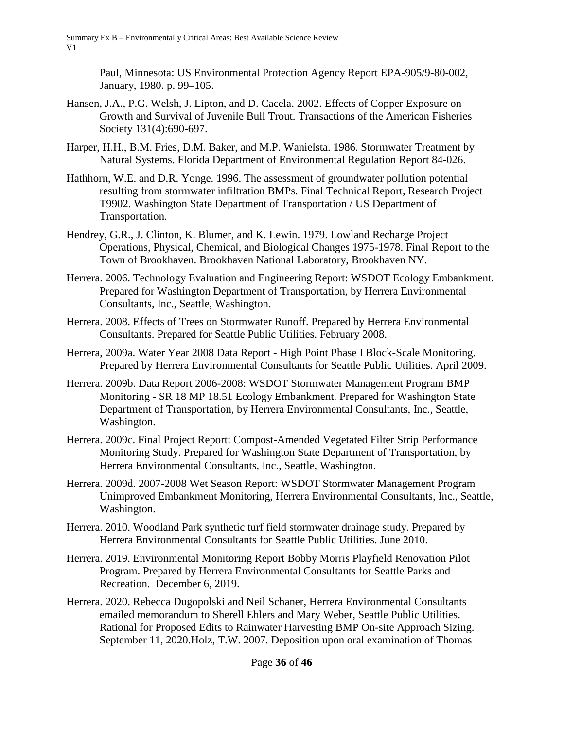Paul, Minnesota: US Environmental Protection Agency Report EPA-905/9-80-002, January, 1980. p. 99–105.

Hansen, J.A., P.G. Welsh, J. Lipton, and D. Cacela. 2002. Effects of Copper Exposure on Growth and Survival of Juvenile Bull Trout. Transactions of the American Fisheries Society 131(4):690-697.

Harper, H.H., B.M. Fries, D.M. Baker, and M.P. Wanielsta. 1986. Stormwater Treatment by Natural Systems. Florida Department of Environmental Regulation Report 84-026.

Hathhorn, W.E. and D.R. Yonge. 1996. The assessment of groundwater pollution potential resulting from stormwater infiltration BMPs. Final Technical Report, Research Project T9902. Washington State Department of Transportation / US Department of Transportation.

Hendrey, G.R., J. Clinton, K. Blumer, and K. Lewin. 1979. Lowland Recharge Project Operations, Physical, Chemical, and Biological Changes 1975-1978. Final Report to the Town of Brookhaven. Brookhaven National Laboratory, Brookhaven NY.

Herrera. 2006. Technology Evaluation and Engineering Report: WSDOT Ecology Embankment. Prepared for Washington Department of Transportation, by Herrera Environmental Consultants, Inc., Seattle, Washington.

Herrera. 2008. Effects of Trees on Stormwater Runoff. Prepared by Herrera Environmental Consultants. Prepared for Seattle Public Utilities. February 2008.

Herrera, 2009a. Water Year 2008 Data Report - High Point Phase I Block-Scale Monitoring. Prepared by Herrera Environmental Consultants for Seattle Public Utilities. April 2009.

Herrera. 2009b. Data Report 2006-2008: WSDOT Stormwater Management Program BMP Monitoring - SR 18 MP 18.51 Ecology Embankment. Prepared for Washington State Department of Transportation, by Herrera Environmental Consultants, Inc., Seattle, Washington.

Herrera. 2009c. Final Project Report: Compost-Amended Vegetated Filter Strip Performance Monitoring Study. Prepared for Washington State Department of Transportation, by Herrera Environmental Consultants, Inc., Seattle, Washington.

Herrera. 2009d. 2007-2008 Wet Season Report: WSDOT Stormwater Management Program Unimproved Embankment Monitoring, Herrera Environmental Consultants, Inc., Seattle, Washington.

Herrera. 2010. Woodland Park synthetic turf field stormwater drainage study. Prepared by Herrera Environmental Consultants for Seattle Public Utilities. June 2010.

Herrera. 2019. Environmental Monitoring Report Bobby Morris Playfield Renovation Pilot Program. Prepared by Herrera Environmental Consultants for Seattle Parks and Recreation. December 6, 2019.

Herrera. 2020. Rebecca Dugopolski and Neil Schaner, Herrera Environmental Consultants emailed memorandum to Sherell Ehlers and Mary Weber, Seattle Public Utilities. Rational for Proposed Edits to Rainwater Harvesting BMP On-site Approach Sizing. September 11, 2020.Holz, T.W. 2007. Deposition upon oral examination of Thomas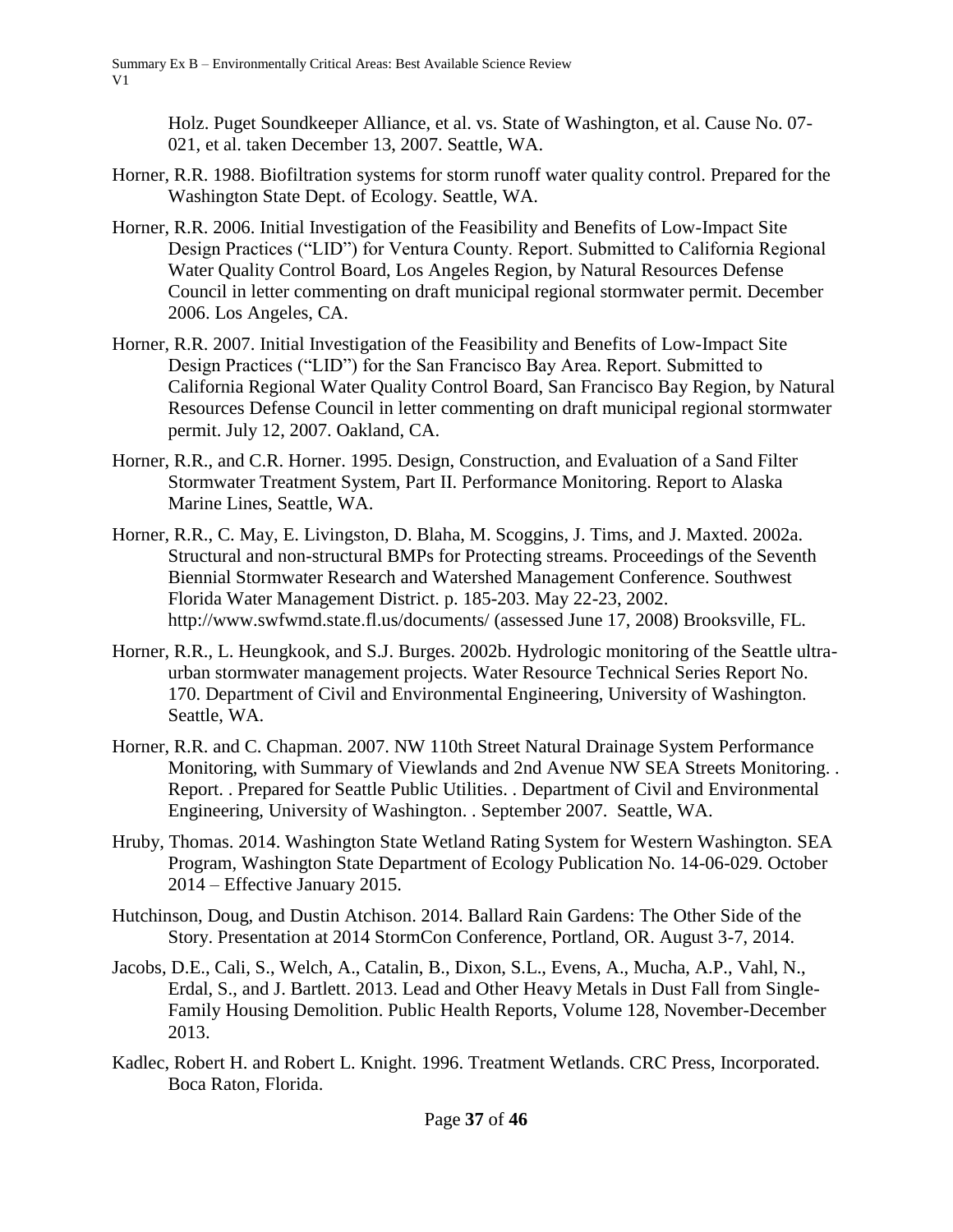Holz. Puget Soundkeeper Alliance, et al. vs. State of Washington, et al. Cause No. 07-021, et al. taken December 13, 2007. Seattle, WA.

Horner, R.R. 1988. Biofiltration systems for storm runoff water quality control. Prepared for the Washington State Dept. of Ecology. Seattle, WA.

Horner, R.R. 2006. Initial Investigation of the Feasibility and Benefits of Low-Impact Site Design Practices ("LID") for Ventura County. Report. Submitted to California Regional Water Quality Control Board, Los Angeles Region, by Natural Resources Defense Council in letter commenting on draft municipal regional stormwater permit. December 2006. Los Angeles, CA.

Horner, R.R. 2007. Initial Investigation of the Feasibility and Benefits of Low-Impact Site Design Practices ("LID") for the San Francisco Bay Area. Report. Submitted to California Regional Water Quality Control Board, San Francisco Bay Region, by Natural Resources Defense Council in letter commenting on draft municipal regional stormwater permit. July 12, 2007. Oakland, CA.

Horner, R.R., and C.R. Horner. 1995. Design, Construction, and Evaluation of a Sand Filter Stormwater Treatment System, Part II. Performance Monitoring. Report to Alaska Marine Lines, Seattle, WA.

Horner, R.R., C. May, E. Livingston, D. Blaha, M. Scoggins, J. Tims, and J. Maxted. 2002a. Structural and non-structural BMPs for Protecting streams. Proceedings of the Seventh Biennial Stormwater Research and Watershed Management Conference. Southwest Florida Water Management District. p. 185-203. May 22-23, 2002. http://www.swfwmd.state.fl.us/documents/ (assessed June 17, 2008) Brooksville, FL.

Horner, R.R., L. Heungkook, and S.J. Burges. 2002b. Hydrologic monitoring of the Seattle ultra-urban stormwater management projects. Water Resource Technical Series Report No. 170. Department of Civil and Environmental Engineering, University of Washington. Seattle, WA.

Horner, R.R. and C. Chapman. 2007. NW 110th Street Natural Drainage System Performance Monitoring, with Summary of Viewlands and 2nd Avenue NW SEA Streets Monitoring. . Report. . Prepared for Seattle Public Utilities. . Department of Civil and Environmental Engineering, University of Washington. . September 2007. Seattle, WA.

Hruby, Thomas. 2014. Washington State Wetland Rating System for Western Washington. SEA Program, Washington State Department of Ecology Publication No. 14-06-029. October 2014 – Effective January 2015.

Hutchinson, Doug, and Dustin Atchison. 2014. Ballard Rain Gardens: The Other Side of the Story. Presentation at 2014 StormCon Conference, Portland, OR. August 3-7, 2014.

Jacobs, D.E., Cali, S., Welch, A., Catalin, B., Dixon, S.L., Evens, A., Mucha, A.P., Vahl, N., Erdal, S., and J. Bartlett. 2013. Lead and Other Heavy Metals in Dust Fall from Single-Family Housing Demolition. Public Health Reports, Volume 128, November-December 2013.

Kadlec, Robert H. and Robert L. Knight. 1996. Treatment Wetlands. CRC Press, Incorporated. Boca Raton, Florida.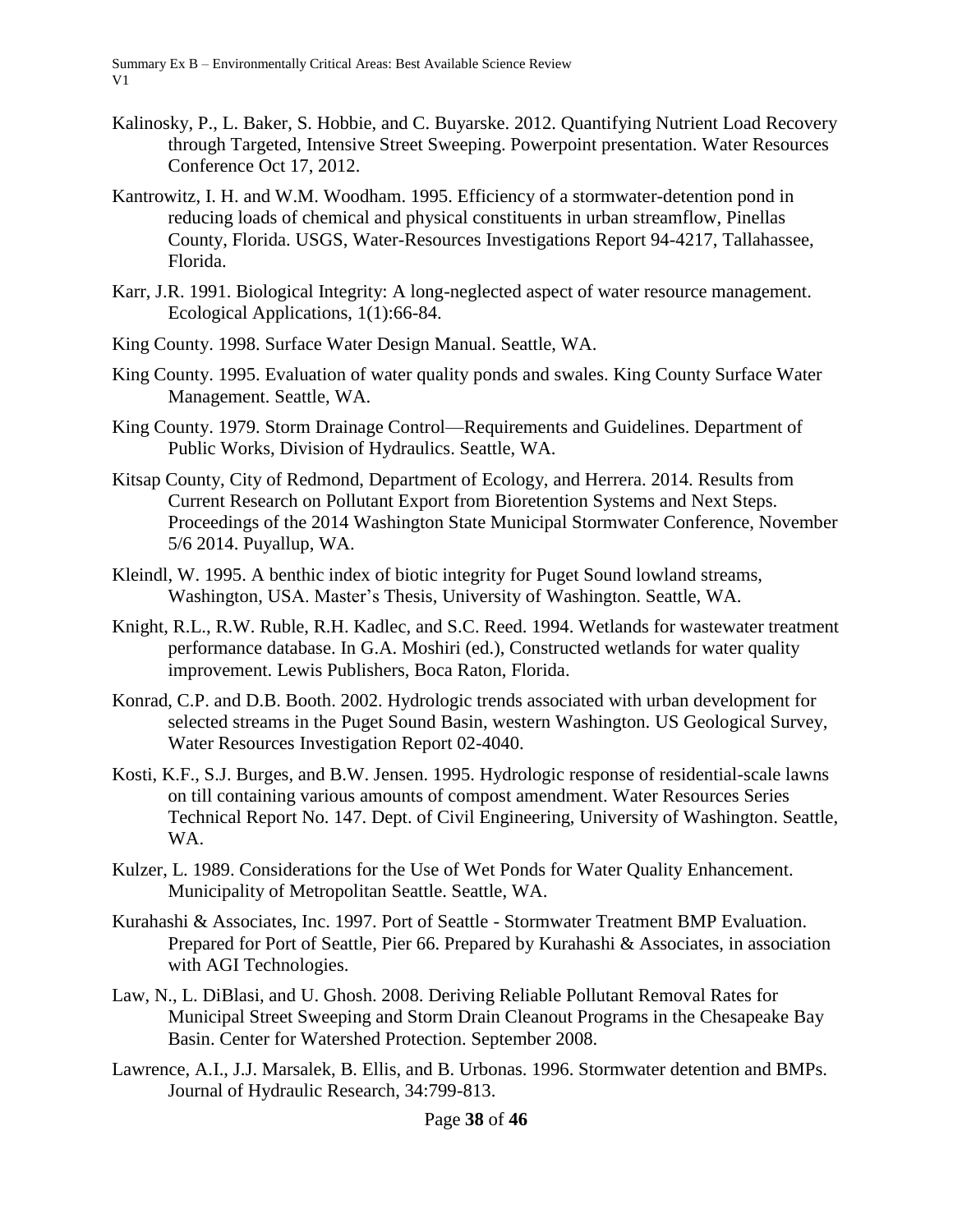Kalinosky, P., L. Baker, S. Hobbie, and C. Buyarske. 2012. Quantifying Nutrient Load Recovery through Targeted, Intensive Street Sweeping. Powerpoint presentation. Water Resources Conference Oct 17, 2012.

Kantrowitz, I. H. and W.M. Woodham. 1995. Efficiency of a stormwater-detention pond in reducing loads of chemical and physical constituents in urban streamflow, Pinellas County, Florida. USGS, Water-Resources Investigations Report 94-4217, Tallahassee, Florida.

Karr, J.R. 1991. Biological Integrity: A long-neglected aspect of water resource management. Ecological Applications, 1(1):66-84.

King County. 1998. Surface Water Design Manual. Seattle, WA.

King County. 1995. Evaluation of water quality ponds and swales. King County Surface Water Management. Seattle, WA.

King County. 1979. Storm Drainage Control—Requirements and Guidelines. Department of Public Works, Division of Hydraulics. Seattle, WA.

Kitsap County, City of Redmond, Department of Ecology, and Herrera. 2014. Results from Current Research on Pollutant Export from Bioretention Systems and Next Steps. Proceedings of the 2014 Washington State Municipal Stormwater Conference, November 5/6 2014. Puyallup, WA.

Kleindl, W. 1995. A benthic index of biotic integrity for Puget Sound lowland streams, Washington, USA. Master's Thesis, University of Washington. Seattle, WA.

Knight, R.L., R.W. Ruble, R.H. Kadlec, and S.C. Reed. 1994. Wetlands for wastewater treatment performance database. In G.A. Moshiri (ed.), Constructed wetlands for water quality improvement. Lewis Publishers, Boca Raton, Florida.

Konrad, C.P. and D.B. Booth. 2002. Hydrologic trends associated with urban development for selected streams in the Puget Sound Basin, western Washington. US Geological Survey, Water Resources Investigation Report 02-4040.

Kosti, K.F., S.J. Burges, and B.W. Jensen. 1995. Hydrologic response of residential-scale lawns on till containing various amounts of compost amendment. Water Resources Series Technical Report No. 147. Dept. of Civil Engineering, University of Washington. Seattle, WA.

Kulzer, L. 1989. Considerations for the Use of Wet Ponds for Water Quality Enhancement. Municipality of Metropolitan Seattle. Seattle, WA.

Kurahashi & Associates, Inc. 1997. Port of Seattle - Stormwater Treatment BMP Evaluation. Prepared for Port of Seattle, Pier 66. Prepared by Kurahashi & Associates, in association with AGI Technologies.

Law, N., L. DiBlasi, and U. Ghosh. 2008. Deriving Reliable Pollutant Removal Rates for Municipal Street Sweeping and Storm Drain Cleanout Programs in the Chesapeake Bay Basin. Center for Watershed Protection. September 2008.

Lawrence, A.I., J.J. Marsalek, B. Ellis, and B. Urbonas. 1996. Stormwater detention and BMPs. Journal of Hydraulic Research, 34:799-813.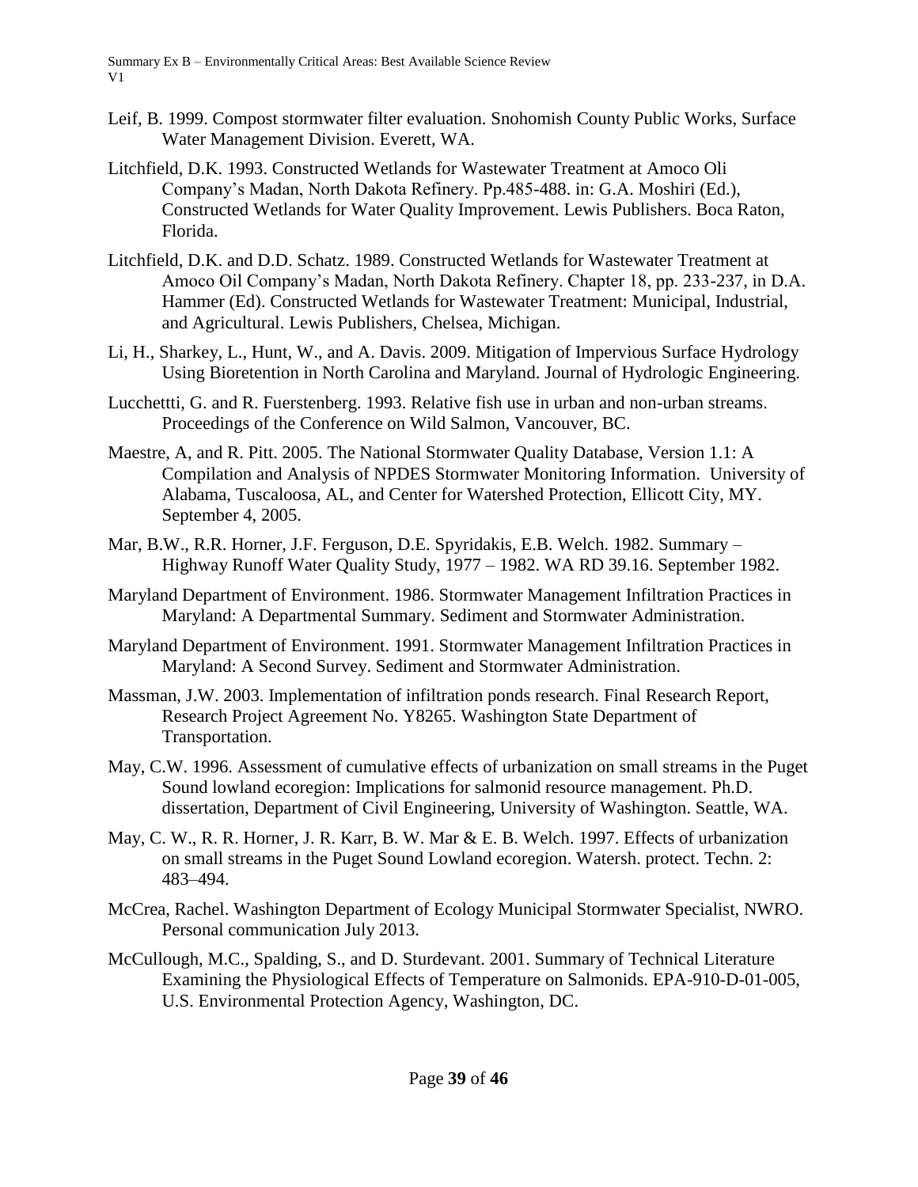Leif, B. 1999. Compost stormwater filter evaluation. Snohomish County Public Works, Surface Water Management Division. Everett, WA.

Litchfield, D.K. 1993. Constructed Wetlands for Wastewater Treatment at Amoco Oli Company's Madan, North Dakota Refinery. Pp.485-488. in: G.A. Moshiri (Ed.), Constructed Wetlands for Water Quality Improvement. Lewis Publishers. Boca Raton, Florida.

Litchfield, D.K. and D.D. Schatz. 1989. Constructed Wetlands for Wastewater Treatment at Amoco Oil Company's Madan, North Dakota Refinery. Chapter 18, pp. 233-237, in D.A. Hammer (Ed). Constructed Wetlands for Wastewater Treatment: Municipal, Industrial, and Agricultural. Lewis Publishers, Chelsea, Michigan.

Li, H., Sharkey, L., Hunt, W., and A. Davis. 2009. Mitigation of Impervious Surface Hydrology Using Bioretention in North Carolina and Maryland. Journal of Hydrologic Engineering.

Lucchettti, G. and R. Fuerstenberg. 1993. Relative fish use in urban and non-urban streams. Proceedings of the Conference on Wild Salmon, Vancouver, BC.

Maestre, A, and R. Pitt. 2005. The National Stormwater Quality Database, Version 1.1: A Compilation and Analysis of NPDES Stormwater Monitoring Information. University of Alabama, Tuscaloosa, AL, and Center for Watershed Protection, Ellicott City, MY. September 4, 2005.

Mar, B.W., R.R. Horner, J.F. Ferguson, D.E. Spyridakis, E.B. Welch. 1982. Summary – Highway Runoff Water Quality Study, 1977 – 1982. WA RD 39.16. September 1982.

Maryland Department of Environment. 1986. Stormwater Management Infiltration Practices in Maryland: A Departmental Summary. Sediment and Stormwater Administration.

Maryland Department of Environment. 1991. Stormwater Management Infiltration Practices in Maryland: A Second Survey. Sediment and Stormwater Administration.

Massman, J.W. 2003. Implementation of infiltration ponds research. Final Research Report, Research Project Agreement No. Y8265. Washington State Department of Transportation.

May, C.W. 1996. Assessment of cumulative effects of urbanization on small streams in the Puget Sound lowland ecoregion: Implications for salmonid resource management. Ph.D. dissertation, Department of Civil Engineering, University of Washington. Seattle, WA.

May, C. W., R. R. Horner, J. R. Karr, B. W. Mar & E. B. Welch. 1997. Effects of urbanization on small streams in the Puget Sound Lowland ecoregion. Watersh. protect. Techn. 2: 483–494.

McCrea, Rachel. Washington Department of Ecology Municipal Stormwater Specialist, NWRO. Personal communication July 2013.

McCullough, M.C., Spalding, S., and D. Sturdevant. 2001. Summary of Technical Literature Examining the Physiological Effects of Temperature on Salmonids. EPA-910-D-01-005, U.S. Environmental Protection Agency, Washington, DC.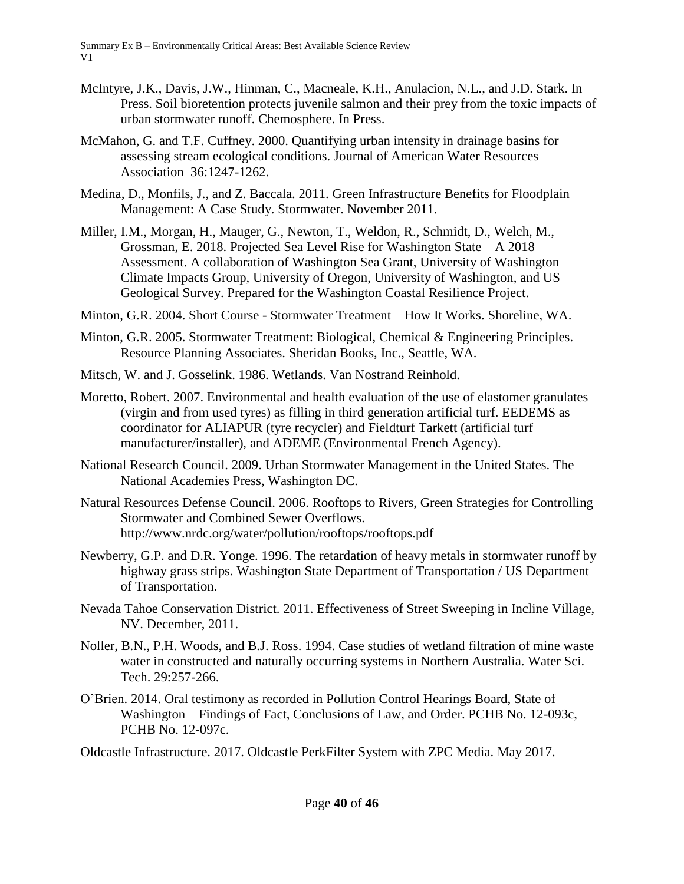McIntyre, J.K., Davis, J.W., Hinman, C., Macneale, K.H., Anulacion, N.L., and J.D. Stark. In Press. Soil bioretention protects juvenile salmon and their prey from the toxic impacts of urban stormwater runoff. Chemosphere. In Press.

McMahon, G. and T.F. Cuffney. 2000. Quantifying urban intensity in drainage basins for assessing stream ecological conditions. Journal of American Water Resources Association 36:1247-1262.

Medina, D., Monfils, J., and Z. Baccala. 2011. Green Infrastructure Benefits for Floodplain Management: A Case Study. Stormwater. November 2011.

Miller, I.M., Morgan, H., Mauger, G., Newton, T., Weldon, R., Schmidt, D., Welch, M., Grossman, E. 2018. Projected Sea Level Rise for Washington State – A 2018 Assessment. A collaboration of Washington Sea Grant, University of Washington Climate Impacts Group, University of Oregon, University of Washington, and US Geological Survey. Prepared for the Washington Coastal Resilience Project.

Minton, G.R. 2004. Short Course - Stormwater Treatment – How It Works. Shoreline, WA.

Minton, G.R. 2005. Stormwater Treatment: Biological, Chemical & Engineering Principles. Resource Planning Associates. Sheridan Books, Inc., Seattle, WA.

Mitsch, W. and J. Gosselink. 1986. Wetlands. Van Nostrand Reinhold.

Moretto, Robert. 2007. Environmental and health evaluation of the use of elastomer granulates (virgin and from used tyres) as filling in third generation artificial turf. EEDEMS as coordinator for ALIAPUR (tyre recycler) and Fieldturf Tarkett (artificial turf manufacturer/installer), and ADEME (Environmental French Agency).

National Research Council. 2009. Urban Stormwater Management in the United States. The National Academies Press, Washington DC.

Natural Resources Defense Council. 2006. Rooftops to Rivers, Green Strategies for Controlling Stormwater and Combined Sewer Overflows. http://www.nrdc.org/water/pollution/rooftops/rooftops.pdf

Newberry, G.P. and D.R. Yonge. 1996. The retardation of heavy metals in stormwater runoff by highway grass strips. Washington State Department of Transportation / US Department of Transportation.

Nevada Tahoe Conservation District. 2011. Effectiveness of Street Sweeping in Incline Village, NV. December, 2011.

Noller, B.N., P.H. Woods, and B.J. Ross. 1994. Case studies of wetland filtration of mine waste water in constructed and naturally occurring systems in Northern Australia. Water Sci. Tech. 29:257-266.

O'Brien. 2014. Oral testimony as recorded in Pollution Control Hearings Board, State of Washington – Findings of Fact, Conclusions of Law, and Order. PCHB No. 12-093c, PCHB No. 12-097c.

Oldcastle Infrastructure. 2017. Oldcastle PerkFilter System with ZPC Media. May 2017.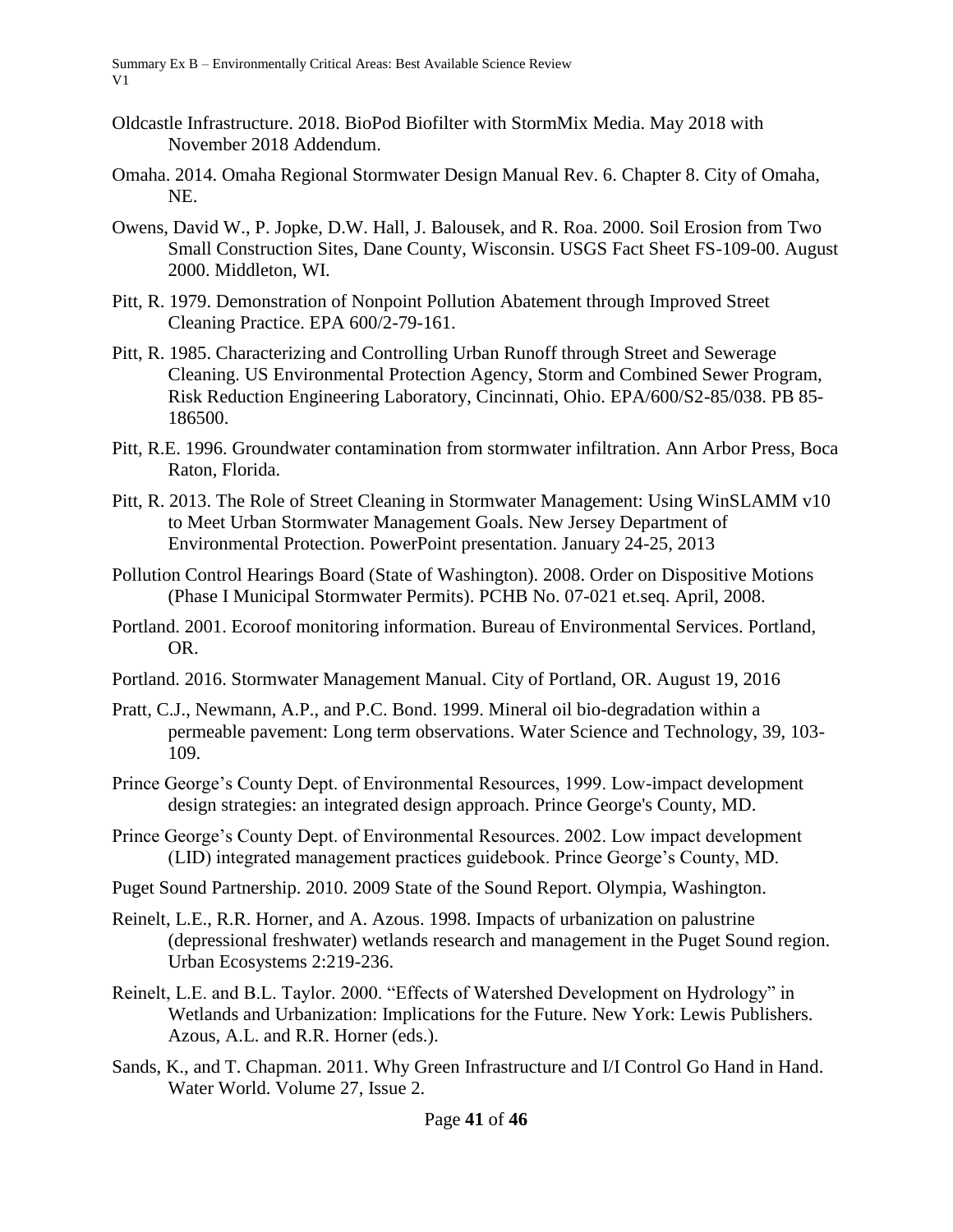Oldcastle Infrastructure. 2018. BioPod Biofilter with StormMix Media. May 2018 with November 2018 Addendum.

Omaha. 2014. Omaha Regional Stormwater Design Manual Rev. 6. Chapter 8. City of Omaha, NE.

Owens, David W., P. Jopke, D.W. Hall, J. Balousek, and R. Roa. 2000. Soil Erosion from Two Small Construction Sites, Dane County, Wisconsin. USGS Fact Sheet FS-109-00. August 2000. Middleton, WI.

Pitt, R. 1979. Demonstration of Nonpoint Pollution Abatement through Improved Street Cleaning Practice. EPA 600/2-79-161.

Pitt, R. 1985. Characterizing and Controlling Urban Runoff through Street and Sewerage Cleaning. US Environmental Protection Agency, Storm and Combined Sewer Program, Risk Reduction Engineering Laboratory, Cincinnati, Ohio. EPA/600/S2-85/038. PB 85-186500.

Pitt, R.E. 1996. Groundwater contamination from stormwater infiltration. Ann Arbor Press, Boca Raton, Florida.

Pitt, R. 2013. The Role of Street Cleaning in Stormwater Management: Using WinSLAMM v10 to Meet Urban Stormwater Management Goals. New Jersey Department of Environmental Protection. PowerPoint presentation. January 24-25, 2013

Pollution Control Hearings Board (State of Washington). 2008. Order on Dispositive Motions (Phase I Municipal Stormwater Permits). PCHB No. 07-021 et.seq. April, 2008.

Portland. 2001. Ecoroof monitoring information. Bureau of Environmental Services. Portland, OR.

Portland. 2016. Stormwater Management Manual. City of Portland, OR. August 19, 2016

Pratt, C.J., Newmann, A.P., and P.C. Bond. 1999. Mineral oil bio-degradation within a permeable pavement: Long term observations. Water Science and Technology, 39, 103-109.

Prince George's County Dept. of Environmental Resources, 1999. Low-impact development design strategies: an integrated design approach. Prince George's County, MD.

Prince George's County Dept. of Environmental Resources. 2002. Low impact development (LID) integrated management practices guidebook. Prince George's County, MD.

Puget Sound Partnership. 2010. 2009 State of the Sound Report. Olympia, Washington.

Reinelt, L.E., R.R. Horner, and A. Azous. 1998. Impacts of urbanization on palustrine (depressional freshwater) wetlands research and management in the Puget Sound region. Urban Ecosystems 2:219-236.

Reinelt, L.E. and B.L. Taylor. 2000. "Effects of Watershed Development on Hydrology" in Wetlands and Urbanization: Implications for the Future. New York: Lewis Publishers. Azous, A.L. and R.R. Horner (eds.).

Sands, K., and T. Chapman. 2011. Why Green Infrastructure and I/I Control Go Hand in Hand. Water World. Volume 27, Issue 2.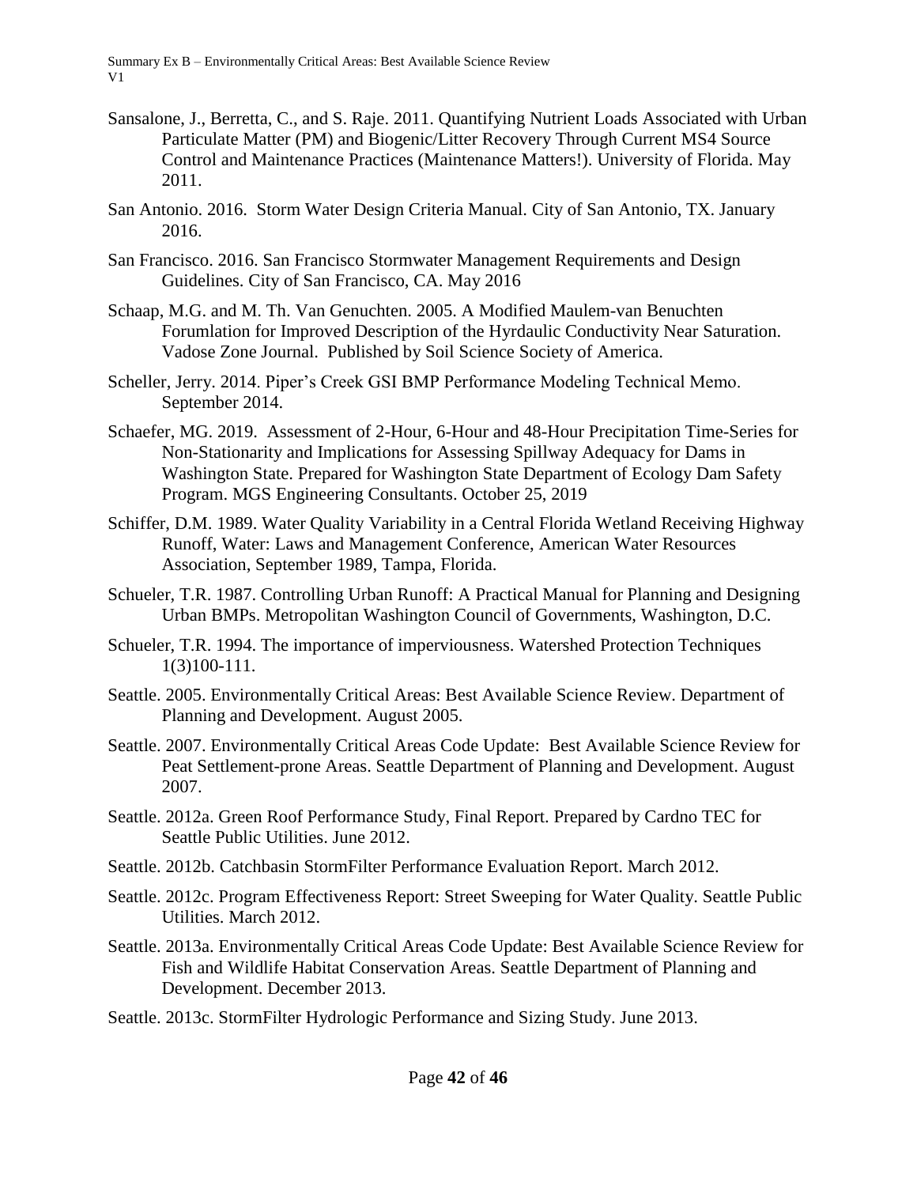Sansalone, J., Berretta, C., and S. Raje. 2011. Quantifying Nutrient Loads Associated with Urban Particulate Matter (PM) and Biogenic/Litter Recovery Through Current MS4 Source Control and Maintenance Practices (Maintenance Matters!). University of Florida. May 2011.

San Antonio. 2016. Storm Water Design Criteria Manual. City of San Antonio, TX. January 2016.

San Francisco. 2016. San Francisco Stormwater Management Requirements and Design Guidelines. City of San Francisco, CA. May 2016

Schaap, M.G. and M. Th. Van Genuchten. 2005. A Modified Maulem-van Benuchten Forumlation for Improved Description of the Hyrdaulic Conductivity Near Saturation. Vadose Zone Journal. Published by Soil Science Society of America.

Scheller, Jerry. 2014. Piper's Creek GSI BMP Performance Modeling Technical Memo. September 2014.

Schaefer, MG. 2019. Assessment of 2-Hour, 6-Hour and 48-Hour Precipitation Time-Series for Non-Stationarity and Implications for Assessing Spillway Adequacy for Dams in Washington State. Prepared for Washington State Department of Ecology Dam Safety Program. MGS Engineering Consultants. October 25, 2019

Schiffer, D.M. 1989. Water Quality Variability in a Central Florida Wetland Receiving Highway Runoff, Water: Laws and Management Conference, American Water Resources Association, September 1989, Tampa, Florida.

Schueler, T.R. 1987. Controlling Urban Runoff: A Practical Manual for Planning and Designing Urban BMPs. Metropolitan Washington Council of Governments, Washington, D.C.

Schueler, T.R. 1994. The importance of imperviousness. Watershed Protection Techniques 1(3)100-111.

Seattle. 2005. Environmentally Critical Areas: Best Available Science Review. Department of Planning and Development. August 2005.

Seattle. 2007. Environmentally Critical Areas Code Update: Best Available Science Review for Peat Settlement-prone Areas. Seattle Department of Planning and Development. August 2007.

Seattle. 2012a. Green Roof Performance Study, Final Report. Prepared by Cardno TEC for Seattle Public Utilities. June 2012.

Seattle. 2012b. Catchbasin StormFilter Performance Evaluation Report. March 2012.

Seattle. 2012c. Program Effectiveness Report: Street Sweeping for Water Quality. Seattle Public Utilities. March 2012.

Seattle. 2013a. Environmentally Critical Areas Code Update: Best Available Science Review for Fish and Wildlife Habitat Conservation Areas. Seattle Department of Planning and Development. December 2013.

Seattle. 2013c. StormFilter Hydrologic Performance and Sizing Study. June 2013.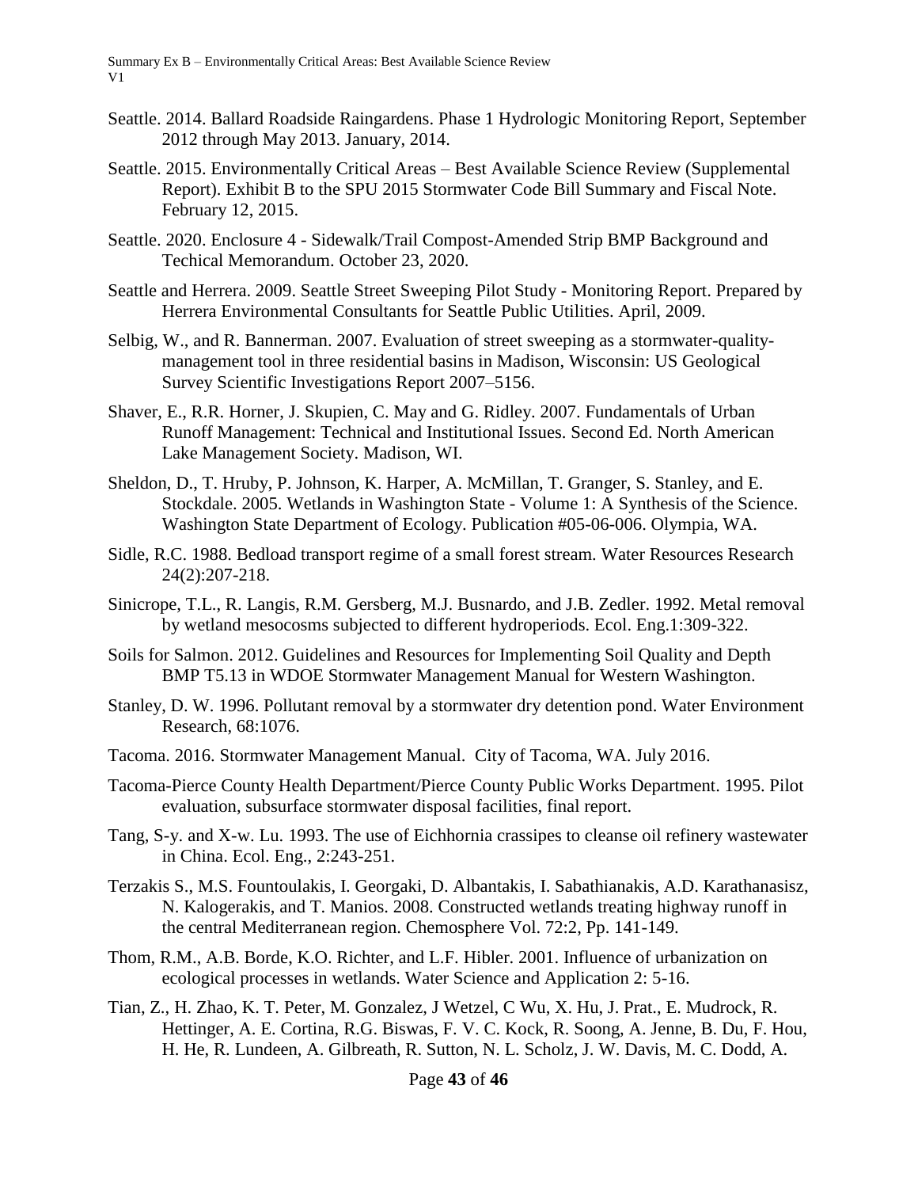Seattle. 2014. Ballard Roadside Raingardens. Phase 1 Hydrologic Monitoring Report, September 2012 through May 2013. January, 2014.

Seattle. 2015. Environmentally Critical Areas – Best Available Science Review (Supplemental Report). Exhibit B to the SPU 2015 Stormwater Code Bill Summary and Fiscal Note. February 12, 2015.

Seattle. 2020. Enclosure 4 - Sidewalk/Trail Compost-Amended Strip BMP Background and Techical Memorandum. October 23, 2020.

Seattle and Herrera. 2009. Seattle Street Sweeping Pilot Study - Monitoring Report. Prepared by Herrera Environmental Consultants for Seattle Public Utilities. April, 2009.

Selbig, W., and R. Bannerman. 2007. Evaluation of street sweeping as a stormwater-quality-management tool in three residential basins in Madison, Wisconsin: US Geological Survey Scientific Investigations Report 2007–5156.

Shaver, E., R.R. Horner, J. Skupien, C. May and G. Ridley. 2007. Fundamentals of Urban Runoff Management: Technical and Institutional Issues. Second Ed. North American Lake Management Society. Madison, WI.

Sheldon, D., T. Hruby, P. Johnson, K. Harper, A. McMillan, T. Granger, S. Stanley, and E. Stockdale. 2005. Wetlands in Washington State - Volume 1: A Synthesis of the Science. Washington State Department of Ecology. Publication #05-06-006. Olympia, WA.

Sidle, R.C. 1988. Bedload transport regime of a small forest stream. Water Resources Research 24(2):207-218.

Sinicrope, T.L., R. Langis, R.M. Gersberg, M.J. Busnardo, and J.B. Zedler. 1992. Metal removal by wetland mesocosms subjected to different hydroperiods. Ecol. Eng.1:309-322.

Soils for Salmon. 2012. Guidelines and Resources for Implementing Soil Quality and Depth BMP T5.13 in WDOE Stormwater Management Manual for Western Washington.

Stanley, D. W. 1996. Pollutant removal by a stormwater dry detention pond. Water Environment Research, 68:1076.

Tacoma. 2016. Stormwater Management Manual. City of Tacoma, WA. July 2016.

Tacoma-Pierce County Health Department/Pierce County Public Works Department. 1995. Pilot evaluation, subsurface stormwater disposal facilities, final report.

Tang, S-y. and X-w. Lu. 1993. The use of Eichhornia crassipes to cleanse oil refinery wastewater in China. Ecol. Eng., 2:243-251.

Terzakis S., M.S. Fountoulakis, I. Georgaki, D. Albantakis, I. Sabathianakis, A.D. Karathanasisz, N. Kalogerakis, and T. Manios. 2008. Constructed wetlands treating highway runoff in the central Mediterranean region. Chemosphere Vol. 72:2, Pp. 141-149.

Thom, R.M., A.B. Borde, K.O. Richter, and L.F. Hibler. 2001. Influence of urbanization on ecological processes in wetlands. Water Science and Application 2: 5-16.

Tian, Z., H. Zhao, K. T. Peter, M. Gonzalez, J Wetzel, C Wu, X. Hu, J. Prat., E. Mudrock, R. Hettinger, A. E. Cortina, R.G. Biswas, F. V. C. Kock, R. Soong, A. Jenne, B. Du, F. Hou, H. He, R. Lundeen, A. Gilbreath, R. Sutton, N. L. Scholz, J. W. Davis, M. C. Dodd, A.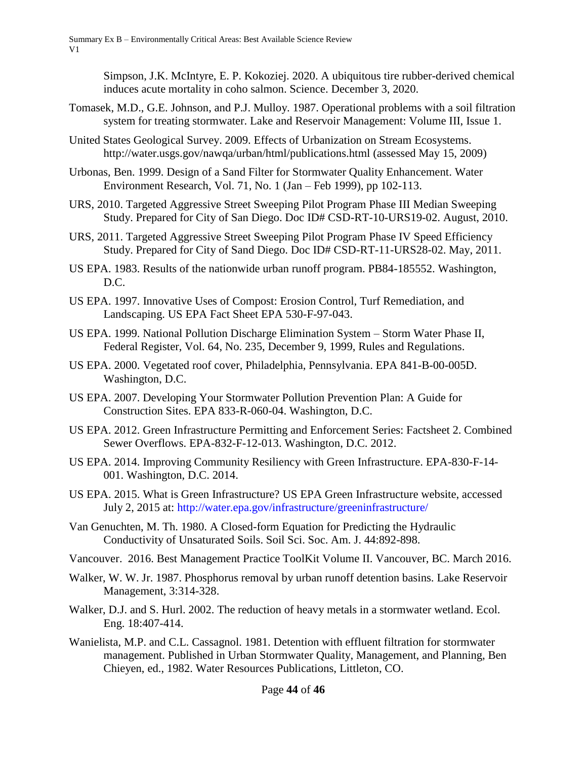Simpson, J.K. McIntyre, E. P. Kokoziej. 2020. A ubiquitous tire rubber-derived chemical induces acute mortality in coho salmon. Science. December 3, 2020.

Tomasek, M.D., G.E. Johnson, and P.J. Mulloy. 1987. Operational problems with a soil filtration system for treating stormwater. Lake and Reservoir Management: Volume III, Issue 1.

United States Geological Survey. 2009. Effects of Urbanization on Stream Ecosystems. http://water.usgs.gov/nawqa/urban/html/publications.html (assessed May 15, 2009)

Urbonas, Ben. 1999. Design of a Sand Filter for Stormwater Quality Enhancement. Water Environment Research, Vol. 71, No. 1 (Jan – Feb 1999), pp 102-113.

URS, 2010. Targeted Aggressive Street Sweeping Pilot Program Phase III Median Sweeping Study. Prepared for City of San Diego. Doc ID# CSD-RT-10-URS19-02. August, 2010.

URS, 2011. Targeted Aggressive Street Sweeping Pilot Program Phase IV Speed Efficiency Study. Prepared for City of Sand Diego. Doc ID# CSD-RT-11-URS28-02. May, 2011.

US EPA. 1983. Results of the nationwide urban runoff program. PB84-185552. Washington, D.C.

US EPA. 1997. Innovative Uses of Compost: Erosion Control, Turf Remediation, and Landscaping. US EPA Fact Sheet EPA 530-F-97-043.

US EPA. 1999. National Pollution Discharge Elimination System – Storm Water Phase II, Federal Register, Vol. 64, No. 235, December 9, 1999, Rules and Regulations.

US EPA. 2000. Vegetated roof cover, Philadelphia, Pennsylvania. EPA 841-B-00-005D. Washington, D.C.

US EPA. 2007. Developing Your Stormwater Pollution Prevention Plan: A Guide for Construction Sites. EPA 833-R-060-04. Washington, D.C.

US EPA. 2012. Green Infrastructure Permitting and Enforcement Series: Factsheet 2. Combined Sewer Overflows. EPA-832-F-12-013. Washington, D.C. 2012.

US EPA. 2014. Improving Community Resiliency with Green Infrastructure. EPA-830-F-14-001. Washington, D.C. 2014.

US EPA. 2015. What is Green Infrastructure? US EPA Green Infrastructure website, accessed July 2, 2015 at: http://water.epa.gov/infrastructure/greeninfrastructure/

Van Genuchten, M. Th. 1980. A Closed-form Equation for Predicting the Hydraulic Conductivity of Unsaturated Soils. Soil Sci. Soc. Am. J. 44:892-898.

Vancouver. 2016. Best Management Practice ToolKit Volume II. Vancouver, BC. March 2016.

Walker, W. W. Jr. 1987. Phosphorus removal by urban runoff detention basins. Lake Reservoir Management, 3:314-328.

Walker, D.J. and S. Hurl. 2002. The reduction of heavy metals in a stormwater wetland. Ecol. Eng. 18:407-414.

Wanielista, M.P. and C.L. Cassagnol. 1981. Detention with effluent filtration for stormwater management. Published in Urban Stormwater Quality, Management, and Planning, Ben Chieyen, ed., 1982. Water Resources Publications, Littleton, CO.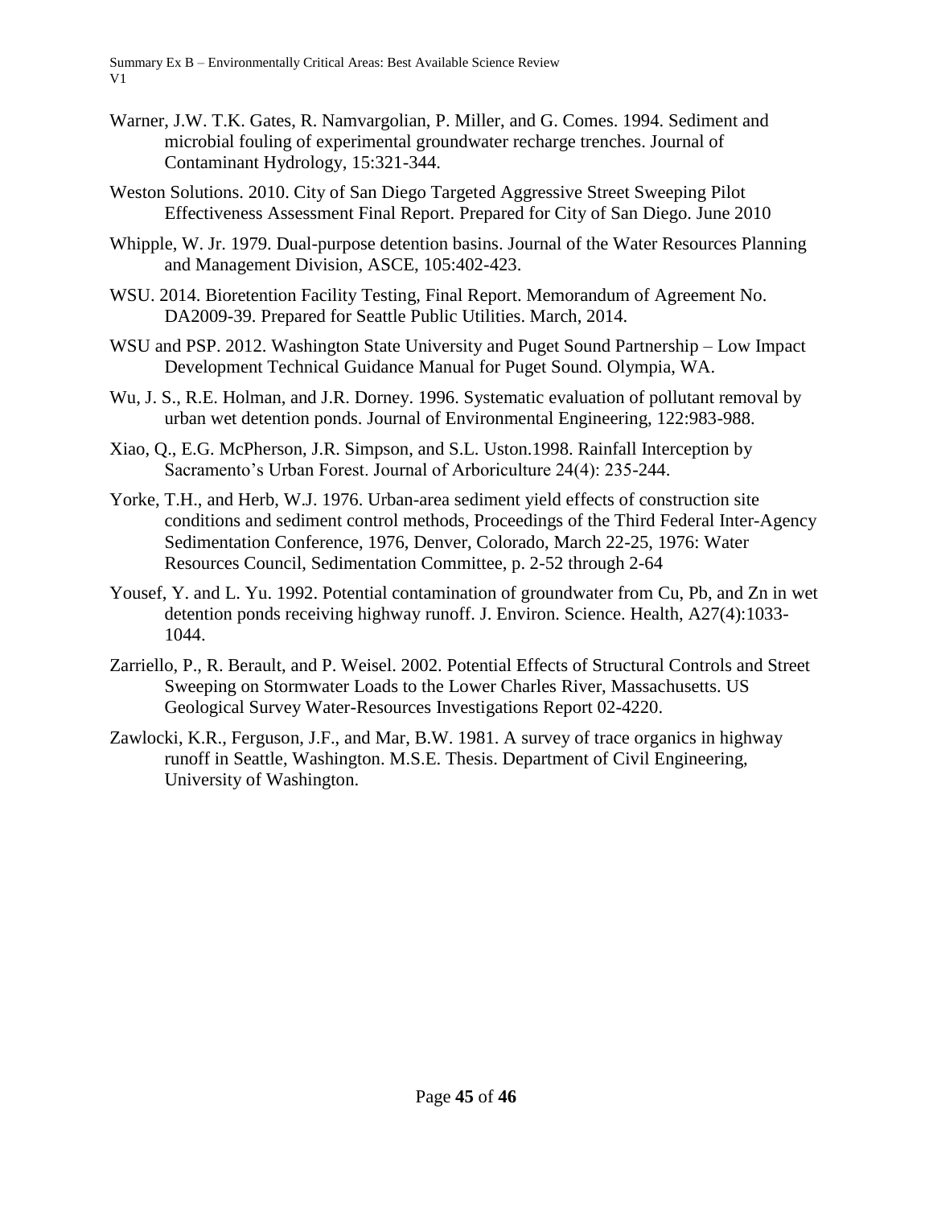Warner, J.W. T.K. Gates, R. Namvargolian, P. Miller, and G. Comes. 1994. Sediment and microbial fouling of experimental groundwater recharge trenches. Journal of Contaminant Hydrology, 15:321-344.

Weston Solutions. 2010. City of San Diego Targeted Aggressive Street Sweeping Pilot Effectiveness Assessment Final Report. Prepared for City of San Diego. June 2010

Whipple, W. Jr. 1979. Dual-purpose detention basins. Journal of the Water Resources Planning and Management Division, ASCE, 105:402-423.

WSU. 2014. Bioretention Facility Testing, Final Report. Memorandum of Agreement No. DA2009-39. Prepared for Seattle Public Utilities. March, 2014.

WSU and PSP. 2012. Washington State University and Puget Sound Partnership – Low Impact Development Technical Guidance Manual for Puget Sound. Olympia, WA.

Wu, J. S., R.E. Holman, and J.R. Dorney. 1996. Systematic evaluation of pollutant removal by urban wet detention ponds. Journal of Environmental Engineering, 122:983-988.

Xiao, Q., E.G. McPherson, J.R. Simpson, and S.L. Uston.1998. Rainfall Interception by Sacramento's Urban Forest. Journal of Arboriculture 24(4): 235-244.

Yorke, T.H., and Herb, W.J. 1976. Urban-area sediment yield effects of construction site conditions and sediment control methods, Proceedings of the Third Federal Inter-Agency Sedimentation Conference, 1976, Denver, Colorado, March 22-25, 1976: Water Resources Council, Sedimentation Committee, p. 2-52 through 2-64

Yousef, Y. and L. Yu. 1992. Potential contamination of groundwater from Cu, Pb, and Zn in wet detention ponds receiving highway runoff. J. Environ. Science. Health, A27(4):1033-1044.

Zarriello, P., R. Berault, and P. Weisel. 2002. Potential Effects of Structural Controls and Street Sweeping on Stormwater Loads to the Lower Charles River, Massachusetts. US Geological Survey Water-Resources Investigations Report 02-4220.

Zawlocki, K.R., Ferguson, J.F., and Mar, B.W. 1981. A survey of trace organics in highway runoff in Seattle, Washington. M.S.E. Thesis. Department of Civil Engineering, University of Washington.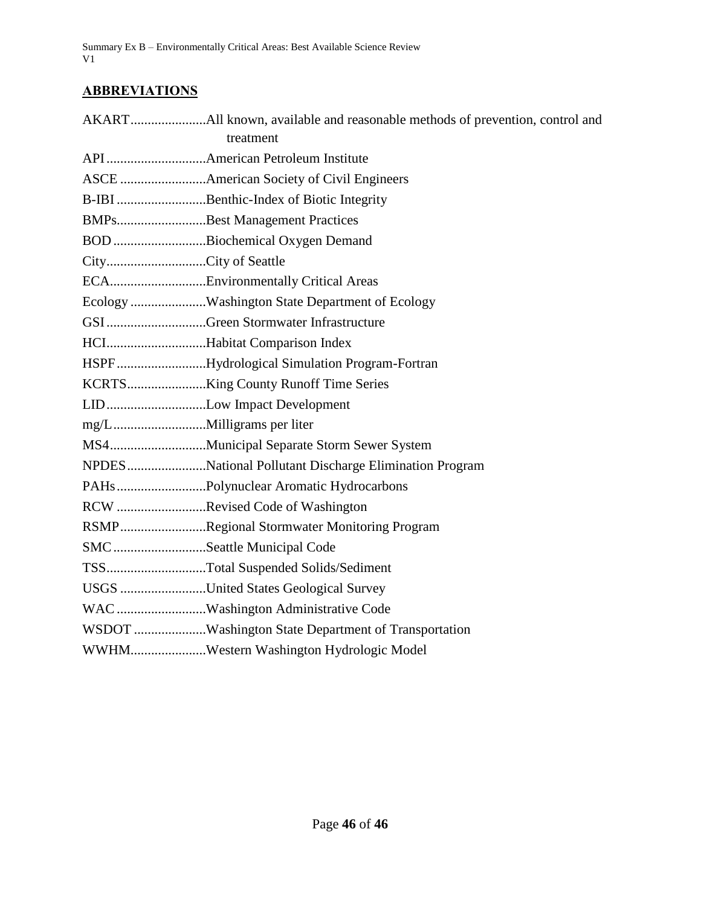## ABBREVIATIONS

AKART......................All known, available and reasonable methods of prevention, control and treatment
API.............................American Petroleum Institute
ASCE.........................American Society of Civil Engineers
B-IBI..........................Benthic-Index of Biotic Integrity
BMPs..........................Best Management Practices
BOD...........................Biochemical Oxygen Demand
City.............................City of Seattle
ECA............................Environmentally Critical Areas
Ecology......................Washington State Department of Ecology
GSI.............................Green Stormwater Infrastructure
HCI.............................Habitat Comparison Index
HSPF..........................Hydrological Simulation Program-Fortran
KCRTS.......................King County Runoff Time Series
LID.............................Low Impact Development
mg/L...........................Milligrams per liter
MS4............................Municipal Separate Storm Sewer System
NPDES.......................National Pollutant Discharge Elimination Program
PAHs..........................Polynuclear Aromatic Hydrocarbons
RCW..........................Revised Code of Washington
RSMP.........................Regional Stormwater Monitoring Program
SMC...........................Seattle Municipal Code
TSS.............................Total Suspended Solids/Sediment
USGS.........................United States Geological Survey
WAC..........................Washington Administrative Code
WSDOT.....................Washington State Department of Transportation
WWHM......................Western Washington Hydrologic Model